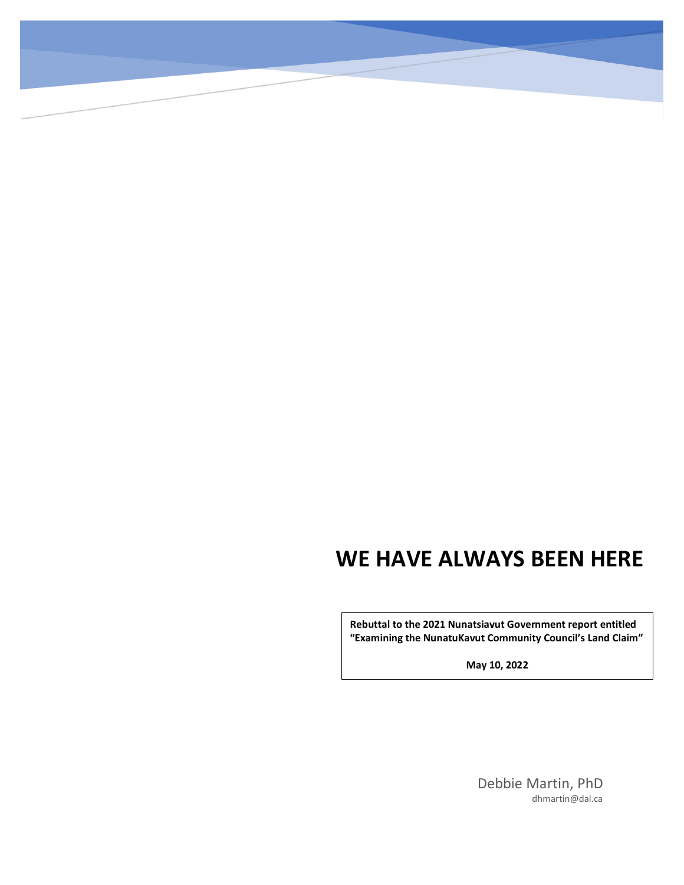# WE HAVE ALWAYS BEEN HERE

**Rebuttal to the 2021 Nunatsiavut Government report entitled "Examining the NunatuKavut Community Council's Land Claim"**

**May 10, 2022**

Debbie Martin, PhD
dhmartin@dal.ca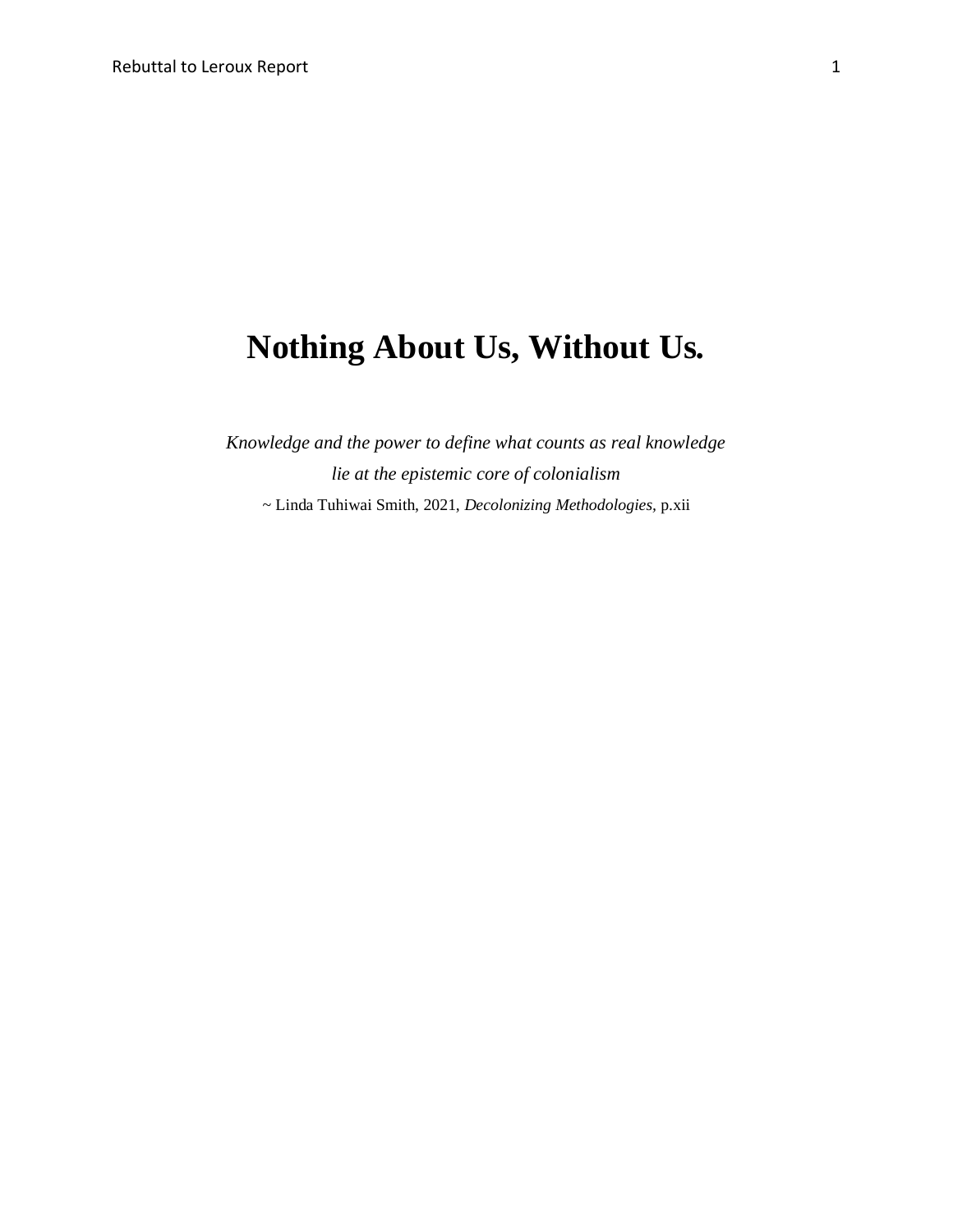# Nothing About Us, Without Us.

*Knowledge and the power to define what counts as real knowledge*
*lie at the epistemic core of colonialism*
~ Linda Tuhiwai Smith, 2021, *Decolonizing Methodologies,* p.xii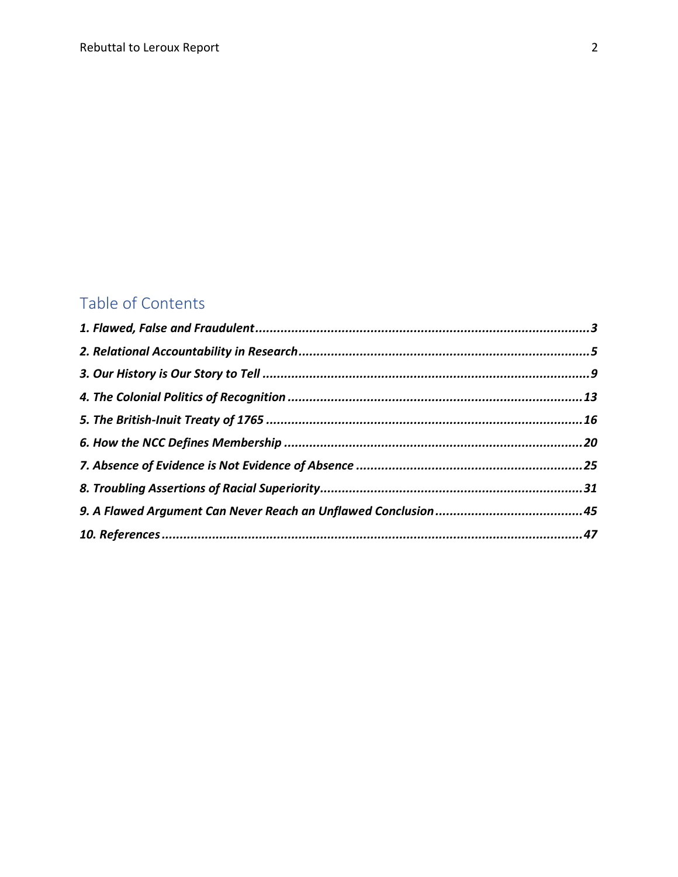## Table of Contents

***1. Flawed, False and Fraudulent***.............................................................................................***3***

***2. Relational Accountability in Research***.................................................................................***5***

***3. Our History is Our Story to Tell***............................................................................................***9***

***4. The Colonial Politics of Recognition***..................................................................................***13***

***5. The British-Inuit Treaty of 1765***........................................................................................***16***

***6. How the NCC Defines Membership***..................................................................................***20***

***7. Absence of Evidence is Not Evidence of Absence***...............................................................***25***

***8. Troubling Assertions of Racial Superiority***.........................................................................***31***

***9. A Flawed Argument Can Never Reach an Unflawed Conclusion***.........................................***45***

***10. References***......................................................................................................................***47***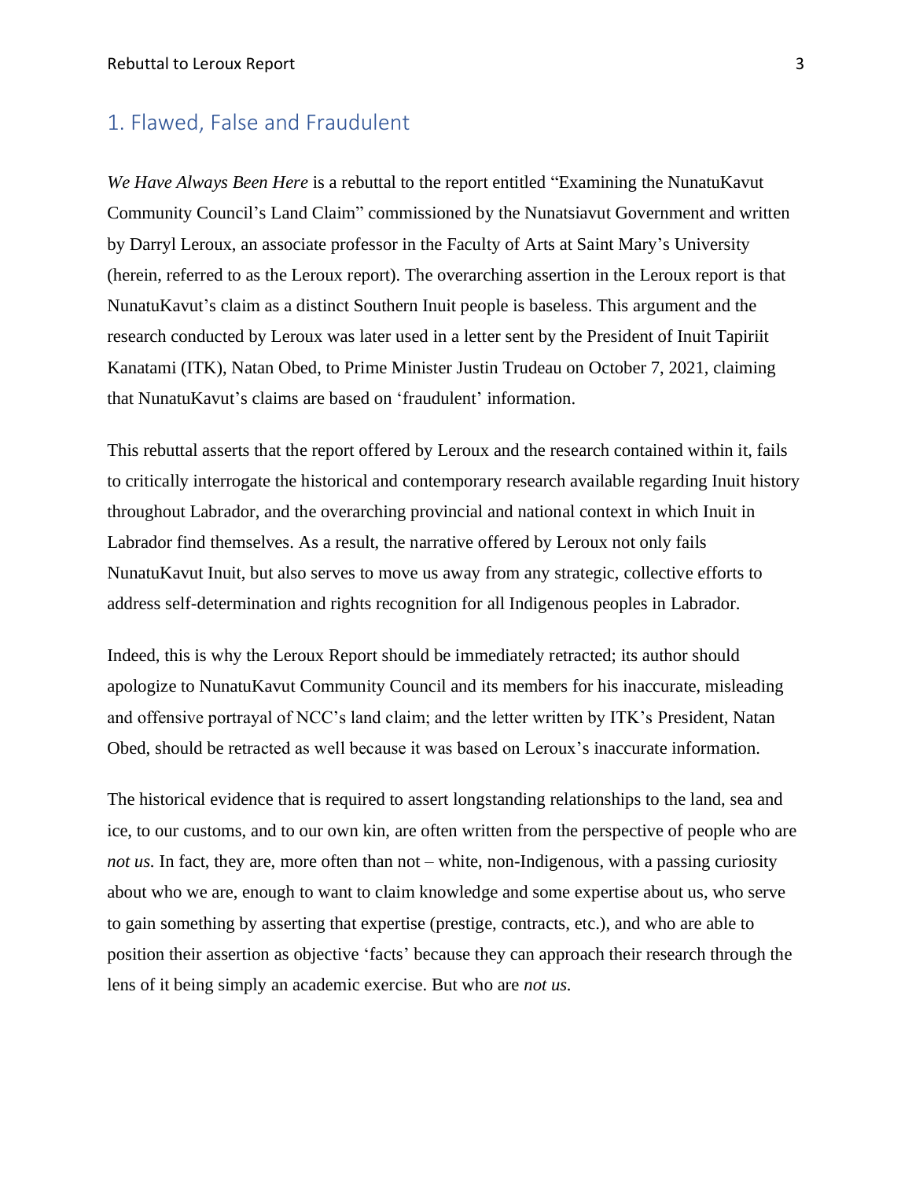## 1. Flawed, False and Fraudulent

*We Have Always Been Here* is a rebuttal to the report entitled "Examining the NunatuKavut Community Council's Land Claim" commissioned by the Nunatsiavut Government and written by Darryl Leroux, an associate professor in the Faculty of Arts at Saint Mary's University (herein, referred to as the Leroux report). The overarching assertion in the Leroux report is that NunatuKavut's claim as a distinct Southern Inuit people is baseless. This argument and the research conducted by Leroux was later used in a letter sent by the President of Inuit Tapiriit Kanatami (ITK), Natan Obed, to Prime Minister Justin Trudeau on October 7, 2021, claiming that NunatuKavut's claims are based on 'fraudulent' information.

This rebuttal asserts that the report offered by Leroux and the research contained within it, fails to critically interrogate the historical and contemporary research available regarding Inuit history throughout Labrador, and the overarching provincial and national context in which Inuit in Labrador find themselves. As a result, the narrative offered by Leroux not only fails NunatuKavut Inuit, but also serves to move us away from any strategic, collective efforts to address self-determination and rights recognition for all Indigenous peoples in Labrador.

Indeed, this is why the Leroux Report should be immediately retracted; its author should apologize to NunatuKavut Community Council and its members for his inaccurate, misleading and offensive portrayal of NCC's land claim; and the letter written by ITK's President, Natan Obed, should be retracted as well because it was based on Leroux's inaccurate information.

The historical evidence that is required to assert longstanding relationships to the land, sea and ice, to our customs, and to our own kin, are often written from the perspective of people who are *not us*. In fact, they are, more often than not – white, non-Indigenous, with a passing curiosity about who we are, enough to want to claim knowledge and some expertise about us, who serve to gain something by asserting that expertise (prestige, contracts, etc.), and who are able to position their assertion as objective 'facts' because they can approach their research through the lens of it being simply an academic exercise. But who are *not us.*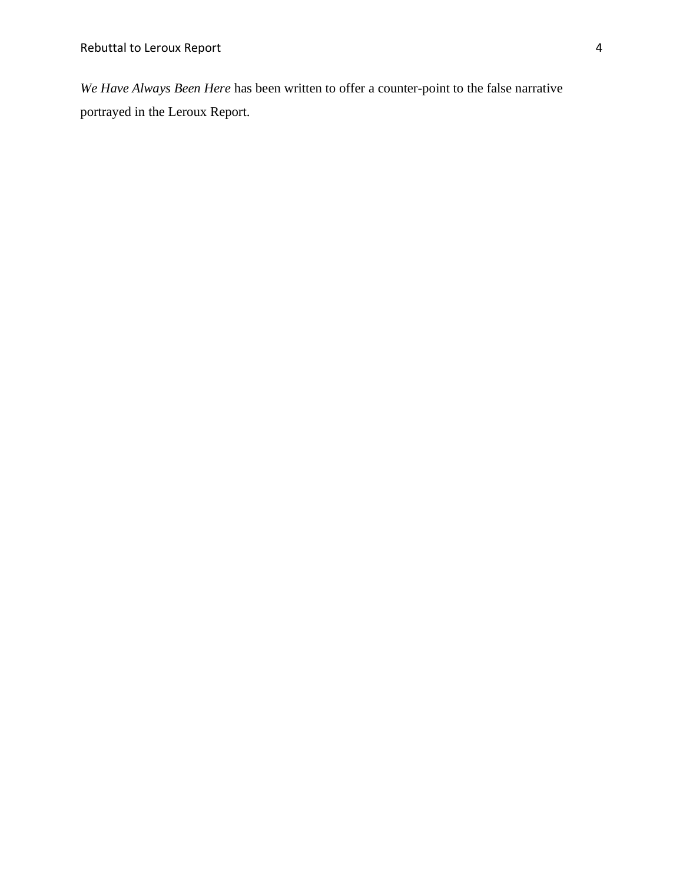*We Have Always Been Here* has been written to offer a counter-point to the false narrative portrayed in the Leroux Report.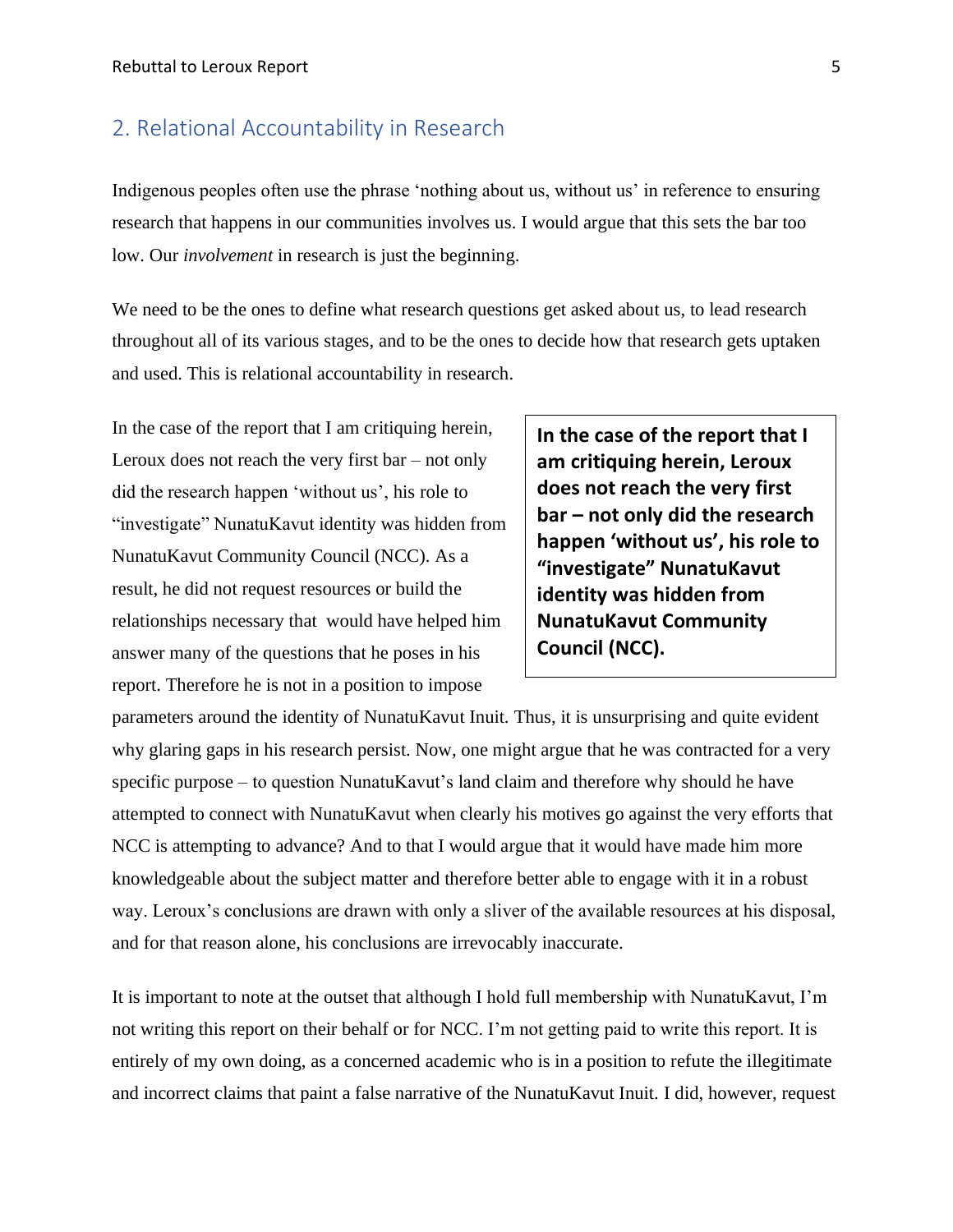## 2. Relational Accountability in Research

Indigenous peoples often use the phrase 'nothing about us, without us' in reference to ensuring research that happens in our communities involves us. I would argue that this sets the bar too low. Our *involvement* in research is just the beginning.

We need to be the ones to define what research questions get asked about us, to lead research throughout all of its various stages, and to be the ones to decide how that research gets uptaken and used. This is relational accountability in research.

In the case of the report that I am critiquing herein, Leroux does not reach the very first bar – not only did the research happen 'without us', his role to "investigate" NunatuKavut identity was hidden from NunatuKavut Community Council (NCC). As a result, he did not request resources or build the relationships necessary that would have helped him answer many of the questions that he poses in his report. Therefore he is not in a position to impose parameters around the identity of NunatuKavut Inuit. Thus, it is unsurprising and quite evident why glaring gaps in his research persist. Now, one might argue that he was contracted for a very specific purpose – to question NunatuKavut's land claim and therefore why should he have attempted to connect with NunatuKavut when clearly his motives go against the very efforts that NCC is attempting to advance? And to that I would argue that it would have made him more knowledgeable about the subject matter and therefore better able to engage with it in a robust way. Leroux's conclusions are drawn with only a sliver of the available resources at his disposal, and for that reason alone, his conclusions are irrevocably inaccurate.

> **In the case of the report that I am critiquing herein, Leroux does not reach the very first bar – not only did the research happen 'without us', his role to "investigate" NunatuKavut identity was hidden from NunatuKavut Community Council (NCC).**

It is important to note at the outset that although I hold full membership with NunatuKavut, I'm not writing this report on their behalf or for NCC. I'm not getting paid to write this report. It is entirely of my own doing, as a concerned academic who is in a position to refute the illegitimate and incorrect claims that paint a false narrative of the NunatuKavut Inuit. I did, however, request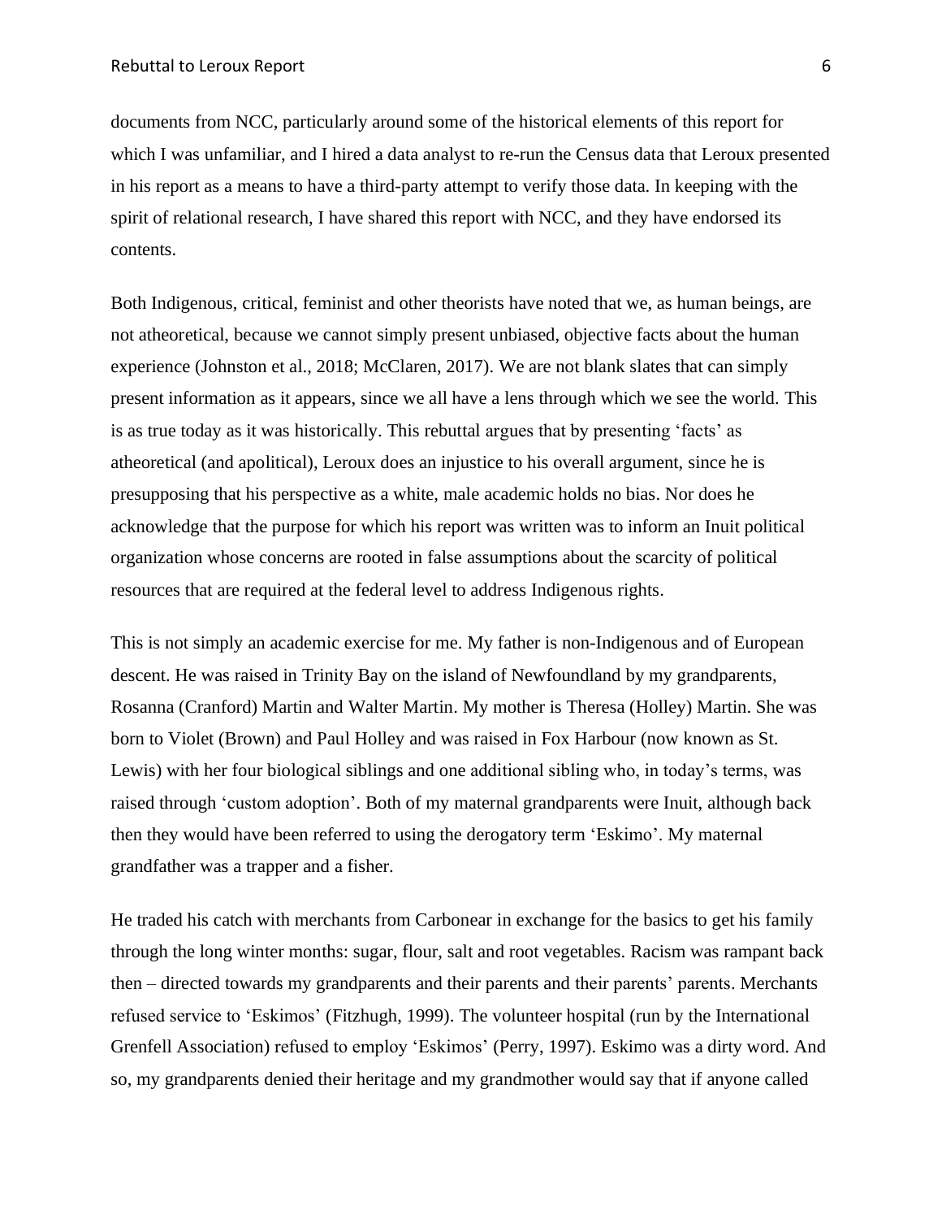documents from NCC, particularly around some of the historical elements of this report for which I was unfamiliar, and I hired a data analyst to re-run the Census data that Leroux presented in his report as a means to have a third-party attempt to verify those data. In keeping with the spirit of relational research, I have shared this report with NCC, and they have endorsed its contents.

Both Indigenous, critical, feminist and other theorists have noted that we, as human beings, are not atheoretical, because we cannot simply present unbiased, objective facts about the human experience (Johnston et al., 2018; McClaren, 2017). We are not blank slates that can simply present information as it appears, since we all have a lens through which we see the world. This is as true today as it was historically. This rebuttal argues that by presenting 'facts' as atheoretical (and apolitical), Leroux does an injustice to his overall argument, since he is presupposing that his perspective as a white, male academic holds no bias. Nor does he acknowledge that the purpose for which his report was written was to inform an Inuit political organization whose concerns are rooted in false assumptions about the scarcity of political resources that are required at the federal level to address Indigenous rights.

This is not simply an academic exercise for me. My father is non-Indigenous and of European descent. He was raised in Trinity Bay on the island of Newfoundland by my grandparents, Rosanna (Cranford) Martin and Walter Martin. My mother is Theresa (Holley) Martin. She was born to Violet (Brown) and Paul Holley and was raised in Fox Harbour (now known as St. Lewis) with her four biological siblings and one additional sibling who, in today's terms, was raised through 'custom adoption'. Both of my maternal grandparents were Inuit, although back then they would have been referred to using the derogatory term 'Eskimo'. My maternal grandfather was a trapper and a fisher.

He traded his catch with merchants from Carbonear in exchange for the basics to get his family through the long winter months: sugar, flour, salt and root vegetables. Racism was rampant back then – directed towards my grandparents and their parents and their parents' parents. Merchants refused service to 'Eskimos' (Fitzhugh, 1999). The volunteer hospital (run by the International Grenfell Association) refused to employ 'Eskimos' (Perry, 1997). Eskimo was a dirty word. And so, my grandparents denied their heritage and my grandmother would say that if anyone called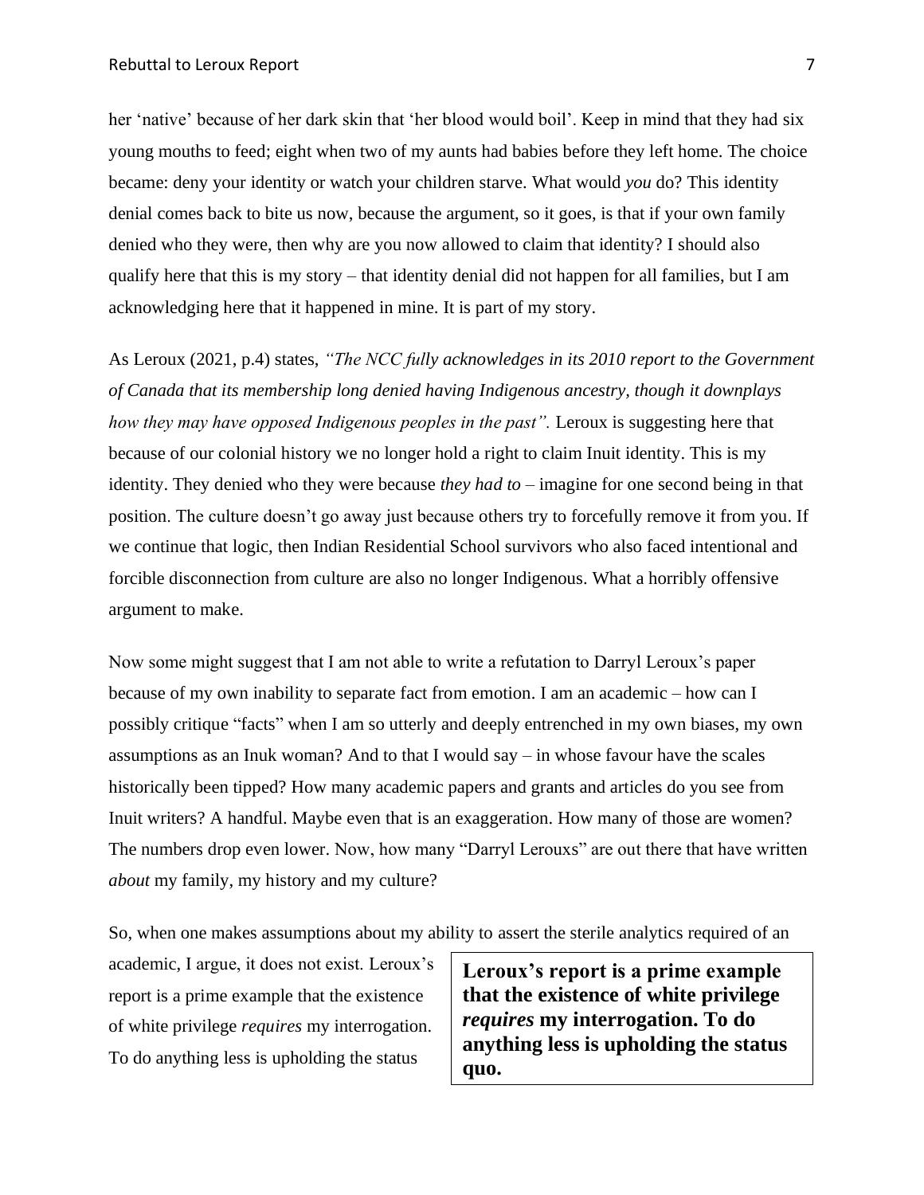her 'native' because of her dark skin that 'her blood would boil'. Keep in mind that they had six young mouths to feed; eight when two of my aunts had babies before they left home. The choice became: deny your identity or watch your children starve. What would *you* do? This identity denial comes back to bite us now, because the argument, so it goes, is that if your own family denied who they were, then why are you now allowed to claim that identity? I should also qualify here that this is my story – that identity denial did not happen for all families, but I am acknowledging here that it happened in mine. It is part of my story.

As Leroux (2021, p.4) states, *"The NCC fully acknowledges in its 2010 report to the Government of Canada that its membership long denied having Indigenous ancestry, though it downplays how they may have opposed Indigenous peoples in the past".* Leroux is suggesting here that because of our colonial history we no longer hold a right to claim Inuit identity. This is my identity. They denied who they were because *they had to* – imagine for one second being in that position. The culture doesn't go away just because others try to forcefully remove it from you. If we continue that logic, then Indian Residential School survivors who also faced intentional and forcible disconnection from culture are also no longer Indigenous. What a horribly offensive argument to make.

Now some might suggest that I am not able to write a refutation to Darryl Leroux's paper because of my own inability to separate fact from emotion. I am an academic – how can I possibly critique "facts" when I am so utterly and deeply entrenched in my own biases, my own assumptions as an Inuk woman? And to that I would say – in whose favour have the scales historically been tipped? How many academic papers and grants and articles do you see from Inuit writers? A handful. Maybe even that is an exaggeration. How many of those are women? The numbers drop even lower. Now, how many "Darryl Lerouxs" are out there that have written *about* my family, my history and my culture?

So, when one makes assumptions about my ability to assert the sterile analytics required of an academic, I argue, it does not exist. Leroux's report is a prime example that the existence of white privilege *requires* my interrogation. To do anything less is upholding the status

> **Leroux's report is a prime example that the existence of white privilege *requires* my interrogation. To do anything less is upholding the status quo.**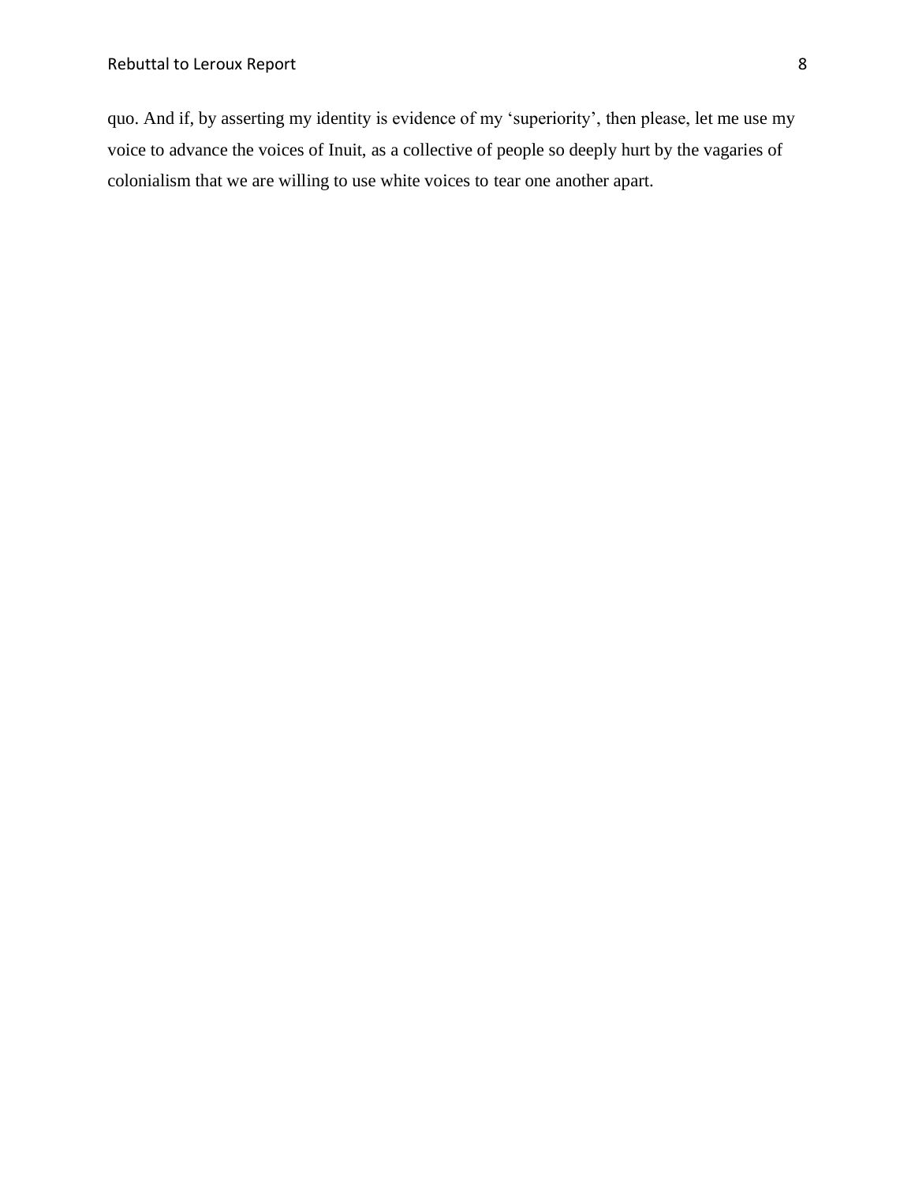quo. And if, by asserting my identity is evidence of my ‘superiority’, then please, let me use my voice to advance the voices of Inuit, as a collective of people so deeply hurt by the vagaries of colonialism that we are willing to use white voices to tear one another apart.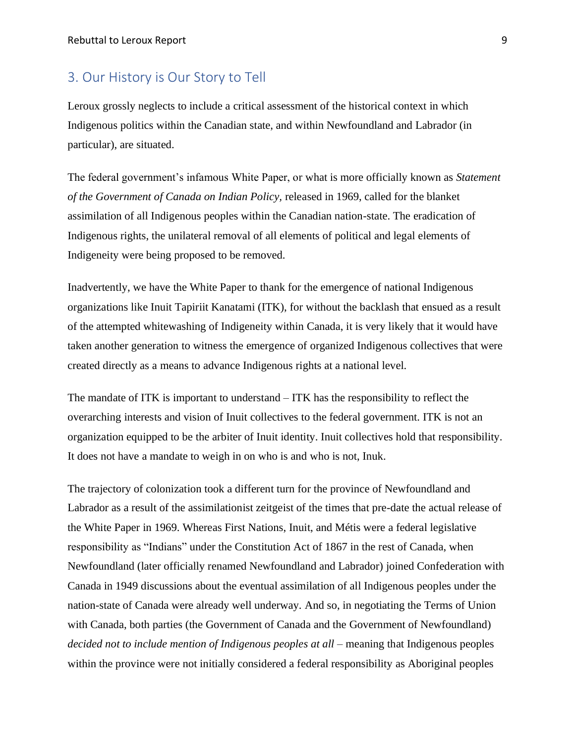## 3. Our History is Our Story to Tell

Leroux grossly neglects to include a critical assessment of the historical context in which Indigenous politics within the Canadian state, and within Newfoundland and Labrador (in particular), are situated.

The federal government's infamous White Paper, or what is more officially known as *Statement of the Government of Canada on Indian Policy*, released in 1969, called for the blanket assimilation of all Indigenous peoples within the Canadian nation-state. The eradication of Indigenous rights, the unilateral removal of all elements of political and legal elements of Indigeneity were being proposed to be removed.

Inadvertently, we have the White Paper to thank for the emergence of national Indigenous organizations like Inuit Tapiriit Kanatami (ITK), for without the backlash that ensued as a result of the attempted whitewashing of Indigeneity within Canada, it is very likely that it would have taken another generation to witness the emergence of organized Indigenous collectives that were created directly as a means to advance Indigenous rights at a national level.

The mandate of ITK is important to understand – ITK has the responsibility to reflect the overarching interests and vision of Inuit collectives to the federal government. ITK is not an organization equipped to be the arbiter of Inuit identity. Inuit collectives hold that responsibility. It does not have a mandate to weigh in on who is and who is not, Inuk.

The trajectory of colonization took a different turn for the province of Newfoundland and Labrador as a result of the assimilationist zeitgeist of the times that pre-date the actual release of the White Paper in 1969. Whereas First Nations, Inuit, and Métis were a federal legislative responsibility as "Indians" under the Constitution Act of 1867 in the rest of Canada, when Newfoundland (later officially renamed Newfoundland and Labrador) joined Confederation with Canada in 1949 discussions about the eventual assimilation of all Indigenous peoples under the nation-state of Canada were already well underway. And so, in negotiating the Terms of Union with Canada, both parties (the Government of Canada and the Government of Newfoundland) *decided not to include mention of Indigenous peoples at all* – meaning that Indigenous peoples within the province were not initially considered a federal responsibility as Aboriginal peoples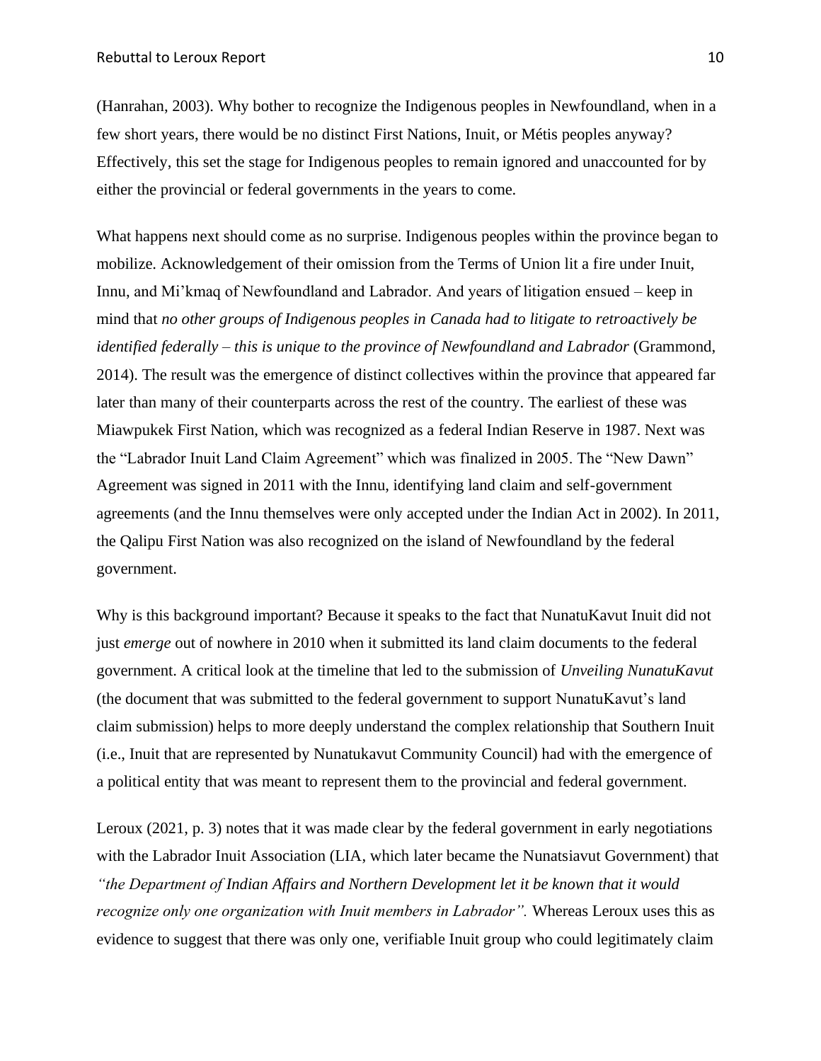(Hanrahan, 2003). Why bother to recognize the Indigenous peoples in Newfoundland, when in a few short years, there would be no distinct First Nations, Inuit, or Métis peoples anyway? Effectively, this set the stage for Indigenous peoples to remain ignored and unaccounted for by either the provincial or federal governments in the years to come.

What happens next should come as no surprise. Indigenous peoples within the province began to mobilize. Acknowledgement of their omission from the Terms of Union lit a fire under Inuit, Innu, and Mi'kmaq of Newfoundland and Labrador. And years of litigation ensued – keep in mind that *no other groups of Indigenous peoples in Canada had to litigate to retroactively be identified federally – this is unique to the province of Newfoundland and Labrador* (Grammond, 2014). The result was the emergence of distinct collectives within the province that appeared far later than many of their counterparts across the rest of the country. The earliest of these was Miawpukek First Nation, which was recognized as a federal Indian Reserve in 1987. Next was the "Labrador Inuit Land Claim Agreement" which was finalized in 2005. The "New Dawn" Agreement was signed in 2011 with the Innu, identifying land claim and self-government agreements (and the Innu themselves were only accepted under the Indian Act in 2002). In 2011, the Qalipu First Nation was also recognized on the island of Newfoundland by the federal government.

Why is this background important? Because it speaks to the fact that NunatuKavut Inuit did not just *emerge* out of nowhere in 2010 when it submitted its land claim documents to the federal government. A critical look at the timeline that led to the submission of *Unveiling NunatuKavut* (the document that was submitted to the federal government to support NunatuKavut's land claim submission) helps to more deeply understand the complex relationship that Southern Inuit (i.e., Inuit that are represented by Nunatukavut Community Council) had with the emergence of a political entity that was meant to represent them to the provincial and federal government.

Leroux (2021, p. 3) notes that it was made clear by the federal government in early negotiations with the Labrador Inuit Association (LIA, which later became the Nunatsiavut Government) that *"the Department of Indian Affairs and Northern Development let it be known that it would recognize only one organization with Inuit members in Labrador".* Whereas Leroux uses this as evidence to suggest that there was only one, verifiable Inuit group who could legitimately claim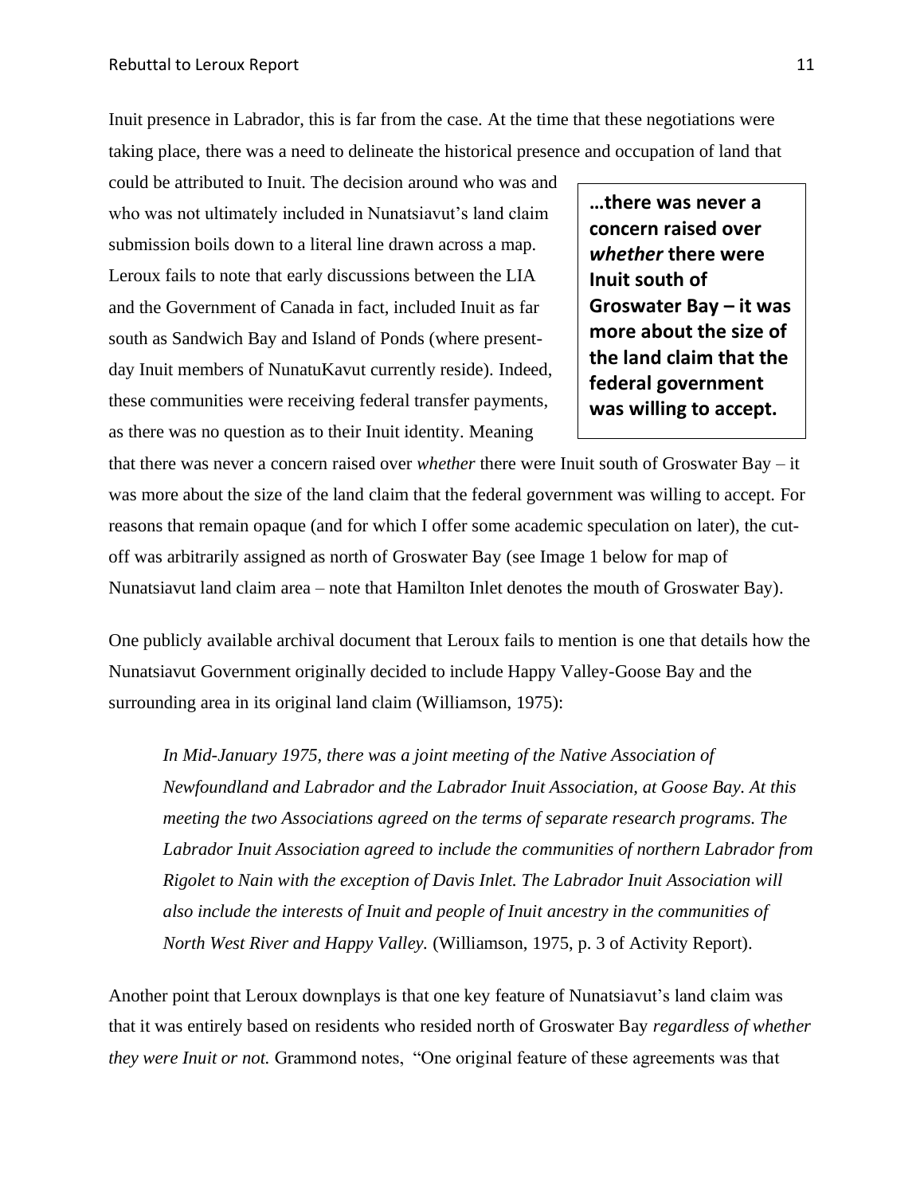Inuit presence in Labrador, this is far from the case. At the time that these negotiations were taking place, there was a need to delineate the historical presence and occupation of land that could be attributed to Inuit. The decision around who was and who was not ultimately included in Nunatsiavut's land claim submission boils down to a literal line drawn across a map. Leroux fails to note that early discussions between the LIA and the Government of Canada in fact, included Inuit as far south as Sandwich Bay and Island of Ponds (where present-day Inuit members of NunatuKavut currently reside). Indeed, these communities were receiving federal transfer payments, as there was no question as to their Inuit identity. Meaning that there was never a concern raised over *whether* there were Inuit south of Groswater Bay – it was more about the size of the land claim that the federal government was willing to accept. For reasons that remain opaque (and for which I offer some academic speculation on later), the cut-off was arbitrarily assigned as north of Groswater Bay (see Image 1 below for map of Nunatsiavut land claim area – note that Hamilton Inlet denotes the mouth of Groswater Bay).

> **…there was never a concern raised over *whether* there were Inuit south of Groswater Bay – it was more about the size of the land claim that the federal government was willing to accept.**

One publicly available archival document that Leroux fails to mention is one that details how the Nunatsiavut Government originally decided to include Happy Valley-Goose Bay and the surrounding area in its original land claim (Williamson, 1975):

> *In Mid-January 1975, there was a joint meeting of the Native Association of Newfoundland and Labrador and the Labrador Inuit Association, at Goose Bay. At this meeting the two Associations agreed on the terms of separate research programs. The Labrador Inuit Association agreed to include the communities of northern Labrador from Rigolet to Nain with the exception of Davis Inlet. The Labrador Inuit Association will also include the interests of Inuit and people of Inuit ancestry in the communities of North West River and Happy Valley.* (Williamson, 1975, p. 3 of Activity Report).

Another point that Leroux downplays is that one key feature of Nunatsiavut's land claim was that it was entirely based on residents who resided north of Groswater Bay *regardless of whether they were Inuit or not.* Grammond notes, "One original feature of these agreements was that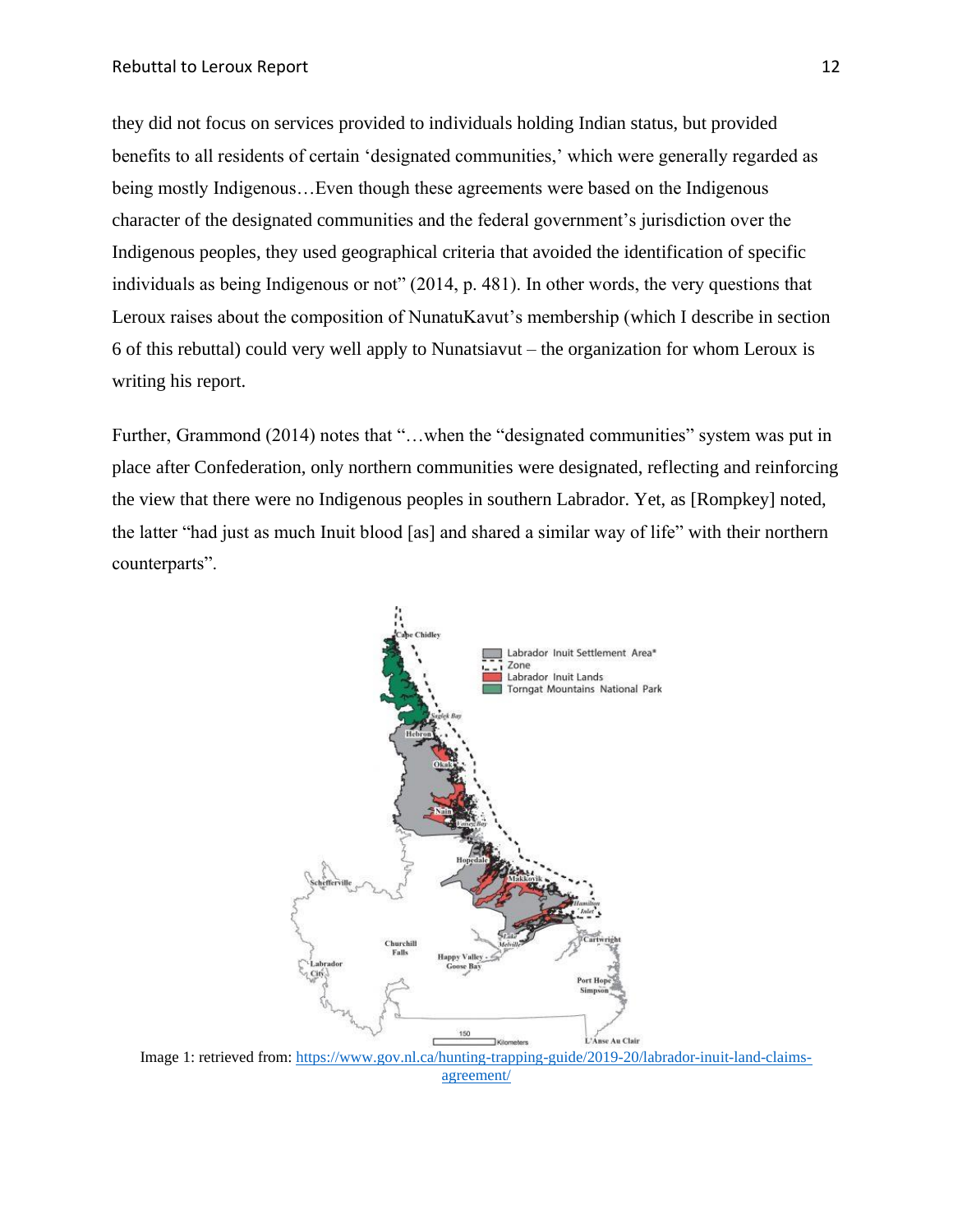they did not focus on services provided to individuals holding Indian status, but provided benefits to all residents of certain 'designated communities,' which were generally regarded as being mostly Indigenous…Even though these agreements were based on the Indigenous character of the designated communities and the federal government's jurisdiction over the Indigenous peoples, they used geographical criteria that avoided the identification of specific individuals as being Indigenous or not" (2014, p. 481). In other words, the very questions that Leroux raises about the composition of NunatuKavut's membership (which I describe in section 6 of this rebuttal) could very well apply to Nunatsiavut – the organization for whom Leroux is writing his report.

Further, Grammond (2014) notes that "…when the "designated communities" system was put in place after Confederation, only northern communities were designated, reflecting and reinforcing the view that there were no Indigenous peoples in southern Labrador. Yet, as [Rompkey] noted, the latter "had just as much Inuit blood [as] and shared a similar way of life" with their northern counterparts".

Image 1: retrieved from: https://www.gov.nl.ca/hunting-trapping-guide/2019-20/labrador-inuit-land-claims-agreement/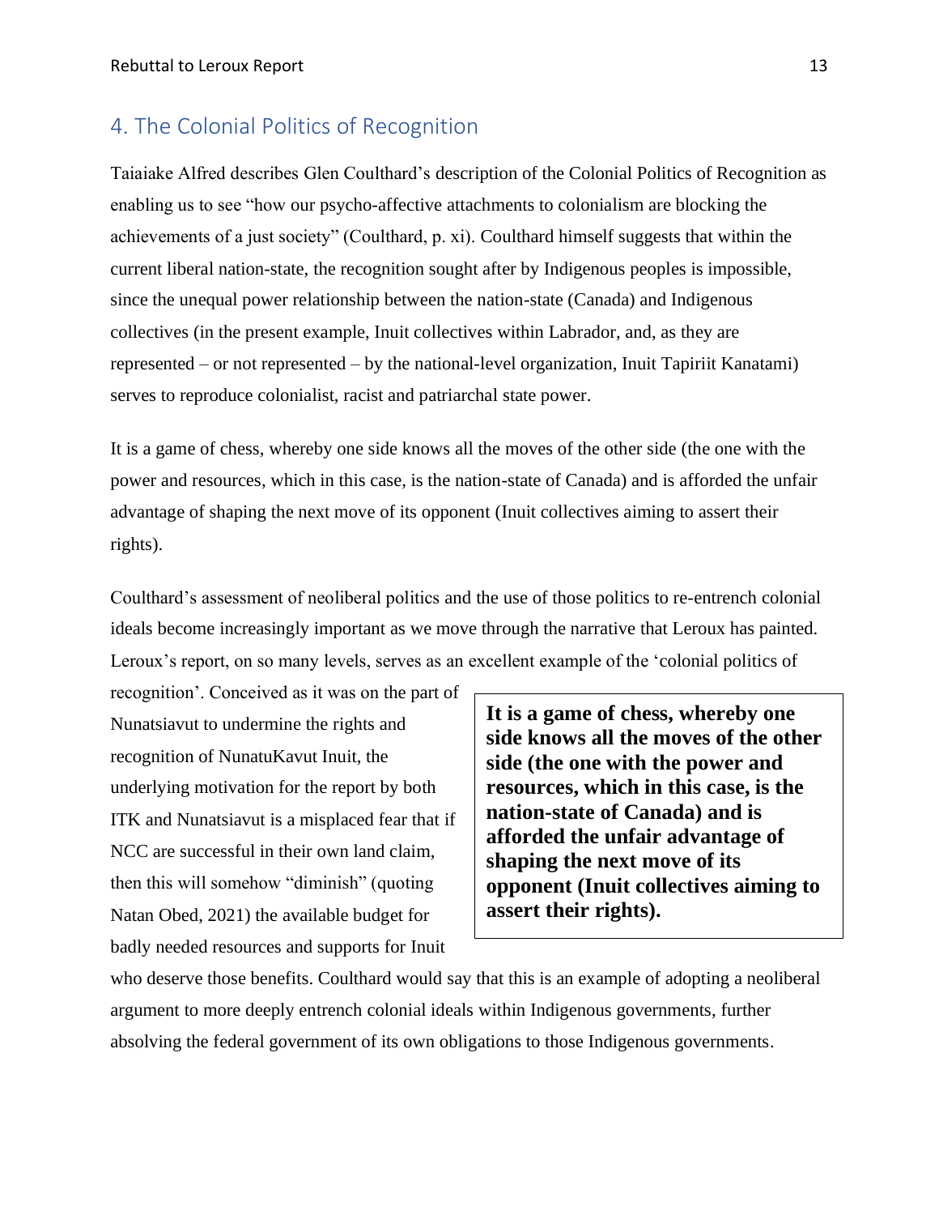## 4. The Colonial Politics of Recognition

Taiaiake Alfred describes Glen Coulthard's description of the Colonial Politics of Recognition as enabling us to see "how our psycho-affective attachments to colonialism are blocking the achievements of a just society" (Coulthard, p. xi). Coulthard himself suggests that within the current liberal nation-state, the recognition sought after by Indigenous peoples is impossible, since the unequal power relationship between the nation-state (Canada) and Indigenous collectives (in the present example, Inuit collectives within Labrador, and, as they are represented – or not represented – by the national-level organization, Inuit Tapiriit Kanatami) serves to reproduce colonialist, racist and patriarchal state power.

It is a game of chess, whereby one side knows all the moves of the other side (the one with the power and resources, which in this case, is the nation-state of Canada) and is afforded the unfair advantage of shaping the next move of its opponent (Inuit collectives aiming to assert their rights).

Coulthard's assessment of neoliberal politics and the use of those politics to re-entrench colonial ideals become increasingly important as we move through the narrative that Leroux has painted. Leroux's report, on so many levels, serves as an excellent example of the 'colonial politics of recognition'. Conceived as it was on the part of Nunatsiavut to undermine the rights and recognition of NunatuKavut Inuit, the underlying motivation for the report by both ITK and Nunatsiavut is a misplaced fear that if NCC are successful in their own land claim, then this will somehow "diminish" (quoting Natan Obed, 2021) the available budget for badly needed resources and supports for Inuit who deserve those benefits. Coulthard would say that this is an example of adopting a neoliberal argument to more deeply entrench colonial ideals within Indigenous governments, further absolving the federal government of its own obligations to those Indigenous governments.

> **It is a game of chess, whereby one side knows all the moves of the other side (the one with the power and resources, which in this case, is the nation-state of Canada) and is afforded the unfair advantage of shaping the next move of its opponent (Inuit collectives aiming to assert their rights).**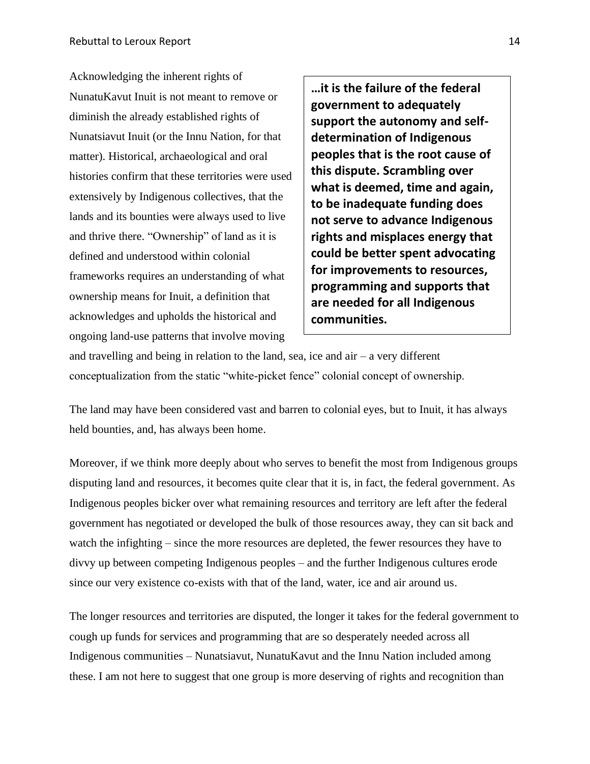Acknowledging the inherent rights of NunatuKavut Inuit is not meant to remove or diminish the already established rights of Nunatsiavut Inuit (or the Innu Nation, for that matter). Historical, archaeological and oral histories confirm that these territories were used extensively by Indigenous collectives, that the lands and its bounties were always used to live and thrive there. "Ownership" of land as it is defined and understood within colonial frameworks requires an understanding of what ownership means for Inuit, a definition that acknowledges and upholds the historical and ongoing land-use patterns that involve moving and travelling and being in relation to the land, sea, ice and air – a very different conceptualization from the static "white-picket fence" colonial concept of ownership.

> **…it is the failure of the federal government to adequately support the autonomy and self-determination of Indigenous peoples that is the root cause of this dispute. Scrambling over what is deemed, time and again, to be inadequate funding does not serve to advance Indigenous rights and misplaces energy that could be better spent advocating for improvements to resources, programming and supports that are needed for all Indigenous communities.**

The land may have been considered vast and barren to colonial eyes, but to Inuit, it has always held bounties, and, has always been home.

Moreover, if we think more deeply about who serves to benefit the most from Indigenous groups disputing land and resources, it becomes quite clear that it is, in fact, the federal government. As Indigenous peoples bicker over what remaining resources and territory are left after the federal government has negotiated or developed the bulk of those resources away, they can sit back and watch the infighting – since the more resources are depleted, the fewer resources they have to divvy up between competing Indigenous peoples – and the further Indigenous cultures erode since our very existence co-exists with that of the land, water, ice and air around us.

The longer resources and territories are disputed, the longer it takes for the federal government to cough up funds for services and programming that are so desperately needed across all Indigenous communities – Nunatsiavut, NunatuKavut and the Innu Nation included among these. I am not here to suggest that one group is more deserving of rights and recognition than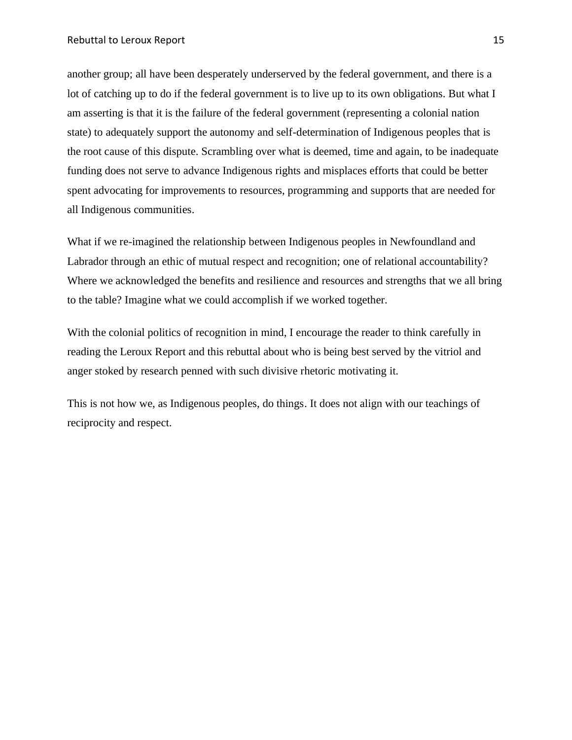another group; all have been desperately underserved by the federal government, and there is a lot of catching up to do if the federal government is to live up to its own obligations. But what I am asserting is that it is the failure of the federal government (representing a colonial nation state) to adequately support the autonomy and self-determination of Indigenous peoples that is the root cause of this dispute. Scrambling over what is deemed, time and again, to be inadequate funding does not serve to advance Indigenous rights and misplaces efforts that could be better spent advocating for improvements to resources, programming and supports that are needed for all Indigenous communities.

What if we re-imagined the relationship between Indigenous peoples in Newfoundland and Labrador through an ethic of mutual respect and recognition; one of relational accountability? Where we acknowledged the benefits and resilience and resources and strengths that we all bring to the table? Imagine what we could accomplish if we worked together.

With the colonial politics of recognition in mind, I encourage the reader to think carefully in reading the Leroux Report and this rebuttal about who is being best served by the vitriol and anger stoked by research penned with such divisive rhetoric motivating it.

This is not how we, as Indigenous peoples, do things. It does not align with our teachings of reciprocity and respect.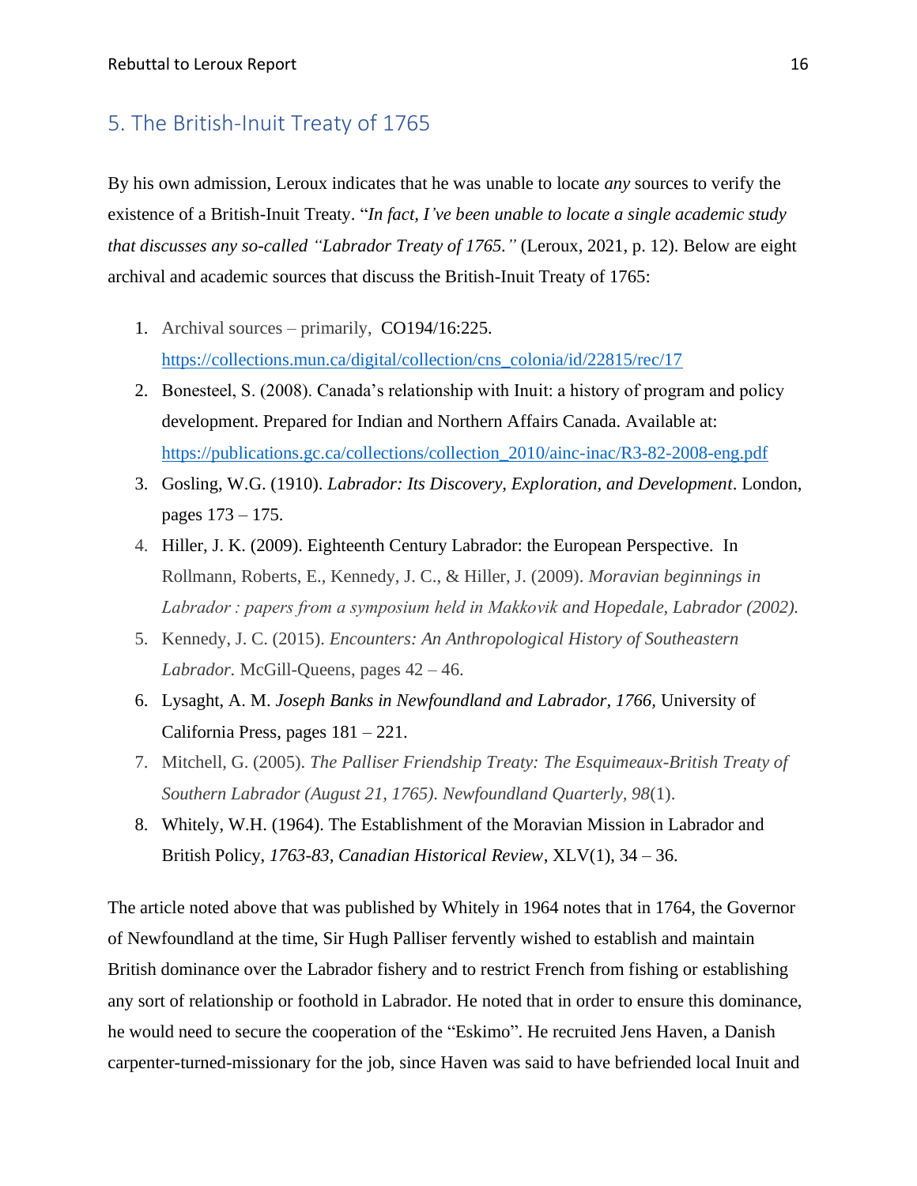## 5. The British-Inuit Treaty of 1765

By his own admission, Leroux indicates that he was unable to locate *any* sources to verify the existence of a British-Inuit Treaty. "*In fact, I've been unable to locate a single academic study that discusses any so-called "Labrador Treaty of 1765."*" (Leroux, 2021, p. 12). Below are eight archival and academic sources that discuss the British-Inuit Treaty of 1765:

1. Archival sources – primarily, CO194/16:225. https://collections.mun.ca/digital/collection/cns_colonia/id/22815/rec/17
2. Bonesteel, S. (2008). Canada's relationship with Inuit: a history of program and policy development. Prepared for Indian and Northern Affairs Canada. Available at: https://publications.gc.ca/collections/collection_2010/ainc-inac/R3-82-2008-eng.pdf
3. Gosling, W.G. (1910). *Labrador: Its Discovery, Exploration, and Development*. London, pages 173 – 175.
4. Hiller, J. K. (2009). Eighteenth Century Labrador: the European Perspective. In Rollmann, Roberts, E., Kennedy, J. C., & Hiller, J. (2009). *Moravian beginnings in Labrador : papers from a symposium held in Makkovik and Hopedale, Labrador (2002).*
5. Kennedy, J. C. (2015). *Encounters: An Anthropological History of Southeastern Labrador.* McGill-Queens, pages 42 – 46.
6. Lysaght, A. M. *Joseph Banks in Newfoundland and Labrador, 1766*, University of California Press, pages 181 – 221.
7. Mitchell, G. (2005). *The Palliser Friendship Treaty: The Esquimeaux-British Treaty of Southern Labrador (August 21, 1765). Newfoundland Quarterly, 98*(1).
8. Whitely, W.H. (1964). The Establishment of the Moravian Mission in Labrador and British Policy, *1763-83, Canadian Historical Review*, XLV(1), 34 – 36.

The article noted above that was published by Whitely in 1964 notes that in 1764, the Governor of Newfoundland at the time, Sir Hugh Palliser fervently wished to establish and maintain British dominance over the Labrador fishery and to restrict French from fishing or establishing any sort of relationship or foothold in Labrador. He noted that in order to ensure this dominance, he would need to secure the cooperation of the "Eskimo". He recruited Jens Haven, a Danish carpenter-turned-missionary for the job, since Haven was said to have befriended local Inuit and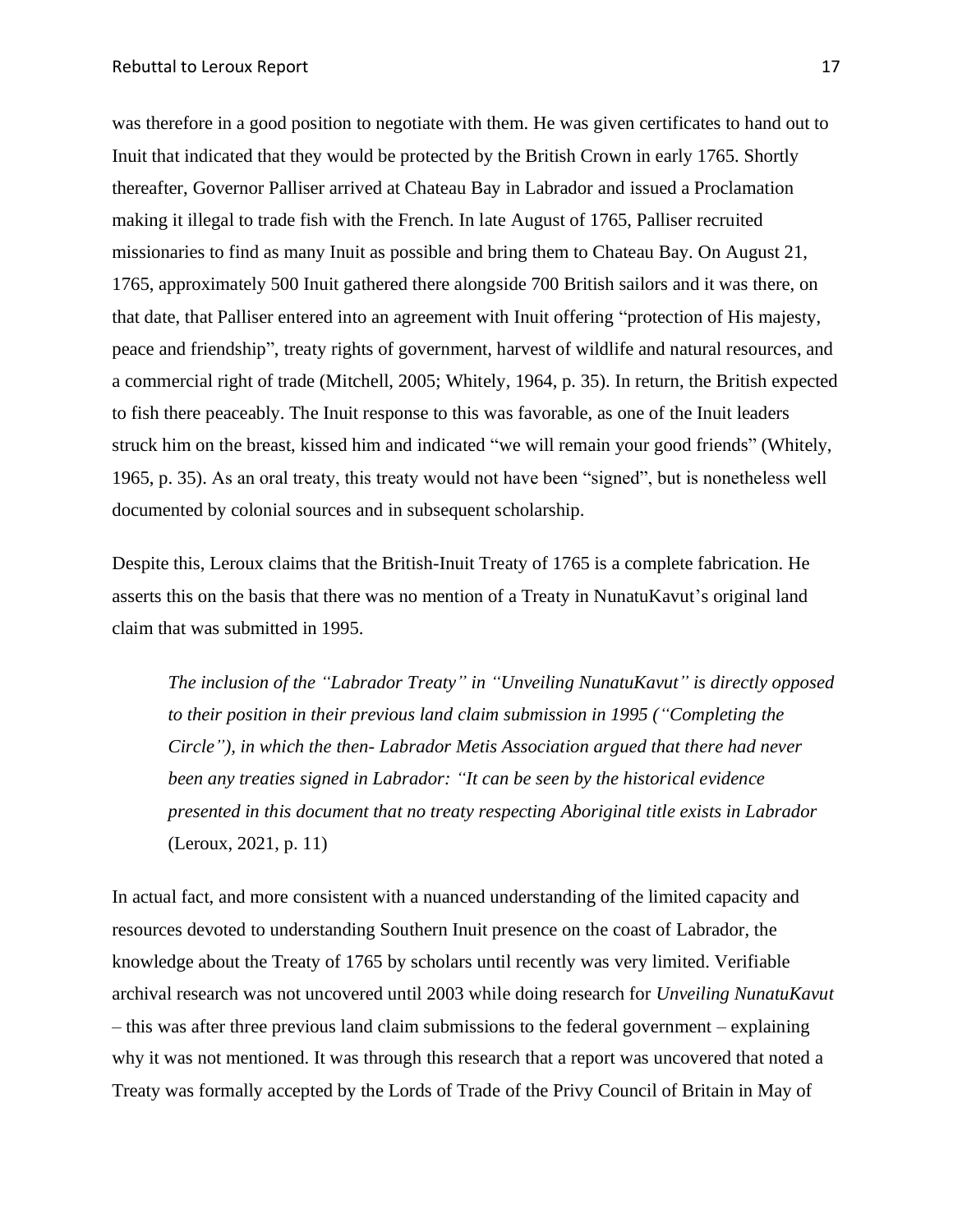was therefore in a good position to negotiate with them. He was given certificates to hand out to Inuit that indicated that they would be protected by the British Crown in early 1765. Shortly thereafter, Governor Palliser arrived at Chateau Bay in Labrador and issued a Proclamation making it illegal to trade fish with the French. In late August of 1765, Palliser recruited missionaries to find as many Inuit as possible and bring them to Chateau Bay. On August 21, 1765, approximately 500 Inuit gathered there alongside 700 British sailors and it was there, on that date, that Palliser entered into an agreement with Inuit offering "protection of His majesty, peace and friendship", treaty rights of government, harvest of wildlife and natural resources, and a commercial right of trade (Mitchell, 2005; Whitely, 1964, p. 35). In return, the British expected to fish there peaceably. The Inuit response to this was favorable, as one of the Inuit leaders struck him on the breast, kissed him and indicated "we will remain your good friends" (Whitely, 1965, p. 35). As an oral treaty, this treaty would not have been "signed", but is nonetheless well documented by colonial sources and in subsequent scholarship.

Despite this, Leroux claims that the British-Inuit Treaty of 1765 is a complete fabrication. He asserts this on the basis that there was no mention of a Treaty in NunatuKavut's original land claim that was submitted in 1995.

> *The inclusion of the "Labrador Treaty" in "Unveiling NunatuKavut" is directly opposed to their position in their previous land claim submission in 1995 ("Completing the Circle"), in which the then- Labrador Metis Association argued that there had never been any treaties signed in Labrador: "It can be seen by the historical evidence presented in this document that no treaty respecting Aboriginal title exists in Labrador* (Leroux, 2021, p. 11)

In actual fact, and more consistent with a nuanced understanding of the limited capacity and resources devoted to understanding Southern Inuit presence on the coast of Labrador, the knowledge about the Treaty of 1765 by scholars until recently was very limited. Verifiable archival research was not uncovered until 2003 while doing research for *Unveiling NunatuKavut* – this was after three previous land claim submissions to the federal government – explaining why it was not mentioned. It was through this research that a report was uncovered that noted a Treaty was formally accepted by the Lords of Trade of the Privy Council of Britain in May of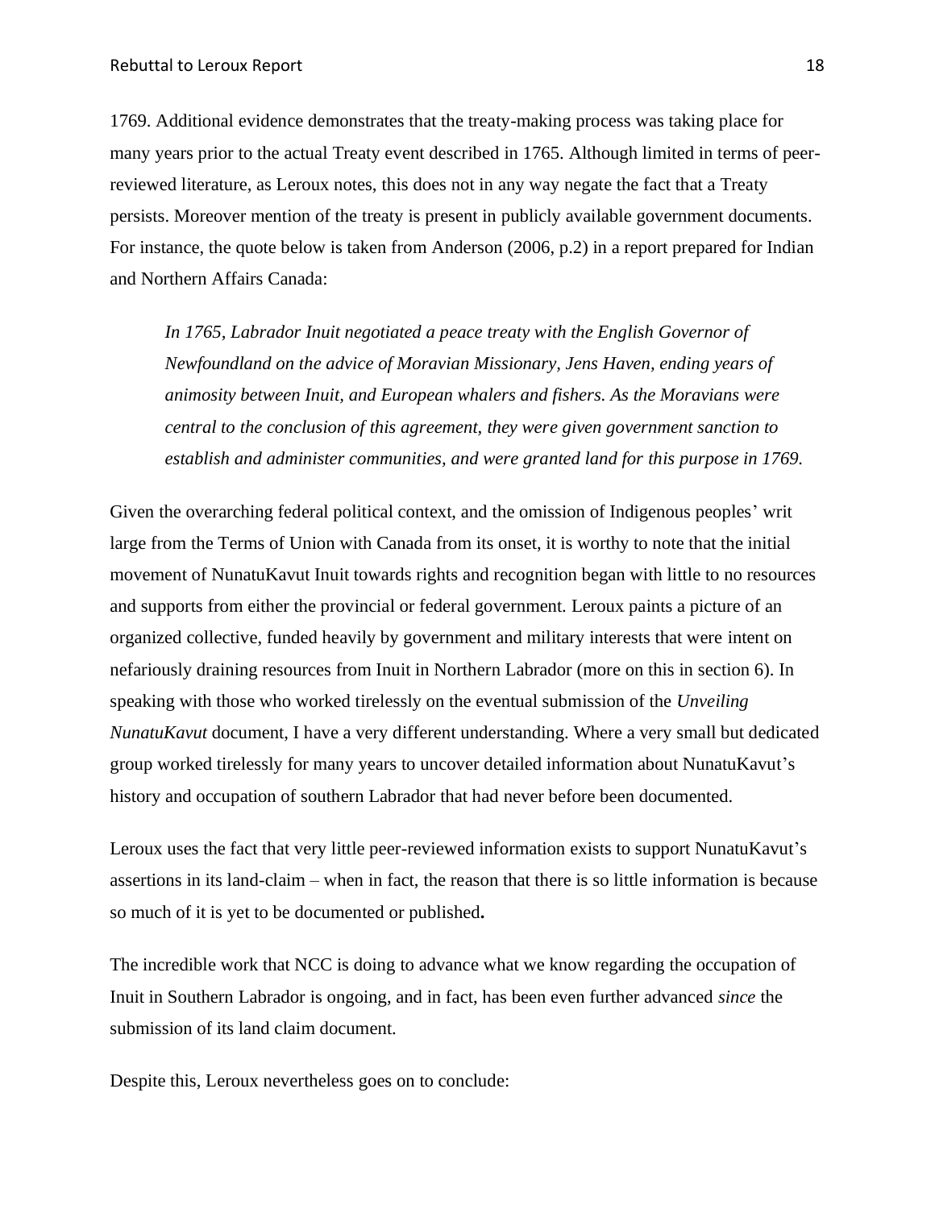1769. Additional evidence demonstrates that the treaty-making process was taking place for many years prior to the actual Treaty event described in 1765. Although limited in terms of peer-reviewed literature, as Leroux notes, this does not in any way negate the fact that a Treaty persists. Moreover mention of the treaty is present in publicly available government documents. For instance, the quote below is taken from Anderson (2006, p.2) in a report prepared for Indian and Northern Affairs Canada:

> *In 1765, Labrador Inuit negotiated a peace treaty with the English Governor of Newfoundland on the advice of Moravian Missionary, Jens Haven, ending years of animosity between Inuit, and European whalers and fishers. As the Moravians were central to the conclusion of this agreement, they were given government sanction to establish and administer communities, and were granted land for this purpose in 1769.*

Given the overarching federal political context, and the omission of Indigenous peoples' writ large from the Terms of Union with Canada from its onset, it is worthy to note that the initial movement of NunatuKavut Inuit towards rights and recognition began with little to no resources and supports from either the provincial or federal government. Leroux paints a picture of an organized collective, funded heavily by government and military interests that were intent on nefariously draining resources from Inuit in Northern Labrador (more on this in section 6). In speaking with those who worked tirelessly on the eventual submission of the *Unveiling NunatuKavut* document, I have a very different understanding. Where a very small but dedicated group worked tirelessly for many years to uncover detailed information about NunatuKavut's history and occupation of southern Labrador that had never before been documented.

Leroux uses the fact that very little peer-reviewed information exists to support NunatuKavut's assertions in its land-claim – when in fact, the reason that there is so little information is because so much of it is yet to be documented or published**.**

The incredible work that NCC is doing to advance what we know regarding the occupation of Inuit in Southern Labrador is ongoing, and in fact, has been even further advanced *since* the submission of its land claim document.

Despite this, Leroux nevertheless goes on to conclude: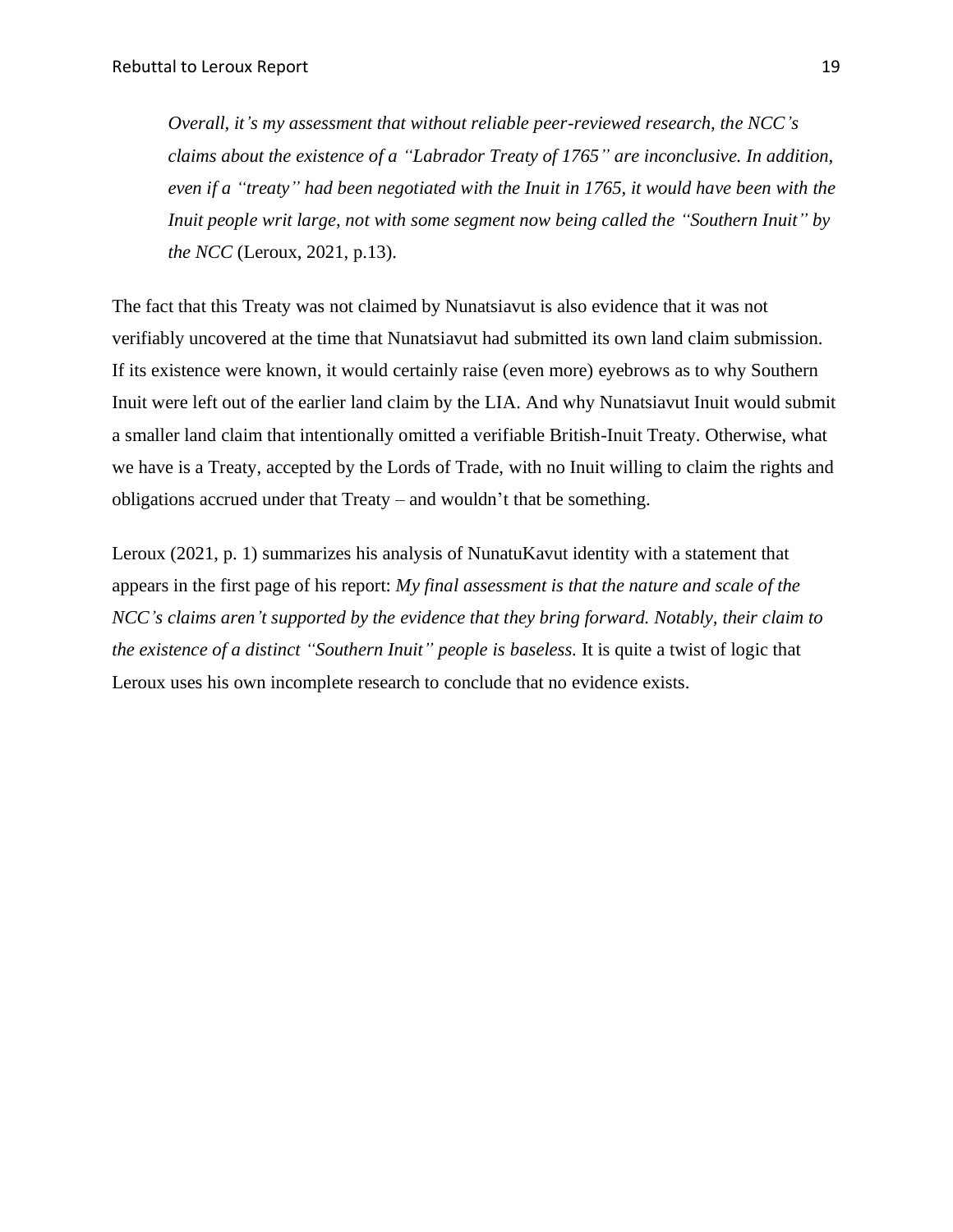> *Overall, it's my assessment that without reliable peer-reviewed research, the NCC's claims about the existence of a "Labrador Treaty of 1765" are inconclusive. In addition, even if a "treaty" had been negotiated with the Inuit in 1765, it would have been with the Inuit people writ large, not with some segment now being called the "Southern Inuit" by the NCC* (Leroux, 2021, p.13).

The fact that this Treaty was not claimed by Nunatsiavut is also evidence that it was not verifiably uncovered at the time that Nunatsiavut had submitted its own land claim submission. If its existence were known, it would certainly raise (even more) eyebrows as to why Southern Inuit were left out of the earlier land claim by the LIA. And why Nunatsiavut Inuit would submit a smaller land claim that intentionally omitted a verifiable British-Inuit Treaty. Otherwise, what we have is a Treaty, accepted by the Lords of Trade, with no Inuit willing to claim the rights and obligations accrued under that Treaty – and wouldn't that be something.

Leroux (2021, p. 1) summarizes his analysis of NunatuKavut identity with a statement that appears in the first page of his report: *My final assessment is that the nature and scale of the NCC's claims aren't supported by the evidence that they bring forward. Notably, their claim to the existence of a distinct "Southern Inuit" people is baseless.* It is quite a twist of logic that Leroux uses his own incomplete research to conclude that no evidence exists.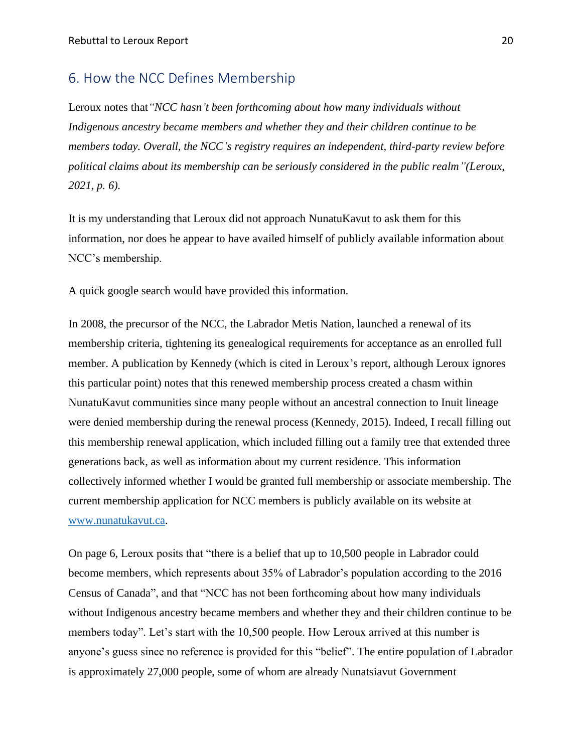## 6. How the NCC Defines Membership

Leroux notes that *"NCC hasn't been forthcoming about how many individuals without Indigenous ancestry became members and whether they and their children continue to be members today. Overall, the NCC's registry requires an independent, third-party review before political claims about its membership can be seriously considered in the public realm"(Leroux, 2021, p. 6).*

It is my understanding that Leroux did not approach NunatuKavut to ask them for this information, nor does he appear to have availed himself of publicly available information about NCC's membership.

A quick google search would have provided this information.

In 2008, the precursor of the NCC, the Labrador Metis Nation, launched a renewal of its membership criteria, tightening its genealogical requirements for acceptance as an enrolled full member. A publication by Kennedy (which is cited in Leroux's report, although Leroux ignores this particular point) notes that this renewed membership process created a chasm within NunatuKavut communities since many people without an ancestral connection to Inuit lineage were denied membership during the renewal process (Kennedy, 2015). Indeed, I recall filling out this membership renewal application, which included filling out a family tree that extended three generations back, as well as information about my current residence. This information collectively informed whether I would be granted full membership or associate membership. The current membership application for NCC members is publicly available on its website at [www.nunatukavut.ca](www.nunatukavut.ca).

On page 6, Leroux posits that "there is a belief that up to 10,500 people in Labrador could become members, which represents about 35% of Labrador's population according to the 2016 Census of Canada", and that "NCC has not been forthcoming about how many individuals without Indigenous ancestry became members and whether they and their children continue to be members today". Let's start with the 10,500 people. How Leroux arrived at this number is anyone's guess since no reference is provided for this "belief". The entire population of Labrador is approximately 27,000 people, some of whom are already Nunatsiavut Government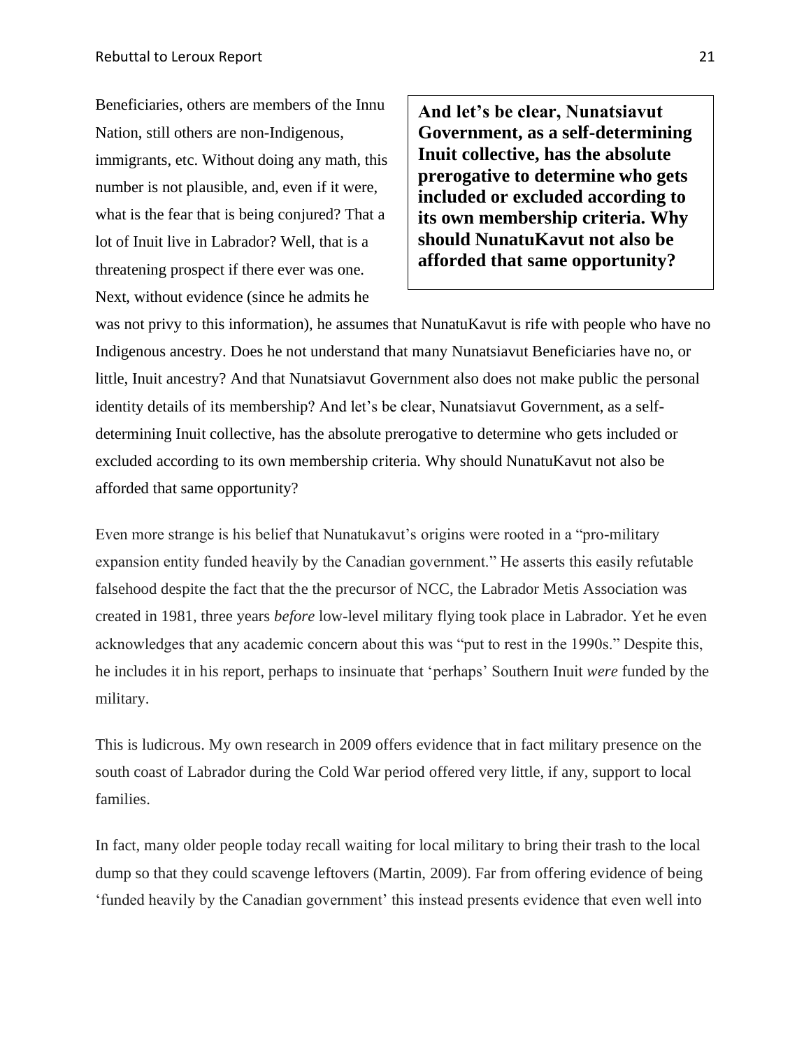Beneficiaries, others are members of the Innu Nation, still others are non-Indigenous, immigrants, etc. Without doing any math, this number is not plausible, and, even if it were, what is the fear that is being conjured? That a lot of Inuit live in Labrador? Well, that is a threatening prospect if there ever was one. Next, without evidence (since he admits he was not privy to this information), he assumes that NunatuKavut is rife with people who have no Indigenous ancestry. Does he not understand that many Nunatsiavut Beneficiaries have no, or little, Inuit ancestry? And that Nunatsiavut Government also does not make public the personal identity details of its membership? And let's be clear, Nunatsiavut Government, as a self-determining Inuit collective, has the absolute prerogative to determine who gets included or excluded according to its own membership criteria. Why should NunatuKavut not also be afforded that same opportunity?

> **And let's be clear, Nunatsiavut Government, as a self-determining Inuit collective, has the absolute prerogative to determine who gets included or excluded according to its own membership criteria. Why should NunatuKavut not also be afforded that same opportunity?**

Even more strange is his belief that Nunatukavut's origins were rooted in a "pro-military expansion entity funded heavily by the Canadian government." He asserts this easily refutable falsehood despite the fact that the the precursor of NCC, the Labrador Metis Association was created in 1981, three years *before* low-level military flying took place in Labrador. Yet he even acknowledges that any academic concern about this was "put to rest in the 1990s." Despite this, he includes it in his report, perhaps to insinuate that 'perhaps' Southern Inuit *were* funded by the military.

This is ludicrous. My own research in 2009 offers evidence that in fact military presence on the south coast of Labrador during the Cold War period offered very little, if any, support to local families.

In fact, many older people today recall waiting for local military to bring their trash to the local dump so that they could scavenge leftovers (Martin, 2009). Far from offering evidence of being 'funded heavily by the Canadian government' this instead presents evidence that even well into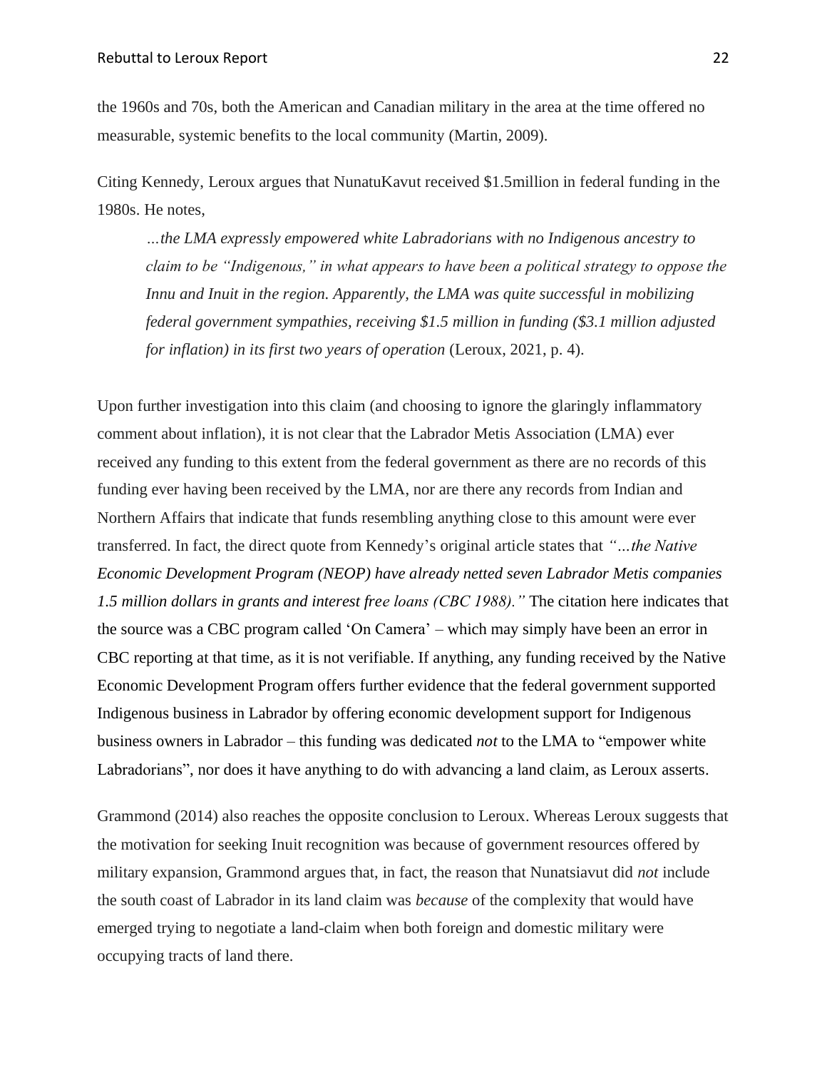the 1960s and 70s, both the American and Canadian military in the area at the time offered no measurable, systemic benefits to the local community (Martin, 2009).

Citing Kennedy, Leroux argues that NunatuKavut received $1.5million in federal funding in the 1980s. He notes,

> *…the LMA expressly empowered white Labradorians with no Indigenous ancestry to claim to be "Indigenous," in what appears to have been a political strategy to oppose the Innu and Inuit in the region. Apparently, the LMA was quite successful in mobilizing federal government sympathies, receiving $1.5 million in funding ($3.1 million adjusted for inflation) in its first two years of operation* (Leroux, 2021, p. 4).

Upon further investigation into this claim (and choosing to ignore the glaringly inflammatory comment about inflation), it is not clear that the Labrador Metis Association (LMA) ever received any funding to this extent from the federal government as there are no records of this funding ever having been received by the LMA, nor are there any records from Indian and Northern Affairs that indicate that funds resembling anything close to this amount were ever transferred. In fact, the direct quote from Kennedy's original article states that *"…the Native Economic Development Program (NEOP) have already netted seven Labrador Metis companies 1.5 million dollars in grants and interest free loans (CBC 1988)."* The citation here indicates that the source was a CBC program called 'On Camera' – which may simply have been an error in CBC reporting at that time, as it is not verifiable. If anything, any funding received by the Native Economic Development Program offers further evidence that the federal government supported Indigenous business in Labrador by offering economic development support for Indigenous business owners in Labrador – this funding was dedicated *not* to the LMA to "empower white Labradorians", nor does it have anything to do with advancing a land claim, as Leroux asserts.

Grammond (2014) also reaches the opposite conclusion to Leroux. Whereas Leroux suggests that the motivation for seeking Inuit recognition was because of government resources offered by military expansion, Grammond argues that, in fact, the reason that Nunatsiavut did *not* include the south coast of Labrador in its land claim was *because* of the complexity that would have emerged trying to negotiate a land-claim when both foreign and domestic military were occupying tracts of land there.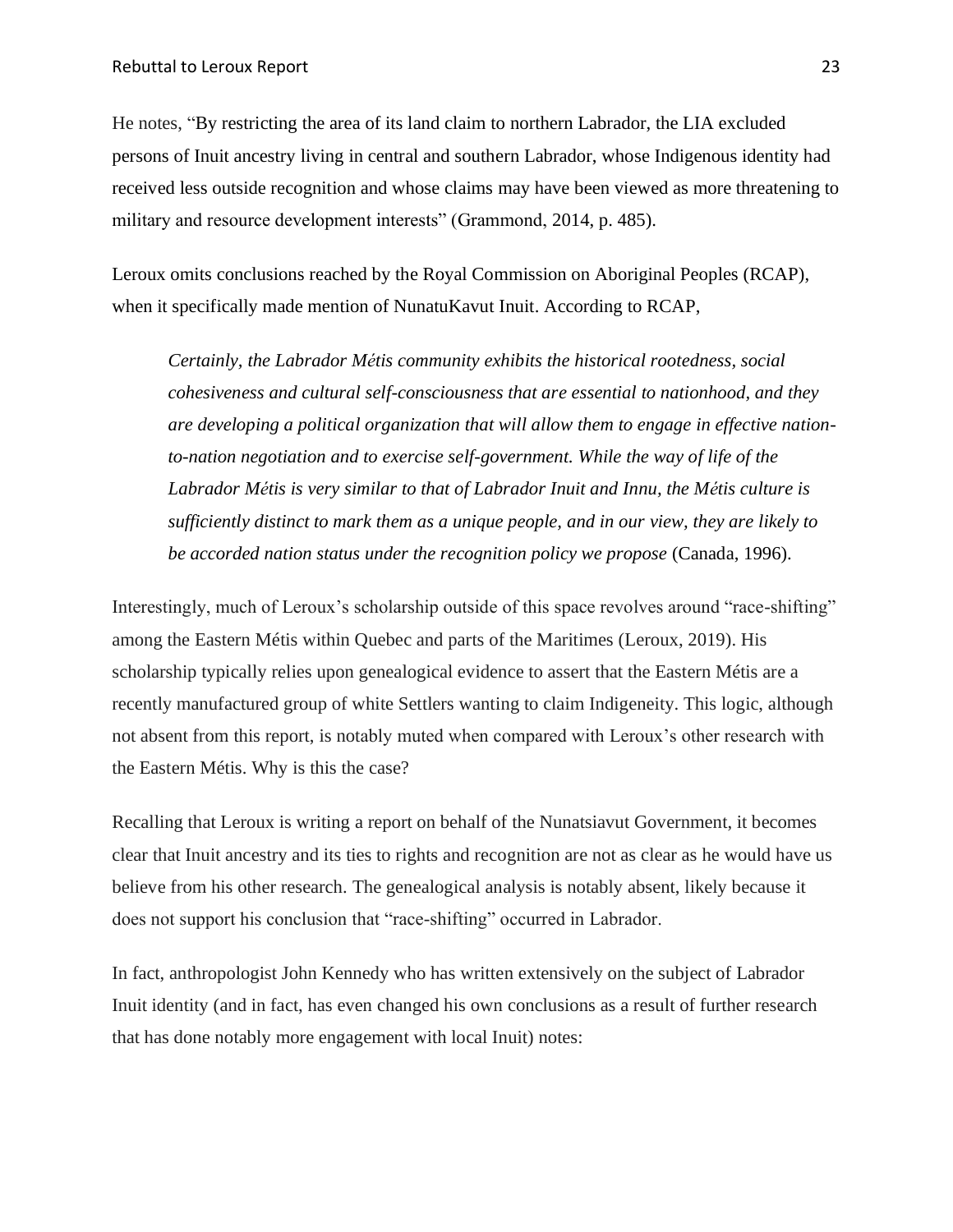He notes, "By restricting the area of its land claim to northern Labrador, the LIA excluded persons of Inuit ancestry living in central and southern Labrador, whose Indigenous identity had received less outside recognition and whose claims may have been viewed as more threatening to military and resource development interests" (Grammond, 2014, p. 485).

Leroux omits conclusions reached by the Royal Commission on Aboriginal Peoples (RCAP), when it specifically made mention of NunatuKavut Inuit. According to RCAP,

> *Certainly, the Labrador Métis community exhibits the historical rootedness, social cohesiveness and cultural self-consciousness that are essential to nationhood, and they are developing a political organization that will allow them to engage in effective nation-to-nation negotiation and to exercise self-government. While the way of life of the Labrador Métis is very similar to that of Labrador Inuit and Innu, the Métis culture is sufficiently distinct to mark them as a unique people, and in our view, they are likely to be accorded nation status under the recognition policy we propose* (Canada, 1996).

Interestingly, much of Leroux's scholarship outside of this space revolves around "race-shifting" among the Eastern Métis within Quebec and parts of the Maritimes (Leroux, 2019). His scholarship typically relies upon genealogical evidence to assert that the Eastern Métis are a recently manufactured group of white Settlers wanting to claim Indigeneity. This logic, although not absent from this report, is notably muted when compared with Leroux's other research with the Eastern Métis. Why is this the case?

Recalling that Leroux is writing a report on behalf of the Nunatsiavut Government, it becomes clear that Inuit ancestry and its ties to rights and recognition are not as clear as he would have us believe from his other research. The genealogical analysis is notably absent, likely because it does not support his conclusion that "race-shifting" occurred in Labrador.

In fact, anthropologist John Kennedy who has written extensively on the subject of Labrador Inuit identity (and in fact, has even changed his own conclusions as a result of further research that has done notably more engagement with local Inuit) notes: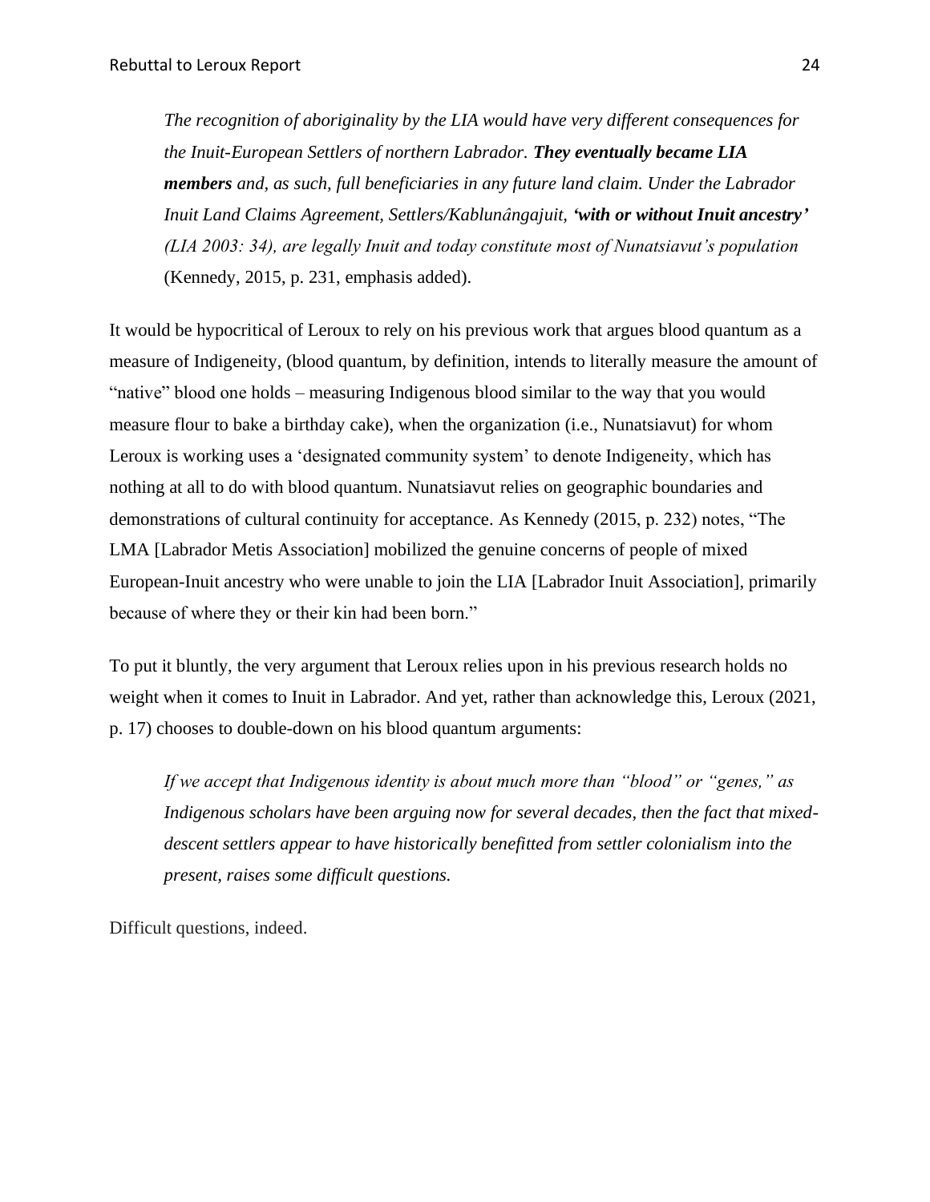> *The recognition of aboriginality by the LIA would have very different consequences for the Inuit-European Settlers of northern Labrador.* ***They eventually became LIA members*** *and, as such, full beneficiaries in any future land claim. Under the Labrador Inuit Land Claims Agreement, Settlers/Kablunângajuit,* ***'with or without Inuit ancestry'*** *(LIA 2003: 34), are legally Inuit and today constitute most of Nunatsiavut's population* (Kennedy, 2015, p. 231, emphasis added).

It would be hypocritical of Leroux to rely on his previous work that argues blood quantum as a measure of Indigeneity, (blood quantum, by definition, intends to literally measure the amount of "native" blood one holds – measuring Indigenous blood similar to the way that you would measure flour to bake a birthday cake), when the organization (i.e., Nunatsiavut) for whom Leroux is working uses a 'designated community system' to denote Indigeneity, which has nothing at all to do with blood quantum. Nunatsiavut relies on geographic boundaries and demonstrations of cultural continuity for acceptance. As Kennedy (2015, p. 232) notes, "The LMA [Labrador Metis Association] mobilized the genuine concerns of people of mixed European-Inuit ancestry who were unable to join the LIA [Labrador Inuit Association], primarily because of where they or their kin had been born."

To put it bluntly, the very argument that Leroux relies upon in his previous research holds no weight when it comes to Inuit in Labrador. And yet, rather than acknowledge this, Leroux (2021, p. 17) chooses to double-down on his blood quantum arguments:

> *If we accept that Indigenous identity is about much more than "blood" or "genes," as Indigenous scholars have been arguing now for several decades, then the fact that mixed-descent settlers appear to have historically benefitted from settler colonialism into the present, raises some difficult questions.*

Difficult questions, indeed.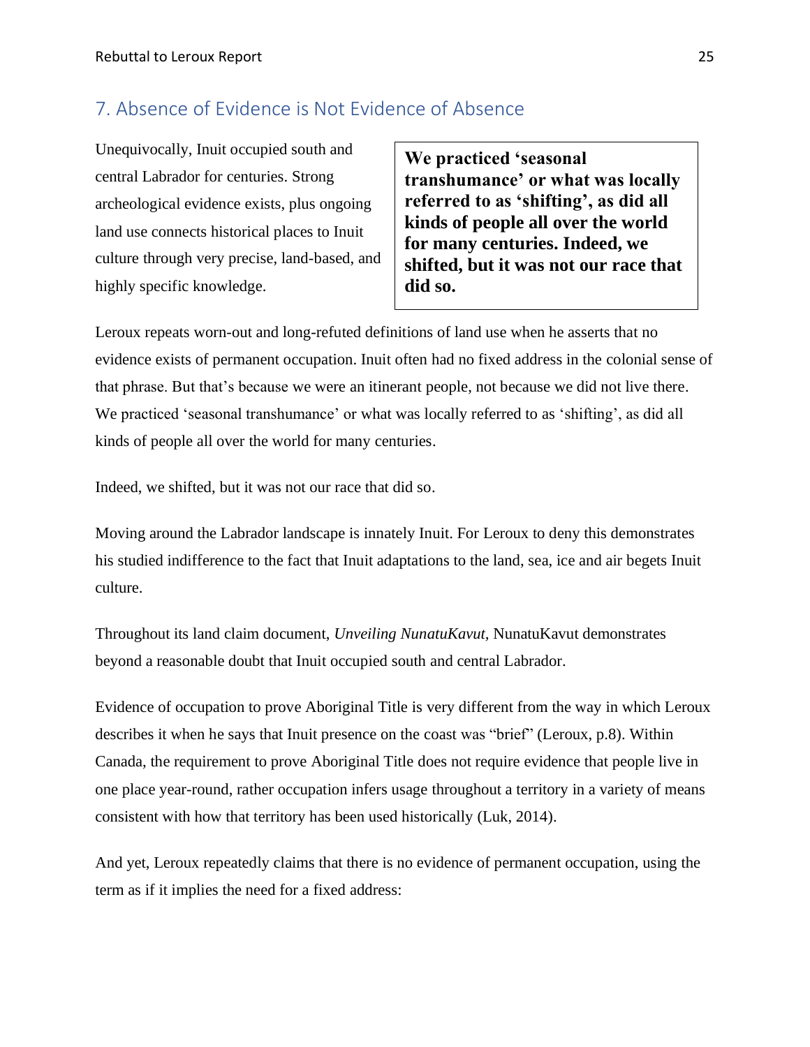## 7. Absence of Evidence is Not Evidence of Absence

Unequivocally, Inuit occupied south and central Labrador for centuries. Strong archeological evidence exists, plus ongoing land use connects historical places to Inuit culture through very precise, land-based, and highly specific knowledge.

> **We practiced 'seasonal transhumance' or what was locally referred to as 'shifting', as did all kinds of people all over the world for many centuries. Indeed, we shifted, but it was not our race that did so.**

Leroux repeats worn-out and long-refuted definitions of land use when he asserts that no evidence exists of permanent occupation. Inuit often had no fixed address in the colonial sense of that phrase. But that's because we were an itinerant people, not because we did not live there. We practiced 'seasonal transhumance' or what was locally referred to as 'shifting', as did all kinds of people all over the world for many centuries.

Indeed, we shifted, but it was not our race that did so.

Moving around the Labrador landscape is innately Inuit. For Leroux to deny this demonstrates his studied indifference to the fact that Inuit adaptations to the land, sea, ice and air begets Inuit culture.

Throughout its land claim document, *Unveiling NunatuKavut,* NunatuKavut demonstrates beyond a reasonable doubt that Inuit occupied south and central Labrador.

Evidence of occupation to prove Aboriginal Title is very different from the way in which Leroux describes it when he says that Inuit presence on the coast was "brief" (Leroux, p.8). Within Canada, the requirement to prove Aboriginal Title does not require evidence that people live in one place year-round, rather occupation infers usage throughout a territory in a variety of means consistent with how that territory has been used historically (Luk, 2014).

And yet, Leroux repeatedly claims that there is no evidence of permanent occupation, using the term as if it implies the need for a fixed address: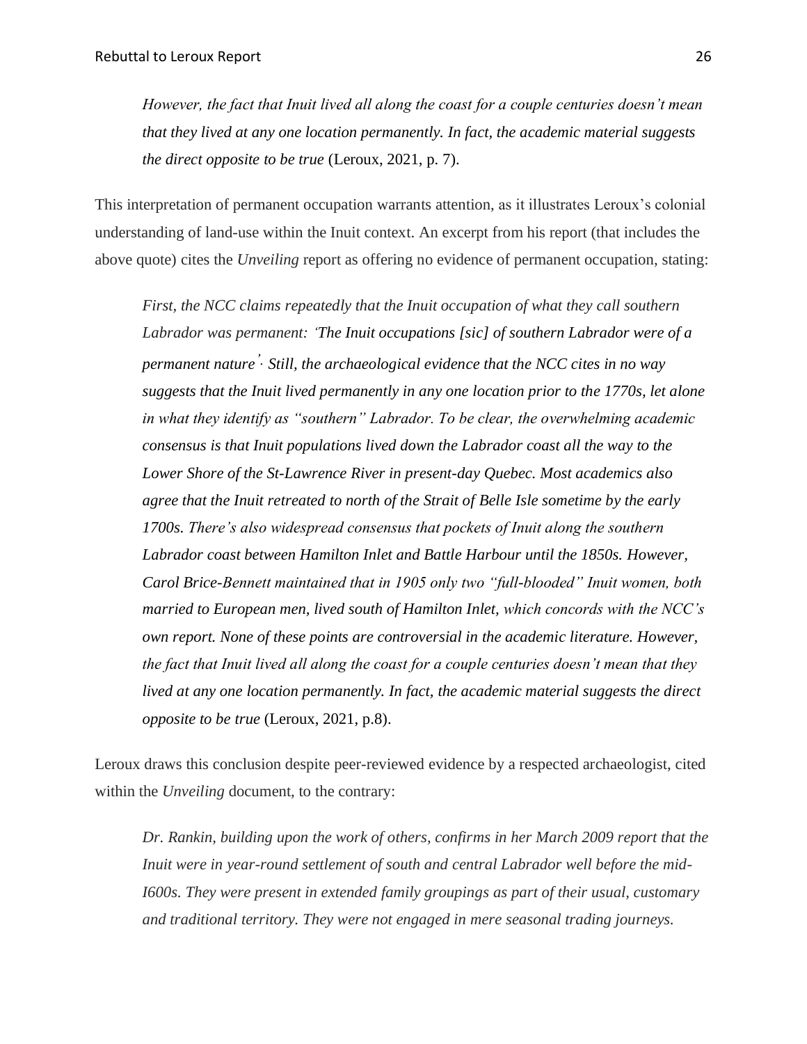*However, the fact that Inuit lived all along the coast for a couple centuries doesn't mean that they lived at any one location permanently. In fact, the academic material suggests the direct opposite to be true* (Leroux, 2021, p. 7).

This interpretation of permanent occupation warrants attention, as it illustrates Leroux's colonial understanding of land-use within the Inuit context. An excerpt from his report (that includes the above quote) cites the *Unveiling* report as offering no evidence of permanent occupation, stating:

> *First, the NCC claims repeatedly that the Inuit occupation of what they call southern Labrador was permanent: 'The Inuit occupations [sic] of southern Labrador were of a permanent nature'. Still, the archaeological evidence that the NCC cites in no way suggests that the Inuit lived permanently in any one location prior to the 1770s, let alone in what they identify as "southern" Labrador. To be clear, the overwhelming academic consensus is that Inuit populations lived down the Labrador coast all the way to the Lower Shore of the St-Lawrence River in present-day Quebec. Most academics also agree that the Inuit retreated to north of the Strait of Belle Isle sometime by the early 1700s. There's also widespread consensus that pockets of Inuit along the southern Labrador coast between Hamilton Inlet and Battle Harbour until the 1850s. However, Carol Brice-Bennett maintained that in 1905 only two "full-blooded" Inuit women, both married to European men, lived south of Hamilton Inlet, which concords with the NCC's own report. None of these points are controversial in the academic literature. However, the fact that Inuit lived all along the coast for a couple centuries doesn't mean that they lived at any one location permanently. In fact, the academic material suggests the direct opposite to be true* (Leroux, 2021, p.8).

Leroux draws this conclusion despite peer-reviewed evidence by a respected archaeologist, cited within the *Unveiling* document, to the contrary:

> *Dr. Rankin, building upon the work of others, confirms in her March 2009 report that the Inuit were in year-round settlement of south and central Labrador well before the mid-I600s. They were present in extended family groupings as part of their usual, customary and traditional territory. They were not engaged in mere seasonal trading journeys.*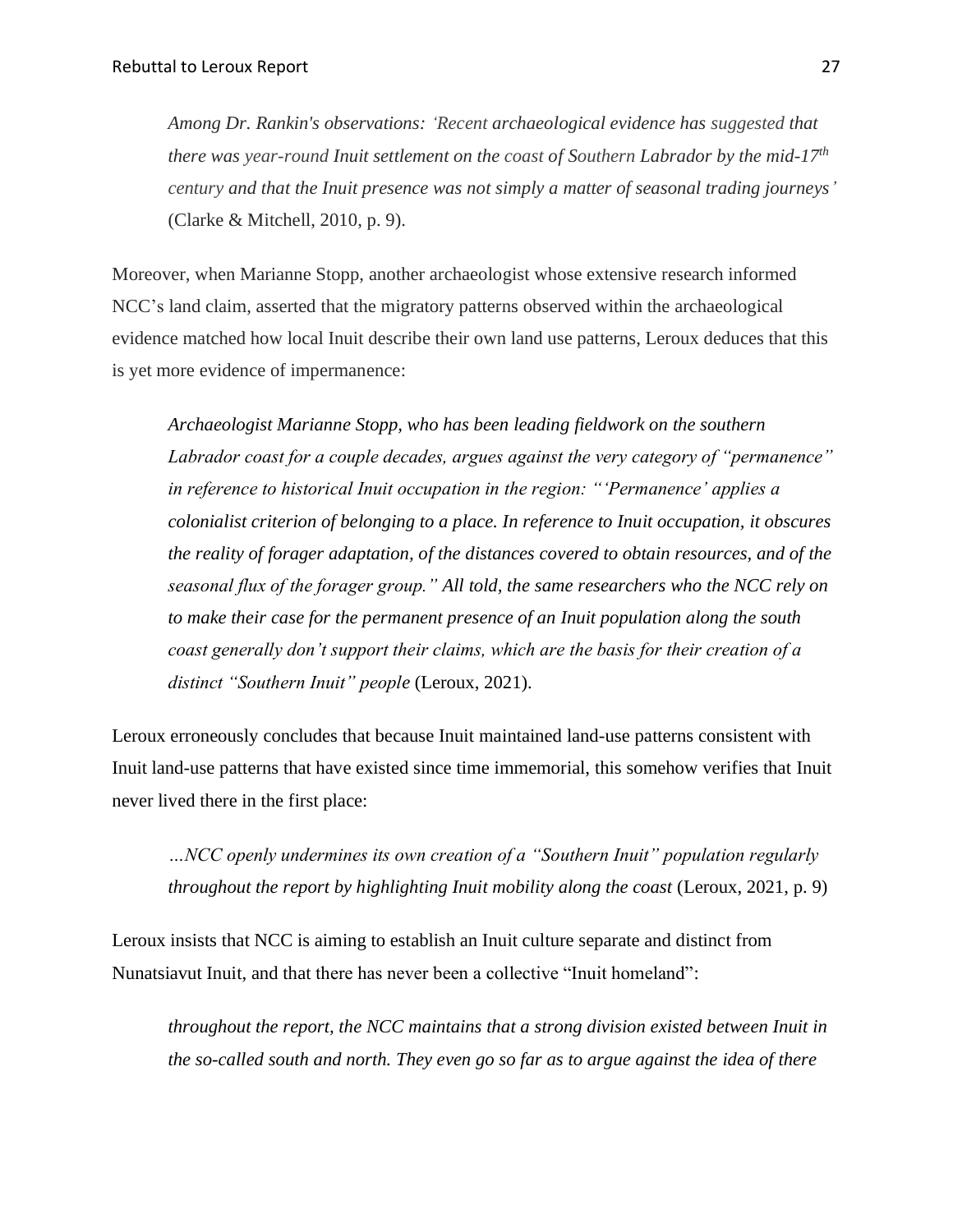*Among Dr. Rankin's observations: 'Recent archaeological evidence has suggested that there was year-round Inuit settlement on the coast of Southern Labrador by the mid-17th century and that the Inuit presence was not simply a matter of seasonal trading journeys'* (Clarke & Mitchell, 2010, p. 9).

Moreover, when Marianne Stopp, another archaeologist whose extensive research informed NCC's land claim, asserted that the migratory patterns observed within the archaeological evidence matched how local Inuit describe their own land use patterns, Leroux deduces that this is yet more evidence of impermanence:

> *Archaeologist Marianne Stopp, who has been leading fieldwork on the southern Labrador coast for a couple decades, argues against the very category of "permanence" in reference to historical Inuit occupation in the region: "'Permanence' applies a colonialist criterion of belonging to a place. In reference to Inuit occupation, it obscures the reality of forager adaptation, of the distances covered to obtain resources, and of the seasonal flux of the forager group." All told, the same researchers who the NCC rely on to make their case for the permanent presence of an Inuit population along the south coast generally don't support their claims, which are the basis for their creation of a distinct "Southern Inuit" people* (Leroux, 2021).

Leroux erroneously concludes that because Inuit maintained land-use patterns consistent with Inuit land-use patterns that have existed since time immemorial, this somehow verifies that Inuit never lived there in the first place:

> *…NCC openly undermines its own creation of a "Southern Inuit" population regularly throughout the report by highlighting Inuit mobility along the coast* (Leroux, 2021, p. 9)

Leroux insists that NCC is aiming to establish an Inuit culture separate and distinct from Nunatsiavut Inuit, and that there has never been a collective "Inuit homeland":

> *throughout the report, the NCC maintains that a strong division existed between Inuit in the so-called south and north. They even go so far as to argue against the idea of there*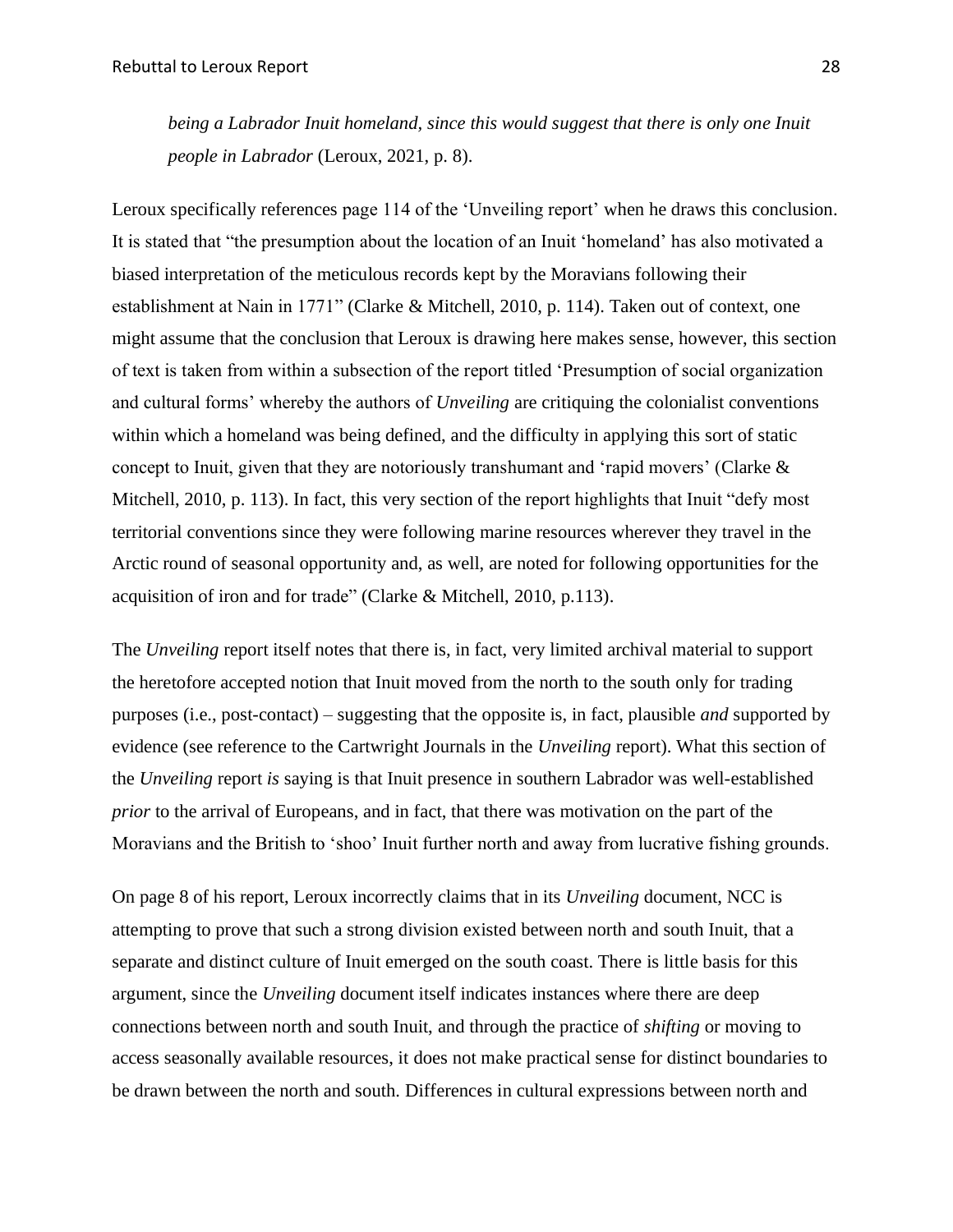*being a Labrador Inuit homeland, since this would suggest that there is only one Inuit people in Labrador* (Leroux, 2021, p. 8).

Leroux specifically references page 114 of the 'Unveiling report' when he draws this conclusion. It is stated that "the presumption about the location of an Inuit 'homeland' has also motivated a biased interpretation of the meticulous records kept by the Moravians following their establishment at Nain in 1771" (Clarke & Mitchell, 2010, p. 114). Taken out of context, one might assume that the conclusion that Leroux is drawing here makes sense, however, this section of text is taken from within a subsection of the report titled 'Presumption of social organization and cultural forms' whereby the authors of *Unveiling* are critiquing the colonialist conventions within which a homeland was being defined, and the difficulty in applying this sort of static concept to Inuit, given that they are notoriously transhumant and 'rapid movers' (Clarke & Mitchell, 2010, p. 113). In fact, this very section of the report highlights that Inuit "defy most territorial conventions since they were following marine resources wherever they travel in the Arctic round of seasonal opportunity and, as well, are noted for following opportunities for the acquisition of iron and for trade" (Clarke & Mitchell, 2010, p.113).

The *Unveiling* report itself notes that there is, in fact, very limited archival material to support the heretofore accepted notion that Inuit moved from the north to the south only for trading purposes (i.e., post-contact) – suggesting that the opposite is, in fact, plausible *and* supported by evidence (see reference to the Cartwright Journals in the *Unveiling* report). What this section of the *Unveiling* report *is* saying is that Inuit presence in southern Labrador was well-established *prior* to the arrival of Europeans, and in fact, that there was motivation on the part of the Moravians and the British to 'shoo' Inuit further north and away from lucrative fishing grounds.

On page 8 of his report, Leroux incorrectly claims that in its *Unveiling* document, NCC is attempting to prove that such a strong division existed between north and south Inuit, that a separate and distinct culture of Inuit emerged on the south coast. There is little basis for this argument, since the *Unveiling* document itself indicates instances where there are deep connections between north and south Inuit, and through the practice of *shifting* or moving to access seasonally available resources, it does not make practical sense for distinct boundaries to be drawn between the north and south. Differences in cultural expressions between north and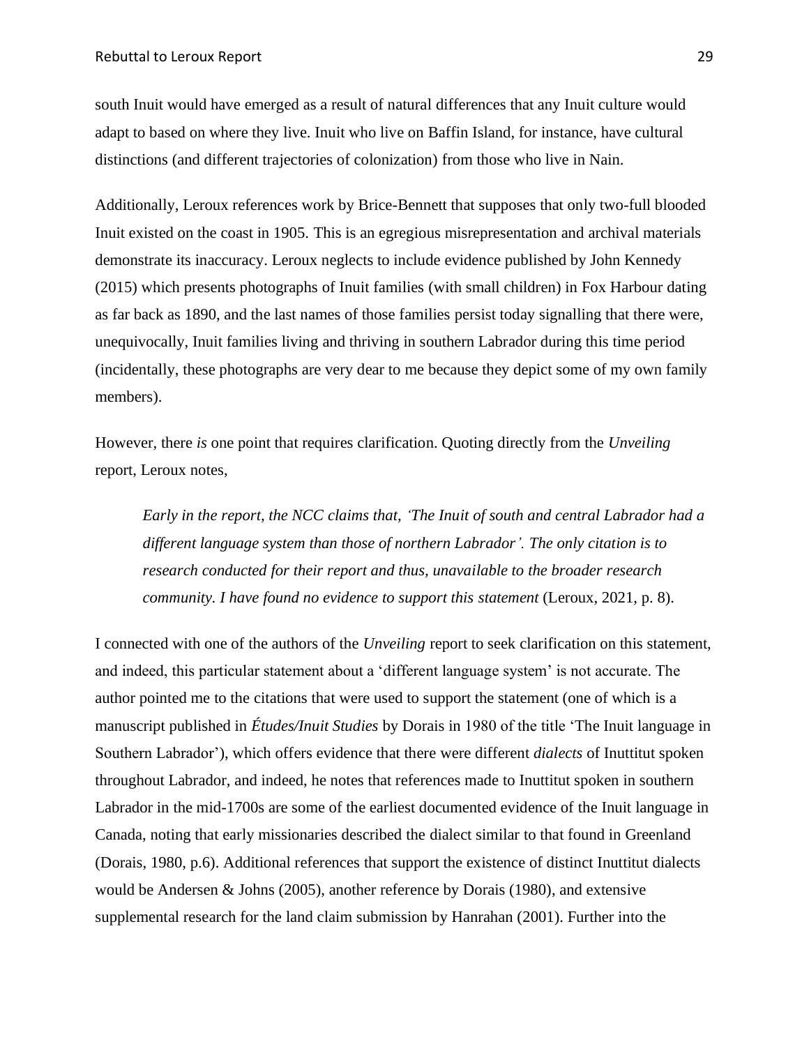south Inuit would have emerged as a result of natural differences that any Inuit culture would adapt to based on where they live. Inuit who live on Baffin Island, for instance, have cultural distinctions (and different trajectories of colonization) from those who live in Nain.

Additionally, Leroux references work by Brice-Bennett that supposes that only two-full blooded Inuit existed on the coast in 1905. This is an egregious misrepresentation and archival materials demonstrate its inaccuracy. Leroux neglects to include evidence published by John Kennedy (2015) which presents photographs of Inuit families (with small children) in Fox Harbour dating as far back as 1890, and the last names of those families persist today signalling that there were, unequivocally, Inuit families living and thriving in southern Labrador during this time period (incidentally, these photographs are very dear to me because they depict some of my own family members).

However, there *is* one point that requires clarification. Quoting directly from the *Unveiling* report, Leroux notes,

> *Early in the report, the NCC claims that, 'The Inuit of south and central Labrador had a different language system than those of northern Labrador'. The only citation is to research conducted for their report and thus, unavailable to the broader research community. I have found no evidence to support this statement* (Leroux, 2021, p. 8).

I connected with one of the authors of the *Unveiling* report to seek clarification on this statement, and indeed, this particular statement about a 'different language system' is not accurate. The author pointed me to the citations that were used to support the statement (one of which is a manuscript published in *Études/Inuit Studies* by Dorais in 1980 of the title 'The Inuit language in Southern Labrador'), which offers evidence that there were different *dialects* of Inuttitut spoken throughout Labrador, and indeed, he notes that references made to Inuttitut spoken in southern Labrador in the mid-1700s are some of the earliest documented evidence of the Inuit language in Canada, noting that early missionaries described the dialect similar to that found in Greenland (Dorais, 1980, p.6). Additional references that support the existence of distinct Inuttitut dialects would be Andersen & Johns (2005), another reference by Dorais (1980), and extensive supplemental research for the land claim submission by Hanrahan (2001). Further into the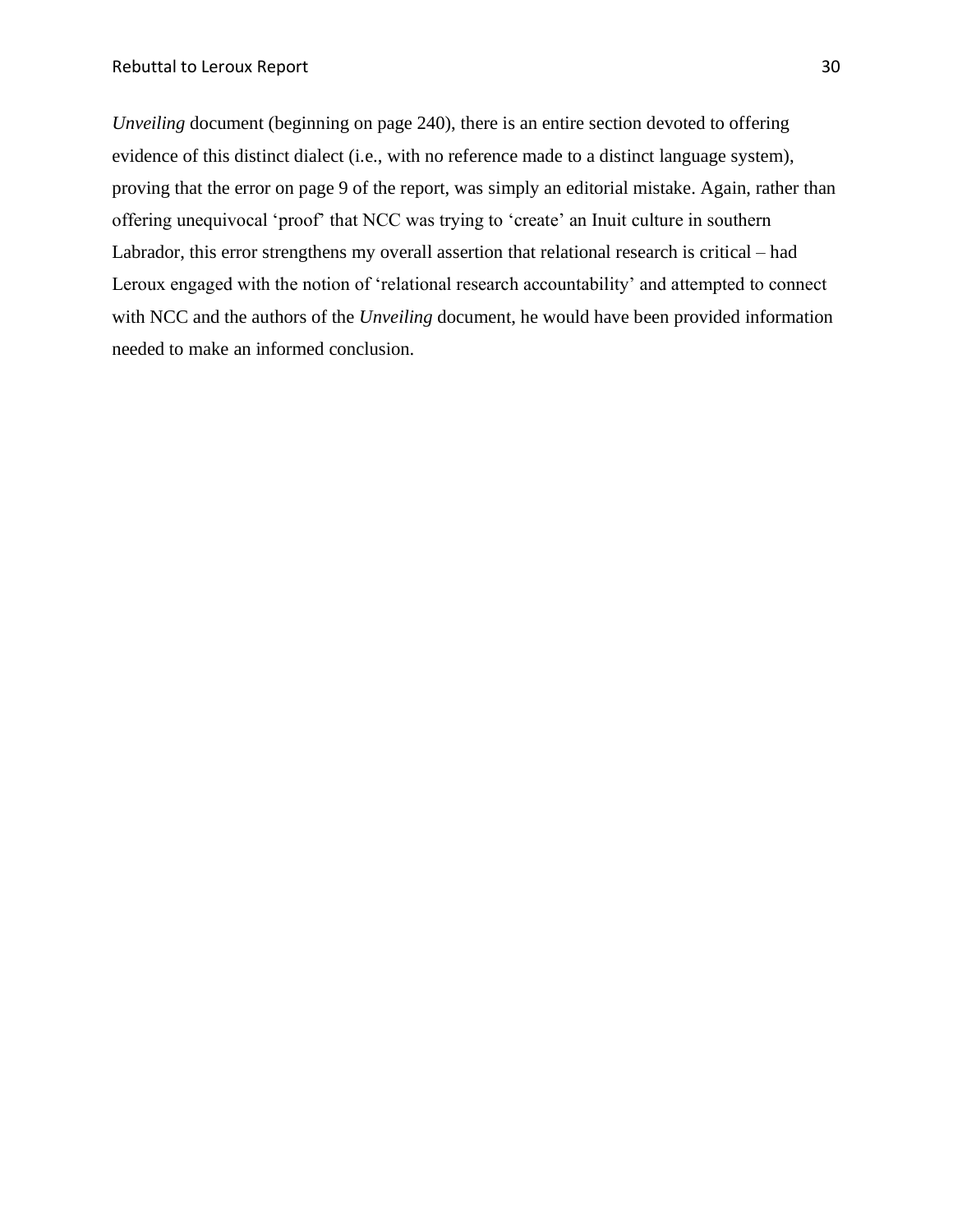*Unveiling* document (beginning on page 240), there is an entire section devoted to offering evidence of this distinct dialect (i.e., with no reference made to a distinct language system), proving that the error on page 9 of the report, was simply an editorial mistake. Again, rather than offering unequivocal 'proof' that NCC was trying to 'create' an Inuit culture in southern Labrador, this error strengthens my overall assertion that relational research is critical – had Leroux engaged with the notion of 'relational research accountability' and attempted to connect with NCC and the authors of the *Unveiling* document, he would have been provided information needed to make an informed conclusion.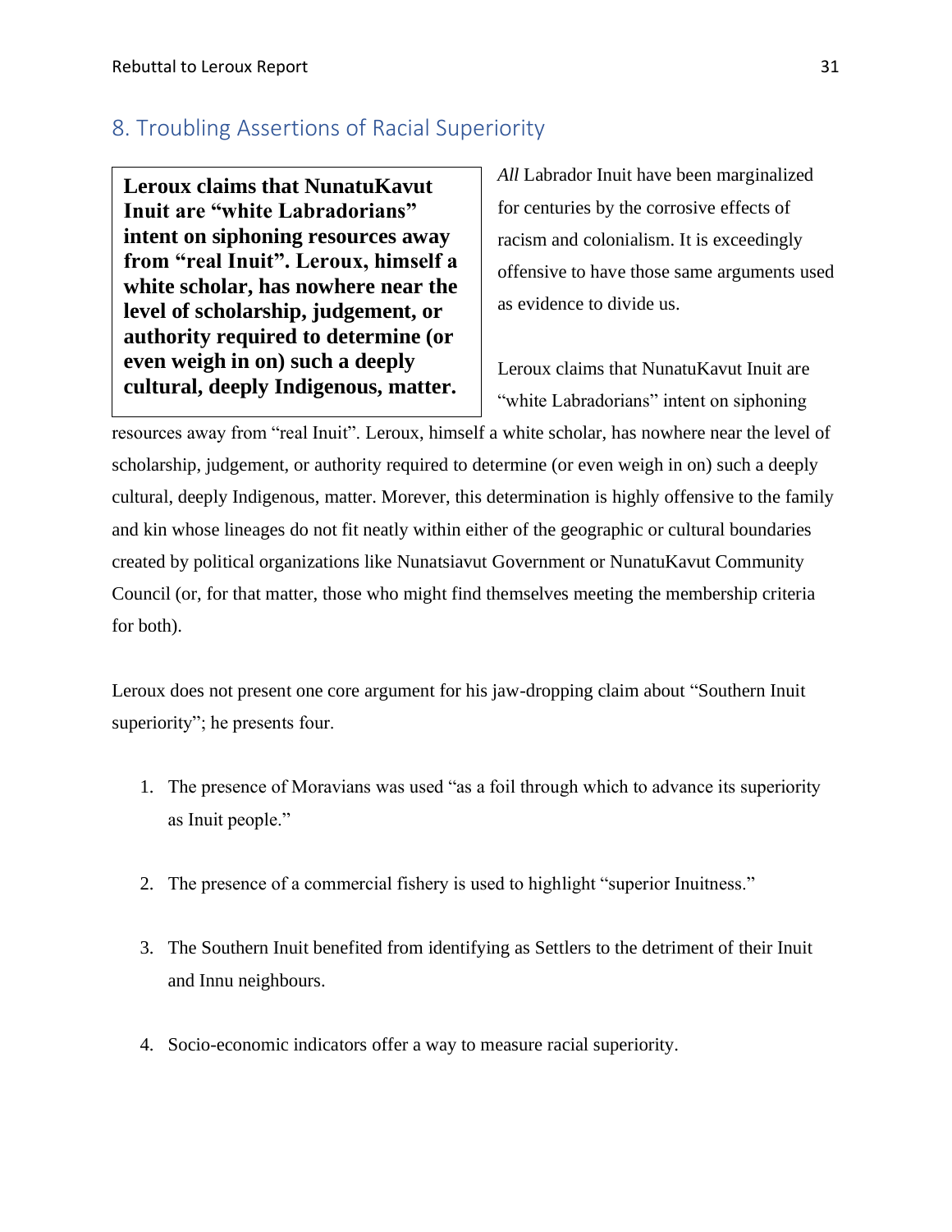## 8. Troubling Assertions of Racial Superiority

**Leroux claims that NunatuKavut Inuit are "white Labradorians" intent on siphoning resources away from "real Inuit". Leroux, himself a white scholar, has nowhere near the level of scholarship, judgement, or authority required to determine (or even weigh in on) such a deeply cultural, deeply Indigenous, matter.**

*All* Labrador Inuit have been marginalized for centuries by the corrosive effects of racism and colonialism. It is exceedingly offensive to have those same arguments used as evidence to divide us.

Leroux claims that NunatuKavut Inuit are "white Labradorians" intent on siphoning resources away from "real Inuit". Leroux, himself a white scholar, has nowhere near the level of scholarship, judgement, or authority required to determine (or even weigh in on) such a deeply cultural, deeply Indigenous, matter. Morever, this determination is highly offensive to the family and kin whose lineages do not fit neatly within either of the geographic or cultural boundaries created by political organizations like Nunatsiavut Government or NunatuKavut Community Council (or, for that matter, those who might find themselves meeting the membership criteria for both).

Leroux does not present one core argument for his jaw-dropping claim about "Southern Inuit superiority"; he presents four.

1. The presence of Moravians was used "as a foil through which to advance its superiority as Inuit people."
2. The presence of a commercial fishery is used to highlight "superior Inuitness."
3. The Southern Inuit benefited from identifying as Settlers to the detriment of their Inuit and Innu neighbours.
4. Socio-economic indicators offer a way to measure racial superiority.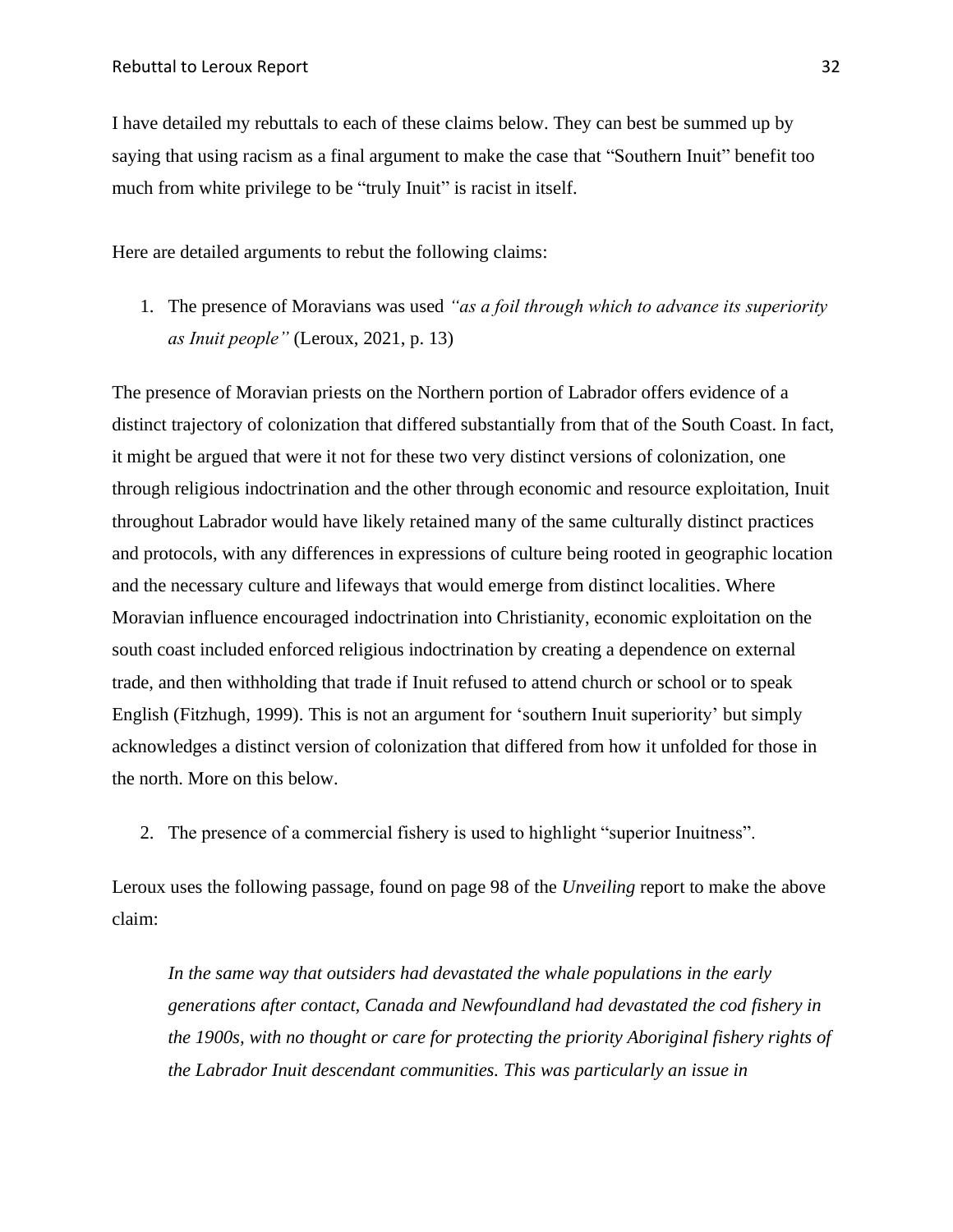I have detailed my rebuttals to each of these claims below. They can best be summed up by saying that using racism as a final argument to make the case that "Southern Inuit" benefit too much from white privilege to be "truly Inuit" is racist in itself.

Here are detailed arguments to rebut the following claims:

1. The presence of Moravians was used *"as a foil through which to advance its superiority as Inuit people"* (Leroux, 2021, p. 13)

The presence of Moravian priests on the Northern portion of Labrador offers evidence of a distinct trajectory of colonization that differed substantially from that of the South Coast. In fact, it might be argued that were it not for these two very distinct versions of colonization, one through religious indoctrination and the other through economic and resource exploitation, Inuit throughout Labrador would have likely retained many of the same culturally distinct practices and protocols, with any differences in expressions of culture being rooted in geographic location and the necessary culture and lifeways that would emerge from distinct localities. Where Moravian influence encouraged indoctrination into Christianity, economic exploitation on the south coast included enforced religious indoctrination by creating a dependence on external trade, and then withholding that trade if Inuit refused to attend church or school or to speak English (Fitzhugh, 1999). This is not an argument for 'southern Inuit superiority' but simply acknowledges a distinct version of colonization that differed from how it unfolded for those in the north. More on this below.

2. The presence of a commercial fishery is used to highlight "superior Inuitness".

Leroux uses the following passage, found on page 98 of the *Unveiling* report to make the above claim:

> *In the same way that outsiders had devastated the whale populations in the early generations after contact, Canada and Newfoundland had devastated the cod fishery in the 1900s, with no thought or care for protecting the priority Aboriginal fishery rights of the Labrador Inuit descendant communities. This was particularly an issue in*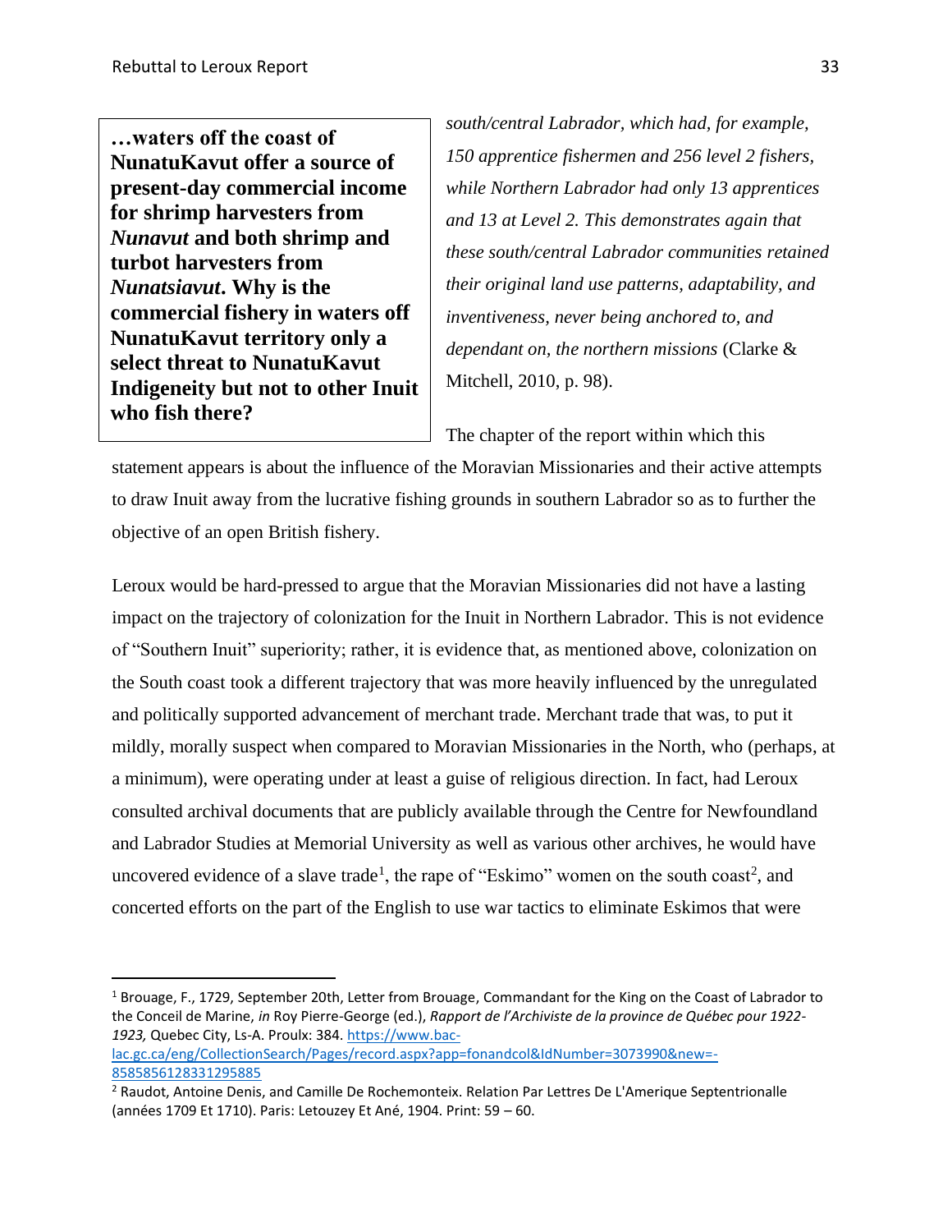> **…waters off the coast of NunatuKavut offer a source of present-day commercial income for shrimp harvesters from *Nunavut* and both shrimp and turbot harvesters from *Nunatsiavut*. Why is the commercial fishery in waters off NunatuKavut territory only a select threat to NunatuKavut Indigeneity but not to other Inuit who fish there?**

*south/central Labrador, which had, for example, 150 apprentice fishermen and 256 level 2 fishers, while Northern Labrador had only 13 apprentices and 13 at Level 2. This demonstrates again that these south/central Labrador communities retained their original land use patterns, adaptability, and inventiveness, never being anchored to, and dependant on, the northern missions* (Clarke & Mitchell, 2010, p. 98).

The chapter of the report within which this statement appears is about the influence of the Moravian Missionaries and their active attempts to draw Inuit away from the lucrative fishing grounds in southern Labrador so as to further the objective of an open British fishery.

Leroux would be hard-pressed to argue that the Moravian Missionaries did not have a lasting impact on the trajectory of colonization for the Inuit in Northern Labrador. This is not evidence of "Southern Inuit" superiority; rather, it is evidence that, as mentioned above, colonization on the South coast took a different trajectory that was more heavily influenced by the unregulated and politically supported advancement of merchant trade. Merchant trade that was, to put it mildly, morally suspect when compared to Moravian Missionaries in the North, who (perhaps, at a minimum), were operating under at least a guise of religious direction. In fact, had Leroux consulted archival documents that are publicly available through the Centre for Newfoundland and Labrador Studies at Memorial University as well as various other archives, he would have uncovered evidence of a slave trade[1], the rape of "Eskimo" women on the south coast[2], and concerted efforts on the part of the English to use war tactics to eliminate Eskimos that were

---

[1] Brouage, F., 1729, September 20th, Letter from Brouage, Commandant for the King on the Coast of Labrador to the Conceil de Marine, *in* Roy Pierre-George (ed.), *Rapport de l'Archiviste de la province de Québec pour 1922-1923,* Quebec City, Ls-A. Proulx: 384. https://www.bac-lac.gc.ca/eng/CollectionSearch/Pages/record.aspx?app=fonandcol&IdNumber=3073990&new=-8585856128331295885

[2] Raudot, Antoine Denis, and Camille De Rochemonteix. Relation Par Lettres De L'Amerique Septentrionalle (années 1709 Et 1710). Paris: Letouzey Et Ané, 1904. Print: 59 – 60.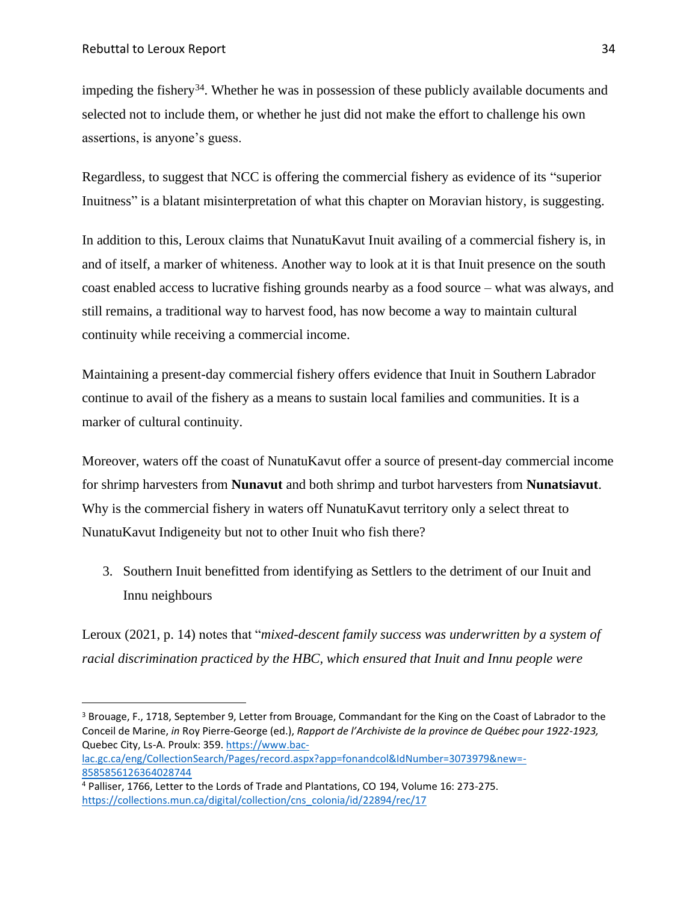impeding the fishery[34]. Whether he was in possession of these publicly available documents and selected not to include them, or whether he just did not make the effort to challenge his own assertions, is anyone's guess.

Regardless, to suggest that NCC is offering the commercial fishery as evidence of its "superior Inuitness" is a blatant misinterpretation of what this chapter on Moravian history, is suggesting.

In addition to this, Leroux claims that NunatuKavut Inuit availing of a commercial fishery is, in and of itself, a marker of whiteness. Another way to look at it is that Inuit presence on the south coast enabled access to lucrative fishing grounds nearby as a food source – what was always, and still remains, a traditional way to harvest food, has now become a way to maintain cultural continuity while receiving a commercial income.

Maintaining a present-day commercial fishery offers evidence that Inuit in Southern Labrador continue to avail of the fishery as a means to sustain local families and communities. It is a marker of cultural continuity.

Moreover, waters off the coast of NunatuKavut offer a source of present-day commercial income for shrimp harvesters from **Nunavut** and both shrimp and turbot harvesters from **Nunatsiavut**. Why is the commercial fishery in waters off NunatuKavut territory only a select threat to NunatuKavut Indigeneity but not to other Inuit who fish there?

3. Southern Inuit benefitted from identifying as Settlers to the detriment of our Inuit and Innu neighbours

Leroux (2021, p. 14) notes that "*mixed-descent family success was underwritten by a system of racial discrimination practiced by the HBC, which ensured that Inuit and Innu people were*

---

[3] Brouage, F., 1718, September 9, Letter from Brouage, Commandant for the King on the Coast of Labrador to the Conceil de Marine, *in* Roy Pierre-George (ed.), *Rapport de l'Archiviste de la province de Québec pour 1922-1923,* Quebec City, Ls-A. Proulx: 359. https://www.bac-lac.gc.ca/eng/CollectionSearch/Pages/record.aspx?app=fonandcol&IdNumber=3073979&new=-8585856126364028744

[4] Palliser, 1766, Letter to the Lords of Trade and Plantations, CO 194, Volume 16: 273-275. https://collections.mun.ca/digital/collection/cns_colonia/id/22894/rec/17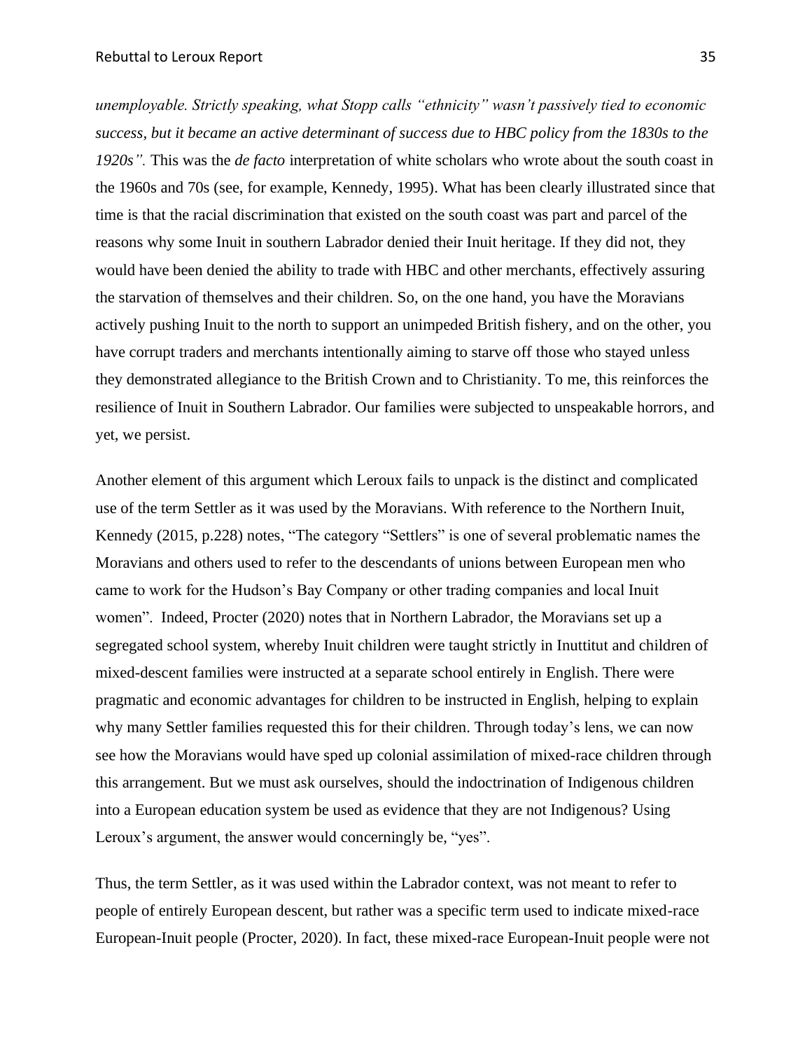*unemployable. Strictly speaking, what Stopp calls "ethnicity" wasn't passively tied to economic success, but it became an active determinant of success due to HBC policy from the 1830s to the 1920s".* This was the *de facto* interpretation of white scholars who wrote about the south coast in the 1960s and 70s (see, for example, Kennedy, 1995). What has been clearly illustrated since that time is that the racial discrimination that existed on the south coast was part and parcel of the reasons why some Inuit in southern Labrador denied their Inuit heritage. If they did not, they would have been denied the ability to trade with HBC and other merchants, effectively assuring the starvation of themselves and their children. So, on the one hand, you have the Moravians actively pushing Inuit to the north to support an unimpeded British fishery, and on the other, you have corrupt traders and merchants intentionally aiming to starve off those who stayed unless they demonstrated allegiance to the British Crown and to Christianity. To me, this reinforces the resilience of Inuit in Southern Labrador. Our families were subjected to unspeakable horrors, and yet, we persist.

Another element of this argument which Leroux fails to unpack is the distinct and complicated use of the term Settler as it was used by the Moravians. With reference to the Northern Inuit, Kennedy (2015, p.228) notes, "The category "Settlers" is one of several problematic names the Moravians and others used to refer to the descendants of unions between European men who came to work for the Hudson's Bay Company or other trading companies and local Inuit women". Indeed, Procter (2020) notes that in Northern Labrador, the Moravians set up a segregated school system, whereby Inuit children were taught strictly in Inuttitut and children of mixed-descent families were instructed at a separate school entirely in English. There were pragmatic and economic advantages for children to be instructed in English, helping to explain why many Settler families requested this for their children. Through today's lens, we can now see how the Moravians would have sped up colonial assimilation of mixed-race children through this arrangement. But we must ask ourselves, should the indoctrination of Indigenous children into a European education system be used as evidence that they are not Indigenous? Using Leroux's argument, the answer would concerningly be, "yes".

Thus, the term Settler, as it was used within the Labrador context, was not meant to refer to people of entirely European descent, but rather was a specific term used to indicate mixed-race European-Inuit people (Procter, 2020). In fact, these mixed-race European-Inuit people were not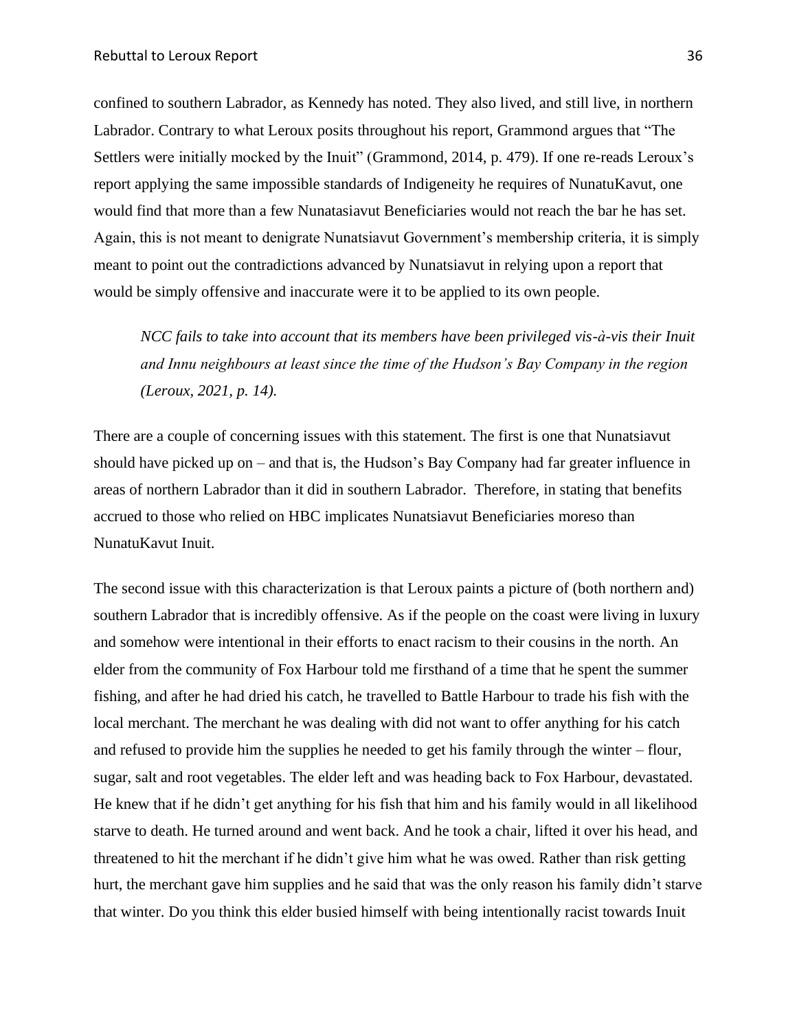confined to southern Labrador, as Kennedy has noted. They also lived, and still live, in northern Labrador. Contrary to what Leroux posits throughout his report, Grammond argues that "The Settlers were initially mocked by the Inuit" (Grammond, 2014, p. 479). If one re-reads Leroux's report applying the same impossible standards of Indigeneity he requires of NunatuKavut, one would find that more than a few Nunatasiavut Beneficiaries would not reach the bar he has set. Again, this is not meant to denigrate Nunatsiavut Government's membership criteria, it is simply meant to point out the contradictions advanced by Nunatsiavut in relying upon a report that would be simply offensive and inaccurate were it to be applied to its own people.

> *NCC fails to take into account that its members have been privileged vis-à-vis their Inuit and Innu neighbours at least since the time of the Hudson's Bay Company in the region (Leroux, 2021, p. 14).*

There are a couple of concerning issues with this statement. The first is one that Nunatsiavut should have picked up on – and that is, the Hudson's Bay Company had far greater influence in areas of northern Labrador than it did in southern Labrador. Therefore, in stating that benefits accrued to those who relied on HBC implicates Nunatsiavut Beneficiaries moreso than NunatuKavut Inuit.

The second issue with this characterization is that Leroux paints a picture of (both northern and) southern Labrador that is incredibly offensive. As if the people on the coast were living in luxury and somehow were intentional in their efforts to enact racism to their cousins in the north. An elder from the community of Fox Harbour told me firsthand of a time that he spent the summer fishing, and after he had dried his catch, he travelled to Battle Harbour to trade his fish with the local merchant. The merchant he was dealing with did not want to offer anything for his catch and refused to provide him the supplies he needed to get his family through the winter – flour, sugar, salt and root vegetables. The elder left and was heading back to Fox Harbour, devastated. He knew that if he didn't get anything for his fish that him and his family would in all likelihood starve to death. He turned around and went back. And he took a chair, lifted it over his head, and threatened to hit the merchant if he didn't give him what he was owed. Rather than risk getting hurt, the merchant gave him supplies and he said that was the only reason his family didn't starve that winter. Do you think this elder busied himself with being intentionally racist towards Inuit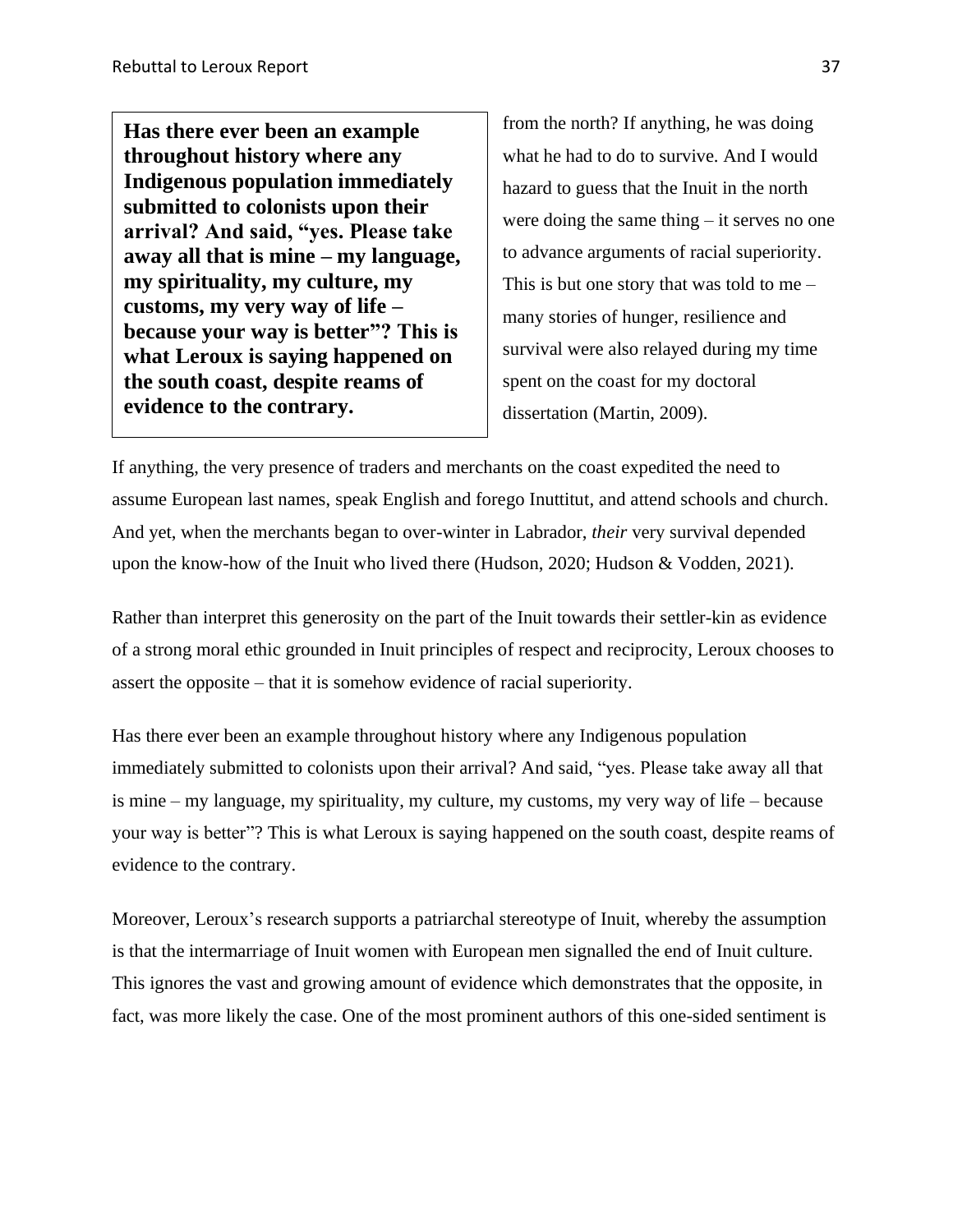> **Has there ever been an example throughout history where any Indigenous population immediately submitted to colonists upon their arrival? And said, "yes. Please take away all that is mine – my language, my spirituality, my culture, my customs, my very way of life – because your way is better"? This is what Leroux is saying happened on the south coast, despite reams of evidence to the contrary.**

from the north? If anything, he was doing what he had to do to survive. And I would hazard to guess that the Inuit in the north were doing the same thing – it serves no one to advance arguments of racial superiority. This is but one story that was told to me – many stories of hunger, resilience and survival were also relayed during my time spent on the coast for my doctoral dissertation (Martin, 2009).

If anything, the very presence of traders and merchants on the coast expedited the need to assume European last names, speak English and forego Inuttitut, and attend schools and church. And yet, when the merchants began to over-winter in Labrador, *their* very survival depended upon the know-how of the Inuit who lived there (Hudson, 2020; Hudson & Vodden, 2021).

Rather than interpret this generosity on the part of the Inuit towards their settler-kin as evidence of a strong moral ethic grounded in Inuit principles of respect and reciprocity, Leroux chooses to assert the opposite – that it is somehow evidence of racial superiority.

Has there ever been an example throughout history where any Indigenous population immediately submitted to colonists upon their arrival? And said, "yes. Please take away all that is mine – my language, my spirituality, my culture, my customs, my very way of life – because your way is better"? This is what Leroux is saying happened on the south coast, despite reams of evidence to the contrary.

Moreover, Leroux's research supports a patriarchal stereotype of Inuit, whereby the assumption is that the intermarriage of Inuit women with European men signalled the end of Inuit culture. This ignores the vast and growing amount of evidence which demonstrates that the opposite, in fact, was more likely the case. One of the most prominent authors of this one-sided sentiment is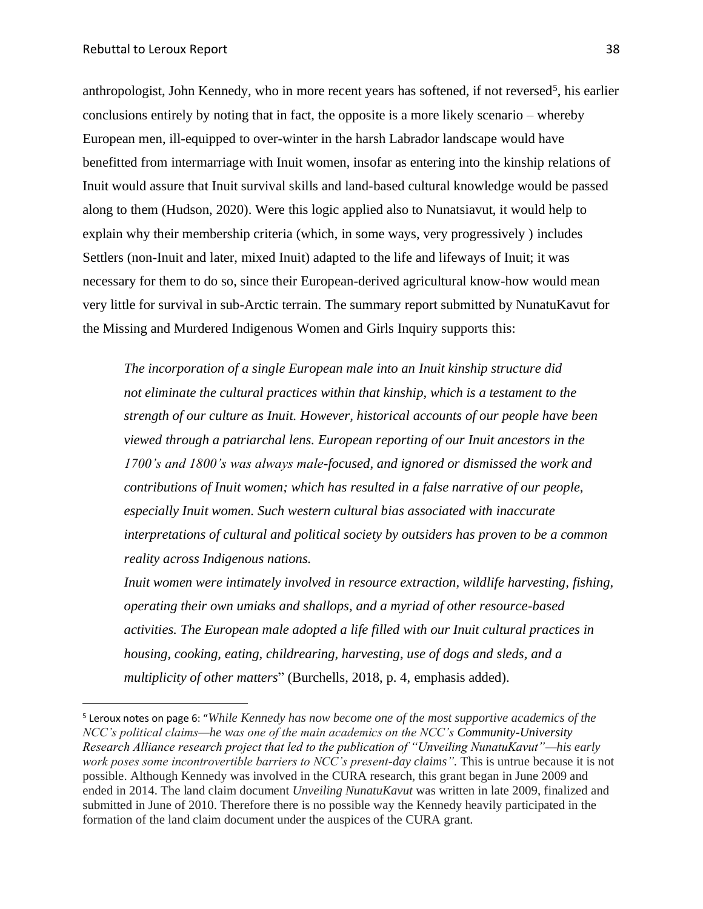anthropologist, John Kennedy, who in more recent years has softened, if not reversed[5], his earlier conclusions entirely by noting that in fact, the opposite is a more likely scenario – whereby European men, ill-equipped to over-winter in the harsh Labrador landscape would have benefitted from intermarriage with Inuit women, insofar as entering into the kinship relations of Inuit would assure that Inuit survival skills and land-based cultural knowledge would be passed along to them (Hudson, 2020). Were this logic applied also to Nunatsiavut, it would help to explain why their membership criteria (which, in some ways, very progressively ) includes Settlers (non-Inuit and later, mixed Inuit) adapted to the life and lifeways of Inuit; it was necessary for them to do so, since their European-derived agricultural know-how would mean very little for survival in sub-Arctic terrain. The summary report submitted by NunatuKavut for the Missing and Murdered Indigenous Women and Girls Inquiry supports this:

> *The incorporation of a single European male into an Inuit kinship structure did not eliminate the cultural practices within that kinship, which is a testament to the strength of our culture as Inuit. However, historical accounts of our people have been viewed through a patriarchal lens. European reporting of our Inuit ancestors in the 1700's and 1800's was always male-focused, and ignored or dismissed the work and contributions of Inuit women; which has resulted in a false narrative of our people, especially Inuit women. Such western cultural bias associated with inaccurate interpretations of cultural and political society by outsiders has proven to be a common reality across Indigenous nations.*
>
> *Inuit women were intimately involved in resource extraction, wildlife harvesting, fishing, operating their own umiaks and shallops, and a myriad of other resource-based activities. The European male adopted a life filled with our Inuit cultural practices in housing, cooking, eating, childrearing, harvesting, use of dogs and sleds, and a multiplicity of other matters*" (Burchells, 2018, p. 4, emphasis added).

---

[5] Leroux notes on page 6: "*While Kennedy has now become one of the most supportive academics of the NCC's political claims—he was one of the main academics on the NCC's Community-University Research Alliance research project that led to the publication of "Unveiling NunatuKavut"—his early work poses some incontrovertible barriers to NCC's present-day claims".* This is untrue because it is not possible. Although Kennedy was involved in the CURA research, this grant began in June 2009 and ended in 2014. The land claim document *Unveiling NunatuKavut* was written in late 2009, finalized and submitted in June of 2010. Therefore there is no possible way the Kennedy heavily participated in the formation of the land claim document under the auspices of the CURA grant.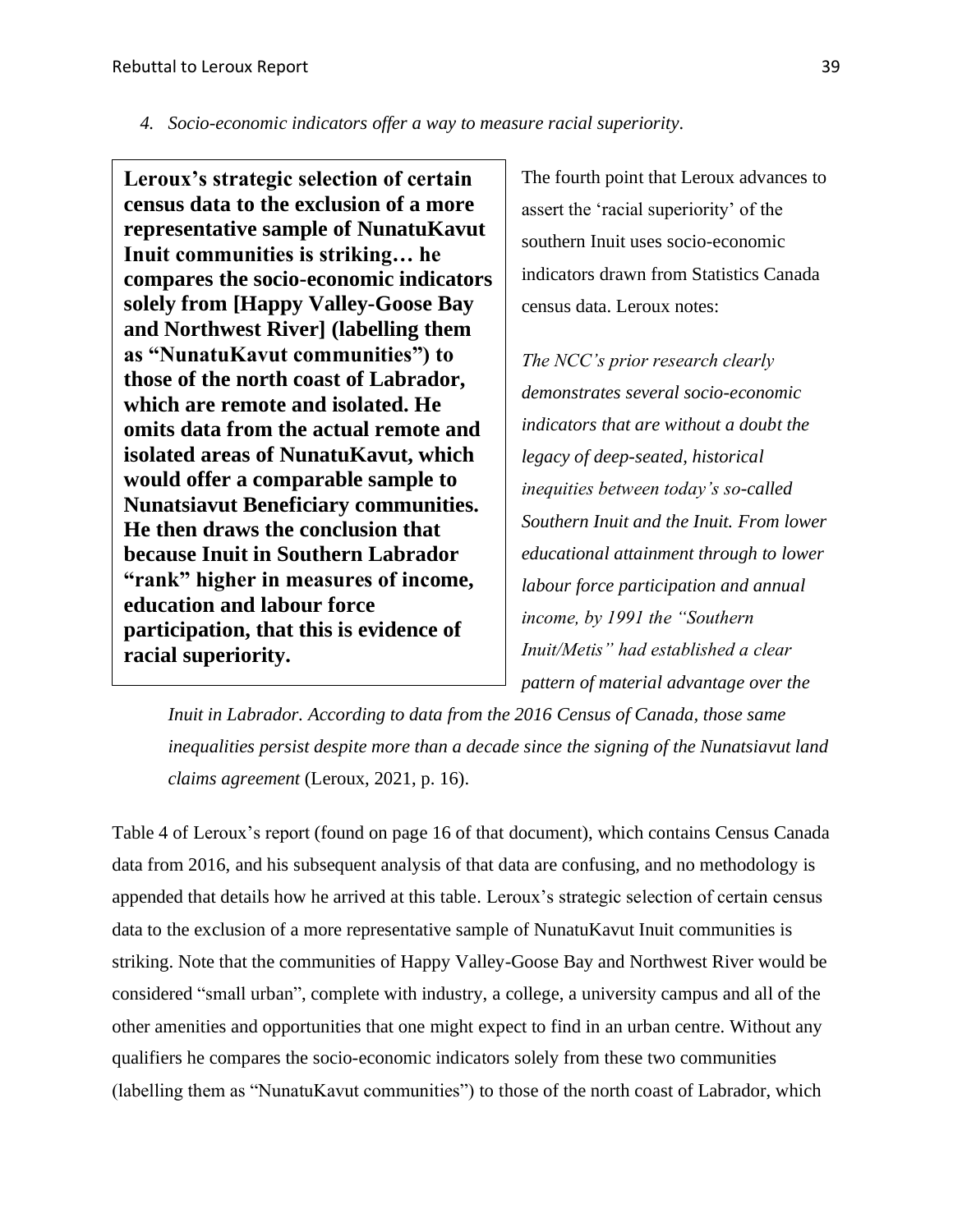*4. Socio-economic indicators offer a way to measure racial superiority.*

> **Leroux's strategic selection of certain census data to the exclusion of a more representative sample of NunatuKavut Inuit communities is striking… he compares the socio-economic indicators solely from [Happy Valley-Goose Bay and Northwest River] (labelling them as "NunatuKavut communities") to those of the north coast of Labrador, which are remote and isolated. He omits data from the actual remote and isolated areas of NunatuKavut, which would offer a comparable sample to Nunatsiavut Beneficiary communities. He then draws the conclusion that because Inuit in Southern Labrador "rank" higher in measures of income, education and labour force participation, that this is evidence of racial superiority.**

The fourth point that Leroux advances to assert the 'racial superiority' of the southern Inuit uses socio-economic indicators drawn from Statistics Canada census data. Leroux notes:

> *The NCC's prior research clearly demonstrates several socio-economic indicators that are without a doubt the legacy of deep-seated, historical inequities between today's so-called Southern Inuit and the Inuit. From lower educational attainment through to lower labour force participation and annual income, by 1991 the "Southern Inuit/Metis" had established a clear pattern of material advantage over the Inuit in Labrador. According to data from the 2016 Census of Canada, those same inequalities persist despite more than a decade since the signing of the Nunatsiavut land claims agreement* (Leroux, 2021, p. 16).

Table 4 of Leroux's report (found on page 16 of that document), which contains Census Canada data from 2016, and his subsequent analysis of that data are confusing, and no methodology is appended that details how he arrived at this table. Leroux's strategic selection of certain census data to the exclusion of a more representative sample of NunatuKavut Inuit communities is striking. Note that the communities of Happy Valley-Goose Bay and Northwest River would be considered "small urban", complete with industry, a college, a university campus and all of the other amenities and opportunities that one might expect to find in an urban centre. Without any qualifiers he compares the socio-economic indicators solely from these two communities (labelling them as "NunatuKavut communities") to those of the north coast of Labrador, which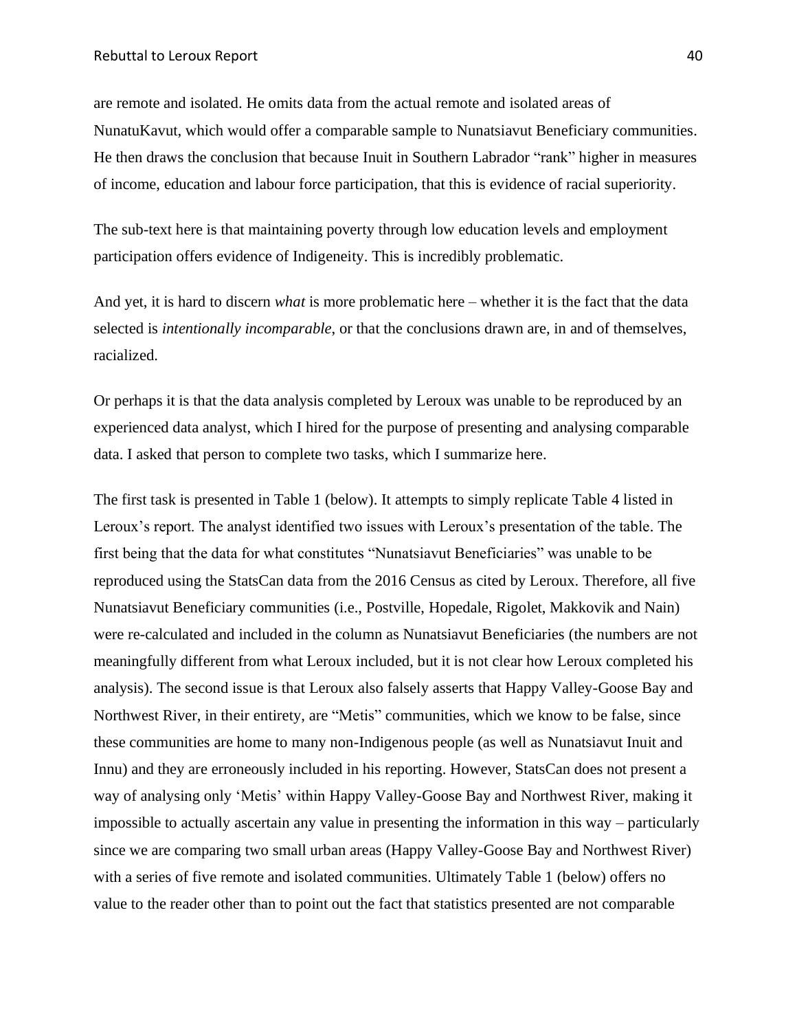are remote and isolated. He omits data from the actual remote and isolated areas of NunatuKavut, which would offer a comparable sample to Nunatsiavut Beneficiary communities. He then draws the conclusion that because Inuit in Southern Labrador "rank" higher in measures of income, education and labour force participation, that this is evidence of racial superiority.

The sub-text here is that maintaining poverty through low education levels and employment participation offers evidence of Indigeneity. This is incredibly problematic.

And yet, it is hard to discern *what* is more problematic here – whether it is the fact that the data selected is *intentionally incomparable*, or that the conclusions drawn are, in and of themselves, racialized.

Or perhaps it is that the data analysis completed by Leroux was unable to be reproduced by an experienced data analyst, which I hired for the purpose of presenting and analysing comparable data. I asked that person to complete two tasks, which I summarize here.

The first task is presented in Table 1 (below). It attempts to simply replicate Table 4 listed in Leroux's report. The analyst identified two issues with Leroux's presentation of the table. The first being that the data for what constitutes "Nunatsiavut Beneficiaries" was unable to be reproduced using the StatsCan data from the 2016 Census as cited by Leroux. Therefore, all five Nunatsiavut Beneficiary communities (i.e., Postville, Hopedale, Rigolet, Makkovik and Nain) were re-calculated and included in the column as Nunatsiavut Beneficiaries (the numbers are not meaningfully different from what Leroux included, but it is not clear how Leroux completed his analysis). The second issue is that Leroux also falsely asserts that Happy Valley-Goose Bay and Northwest River, in their entirety, are "Metis" communities, which we know to be false, since these communities are home to many non-Indigenous people (as well as Nunatsiavut Inuit and Innu) and they are erroneously included in his reporting. However, StatsCan does not present a way of analysing only 'Metis' within Happy Valley-Goose Bay and Northwest River, making it impossible to actually ascertain any value in presenting the information in this way – particularly since we are comparing two small urban areas (Happy Valley-Goose Bay and Northwest River) with a series of five remote and isolated communities. Ultimately Table 1 (below) offers no value to the reader other than to point out the fact that statistics presented are not comparable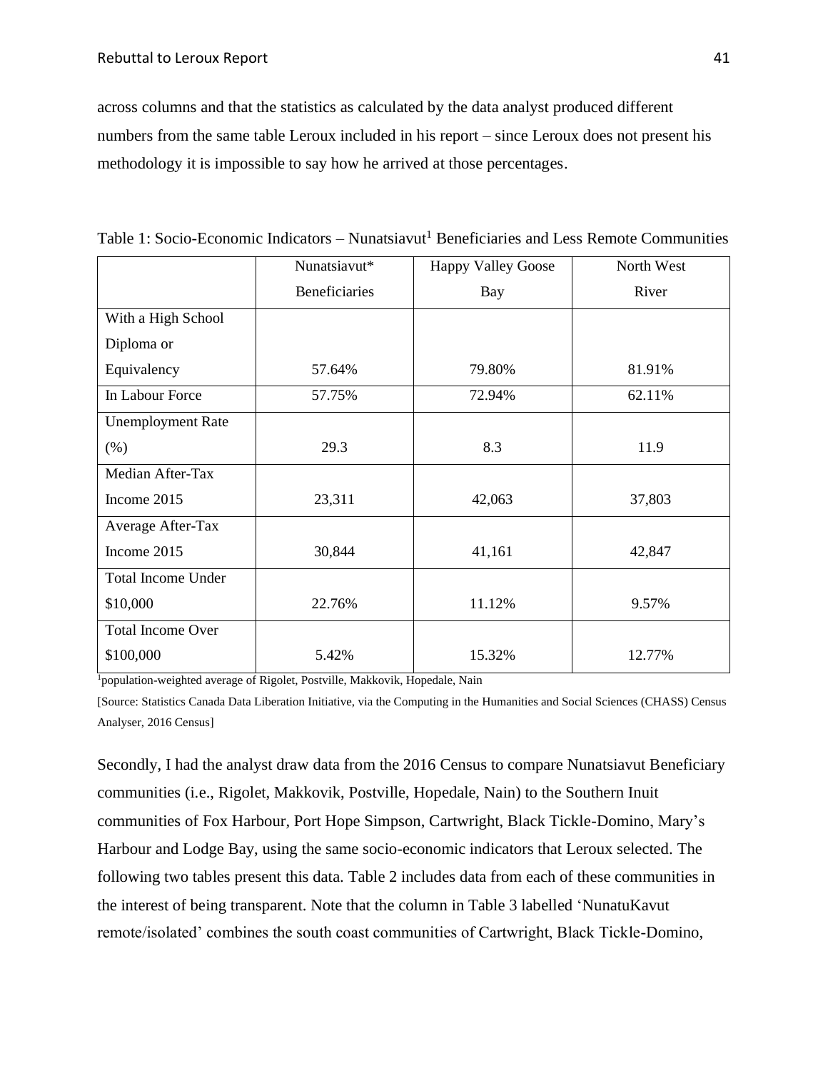across columns and that the statistics as calculated by the data analyst produced different numbers from the same table Leroux included in his report – since Leroux does not present his methodology it is impossible to say how he arrived at those percentages.

Table 1: Socio-Economic Indicators – Nunatsiavut[1] Beneficiaries and Less Remote Communities

| | Nunatsiavut* Beneficiaries | Happy Valley Goose Bay | North West River |
|---|---|---|---|
| With a High School Diploma or Equivalency | 57.64% | 79.80% | 81.91% |
| In Labour Force | 57.75% | 72.94% | 62.11% |
| Unemployment Rate (%) | 29.3 | 8.3 | 11.9 |
| Median After-Tax Income 2015 | 23,311 | 42,063 | 37,803 |
| Average After-Tax Income 2015 | 30,844 | 41,161 | 42,847 |
| Total Income Under $10,000 | 22.76% | 11.12% | 9.57% |
| Total Income Over $100,000 | 5.42% | 15.32% | 12.77% |

[1]population-weighted average of Rigolet, Postville, Makkovik, Hopedale, Nain

[Source: Statistics Canada Data Liberation Initiative, via the Computing in the Humanities and Social Sciences (CHASS) Census Analyser, 2016 Census]

Secondly, I had the analyst draw data from the 2016 Census to compare Nunatsiavut Beneficiary communities (i.e., Rigolet, Makkovik, Postville, Hopedale, Nain) to the Southern Inuit communities of Fox Harbour, Port Hope Simpson, Cartwright, Black Tickle-Domino, Mary's Harbour and Lodge Bay, using the same socio-economic indicators that Leroux selected. The following two tables present this data. Table 2 includes data from each of these communities in the interest of being transparent. Note that the column in Table 3 labelled 'NunatuKavut remote/isolated' combines the south coast communities of Cartwright, Black Tickle-Domino,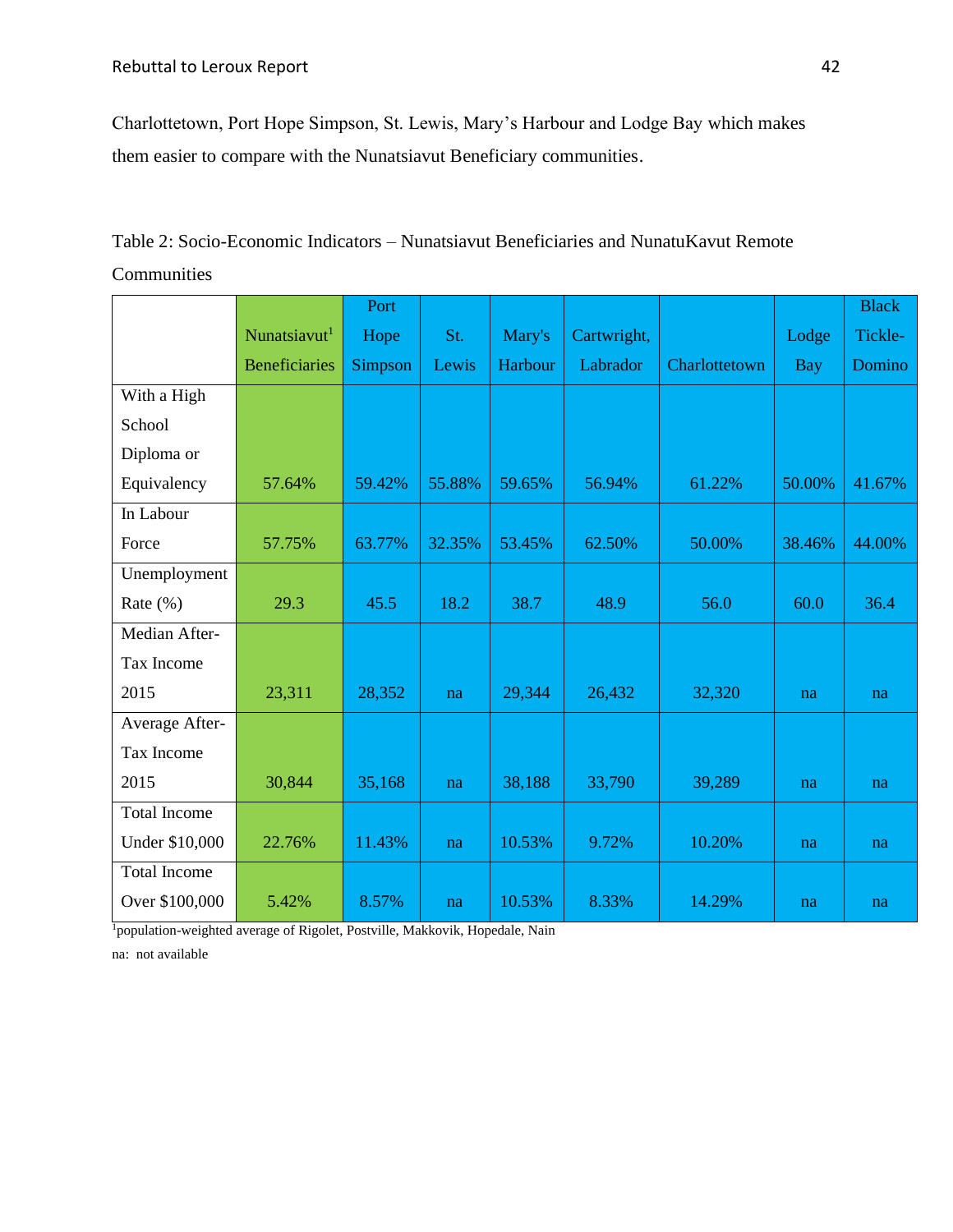Charlottetown, Port Hope Simpson, St. Lewis, Mary's Harbour and Lodge Bay which makes them easier to compare with the Nunatsiavut Beneficiary communities.

Table 2: Socio-Economic Indicators – Nunatsiavut Beneficiaries and NunatuKavut Remote Communities

| | Nunatsiavut[1] Beneficiaries | Port Hope Simpson | St. Lewis | Mary's Harbour | Cartwright, Labrador | Charlottetown | Lodge Bay | Black Tickle-Domino |
|---|---|---|---|---|---|---|---|---|
| With a High School Diploma or Equivalency | 57.64% | 59.42% | 55.88% | 59.65% | 56.94% | 61.22% | 50.00% | 41.67% |
| In Labour Force | 57.75% | 63.77% | 32.35% | 53.45% | 62.50% | 50.00% | 38.46% | 44.00% |
| Unemployment Rate (%) | 29.3 | 45.5 | 18.2 | 38.7 | 48.9 | 56.0 | 60.0 | 36.4 |
| Median After-Tax Income 2015 | 23,311 | 28,352 | na | 29,344 | 26,432 | 32,320 | na | na |
| Average After-Tax Income 2015 | 30,844 | 35,168 | na | 38,188 | 33,790 | 39,289 | na | na |
| Total Income Under $10,000 | 22.76% | 11.43% | na | 10.53% | 9.72% | 10.20% | na | na |
| Total Income Over $100,000 | 5.42% | 8.57% | na | 10.53% | 8.33% | 14.29% | na | na |

[1]population-weighted average of Rigolet, Postville, Makkovik, Hopedale, Nain

na: not available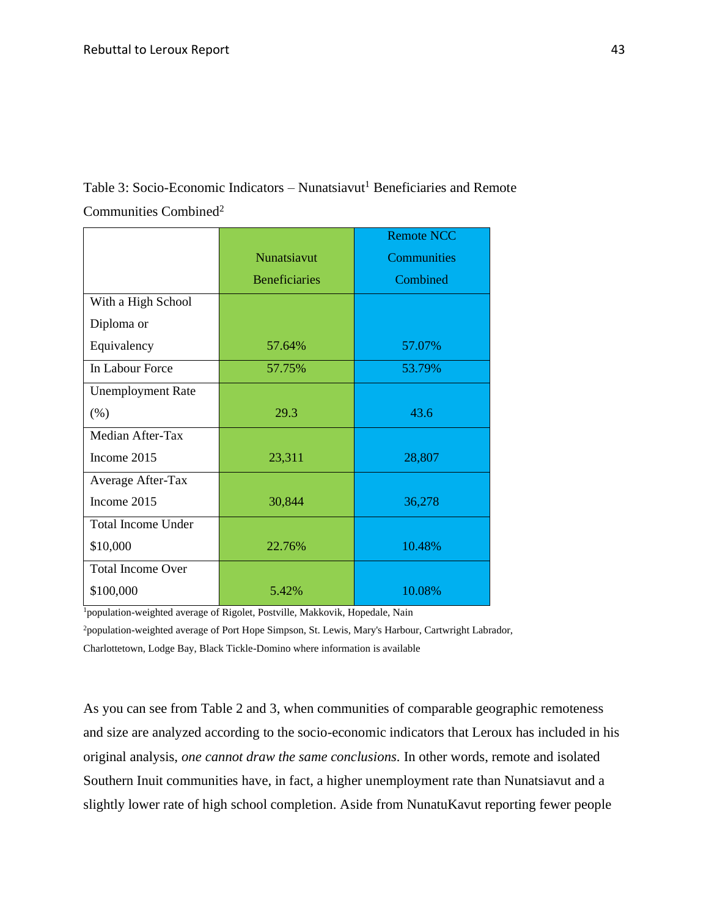Table 3: Socio-Economic Indicators – Nunatsiavut[1] Beneficiaries and Remote Communities Combined[2]

| | Nunatsiavut Beneficiaries | Remote NCC Communities Combined |
|---|---|---|
| With a High School Diploma or Equivalency | 57.64% | 57.07% |
| In Labour Force | 57.75% | 53.79% |
| Unemployment Rate (%) | 29.3 | 43.6 |
| Median After-Tax Income 2015 | 23,311 | 28,807 |
| Average After-Tax Income 2015 | 30,844 | 36,278 |
| Total Income Under $10,000 | 22.76% | 10.48% |
| Total Income Over $100,000 | 5.42% | 10.08% |

[1]population-weighted average of Rigolet, Postville, Makkovik, Hopedale, Nain

[2]population-weighted average of Port Hope Simpson, St. Lewis, Mary's Harbour, Cartwright Labrador, Charlottetown, Lodge Bay, Black Tickle-Domino where information is available

As you can see from Table 2 and 3, when communities of comparable geographic remoteness and size are analyzed according to the socio-economic indicators that Leroux has included in his original analysis, *one cannot draw the same conclusions.* In other words, remote and isolated Southern Inuit communities have, in fact, a higher unemployment rate than Nunatsiavut and a slightly lower rate of high school completion. Aside from NunatuKavut reporting fewer people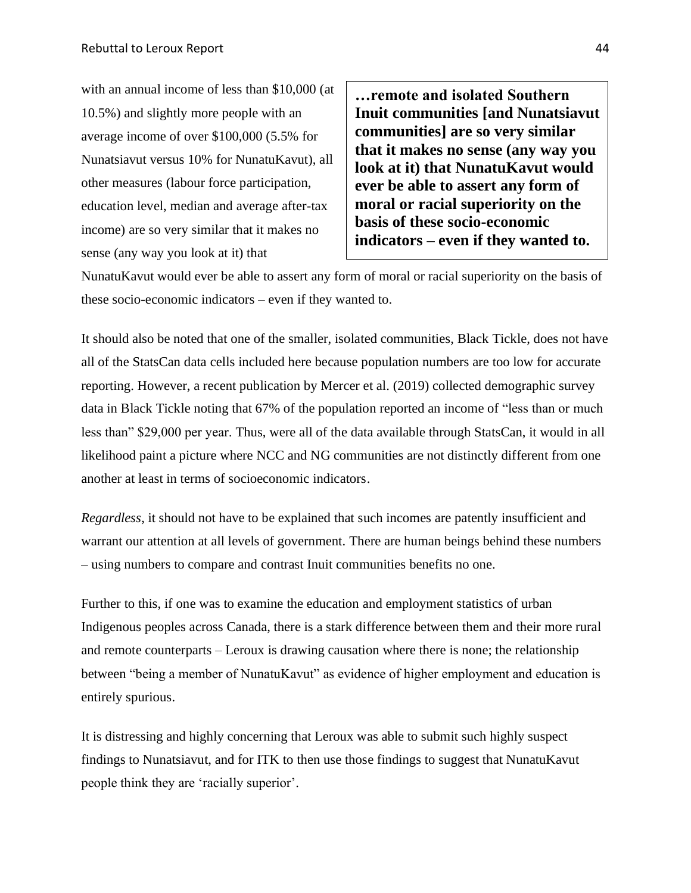with an annual income of less than $10,000 (at 10.5%) and slightly more people with an average income of over $100,000 (5.5% for Nunatsiavut versus 10% for NunatuKavut), all other measures (labour force participation, education level, median and average after-tax income) are so very similar that it makes no sense (any way you look at it) that NunatuKavut would ever be able to assert any form of moral or racial superiority on the basis of these socio-economic indicators – even if they wanted to.

> **…remote and isolated Southern Inuit communities [and Nunatsiavut communities] are so very similar that it makes no sense (any way you look at it) that NunatuKavut would ever be able to assert any form of moral or racial superiority on the basis of these socio-economic indicators – even if they wanted to.**

It should also be noted that one of the smaller, isolated communities, Black Tickle, does not have all of the StatsCan data cells included here because population numbers are too low for accurate reporting. However, a recent publication by Mercer et al. (2019) collected demographic survey data in Black Tickle noting that 67% of the population reported an income of "less than or much less than" $29,000 per year. Thus, were all of the data available through StatsCan, it would in all likelihood paint a picture where NCC and NG communities are not distinctly different from one another at least in terms of socioeconomic indicators.

*Regardless*, it should not have to be explained that such incomes are patently insufficient and warrant our attention at all levels of government. There are human beings behind these numbers – using numbers to compare and contrast Inuit communities benefits no one.

Further to this, if one was to examine the education and employment statistics of urban Indigenous peoples across Canada, there is a stark difference between them and their more rural and remote counterparts – Leroux is drawing causation where there is none; the relationship between "being a member of NunatuKavut" as evidence of higher employment and education is entirely spurious.

It is distressing and highly concerning that Leroux was able to submit such highly suspect findings to Nunatsiavut, and for ITK to then use those findings to suggest that NunatuKavut people think they are 'racially superior'.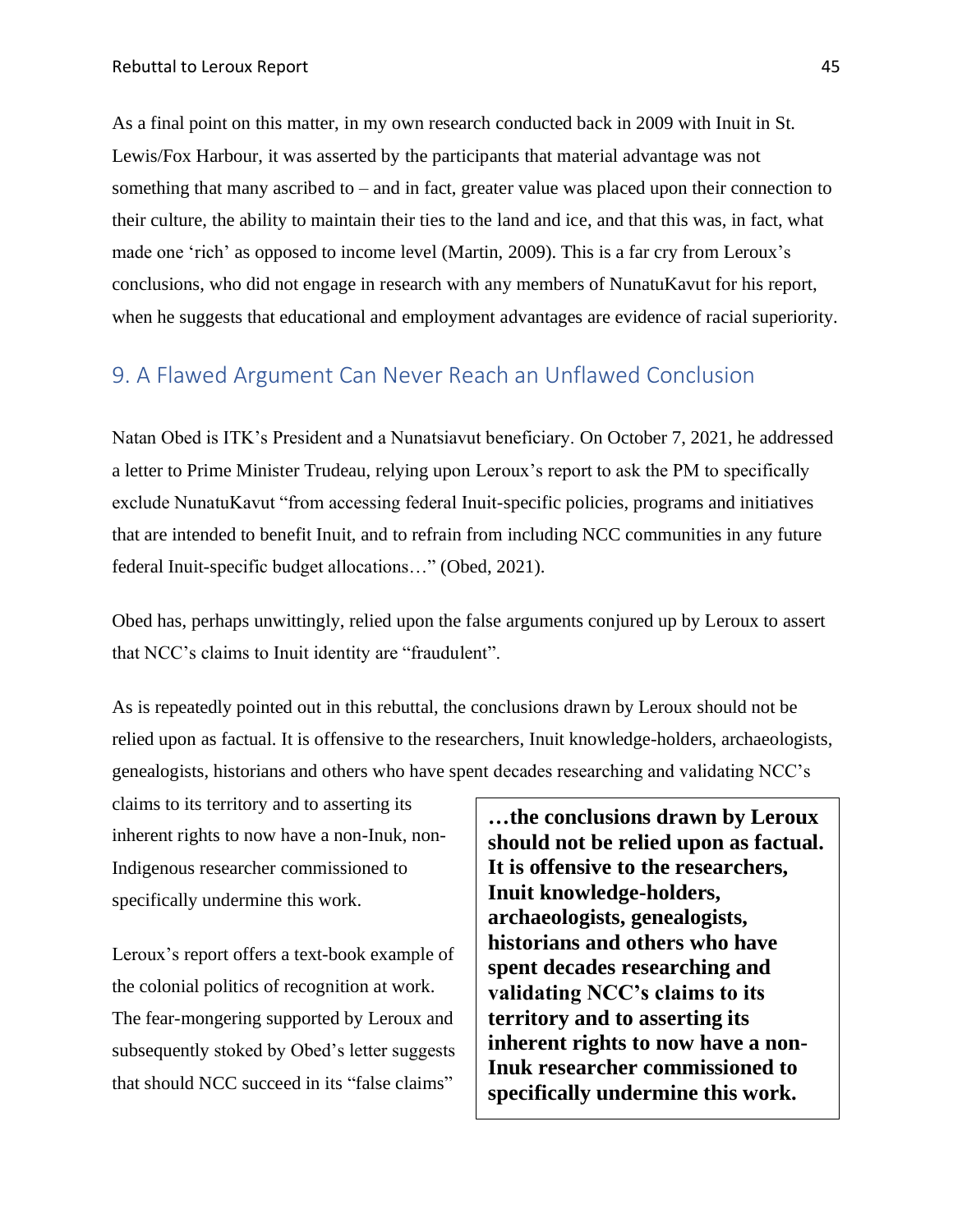As a final point on this matter, in my own research conducted back in 2009 with Inuit in St. Lewis/Fox Harbour, it was asserted by the participants that material advantage was not something that many ascribed to – and in fact, greater value was placed upon their connection to their culture, the ability to maintain their ties to the land and ice, and that this was, in fact, what made one 'rich' as opposed to income level (Martin, 2009). This is a far cry from Leroux's conclusions, who did not engage in research with any members of NunatuKavut for his report, when he suggests that educational and employment advantages are evidence of racial superiority.

## 9. A Flawed Argument Can Never Reach an Unflawed Conclusion

Natan Obed is ITK's President and a Nunatsiavut beneficiary. On October 7, 2021, he addressed a letter to Prime Minister Trudeau, relying upon Leroux's report to ask the PM to specifically exclude NunatuKavut "from accessing federal Inuit-specific policies, programs and initiatives that are intended to benefit Inuit, and to refrain from including NCC communities in any future federal Inuit-specific budget allocations…" (Obed, 2021).

Obed has, perhaps unwittingly, relied upon the false arguments conjured up by Leroux to assert that NCC's claims to Inuit identity are "fraudulent".

As is repeatedly pointed out in this rebuttal, the conclusions drawn by Leroux should not be relied upon as factual. It is offensive to the researchers, Inuit knowledge-holders, archaeologists, genealogists, historians and others who have spent decades researching and validating NCC's claims to its territory and to asserting its inherent rights to now have a non-Inuk, non-Indigenous researcher commissioned to specifically undermine this work.

**…the conclusions drawn by Leroux should not be relied upon as factual. It is offensive to the researchers, Inuit knowledge-holders, archaeologists, genealogists, historians and others who have spent decades researching and validating NCC's claims to its territory and to asserting its inherent rights to now have a non-Inuk researcher commissioned to specifically undermine this work.**

Leroux's report offers a text-book example of the colonial politics of recognition at work. The fear-mongering supported by Leroux and subsequently stoked by Obed's letter suggests that should NCC succeed in its "false claims"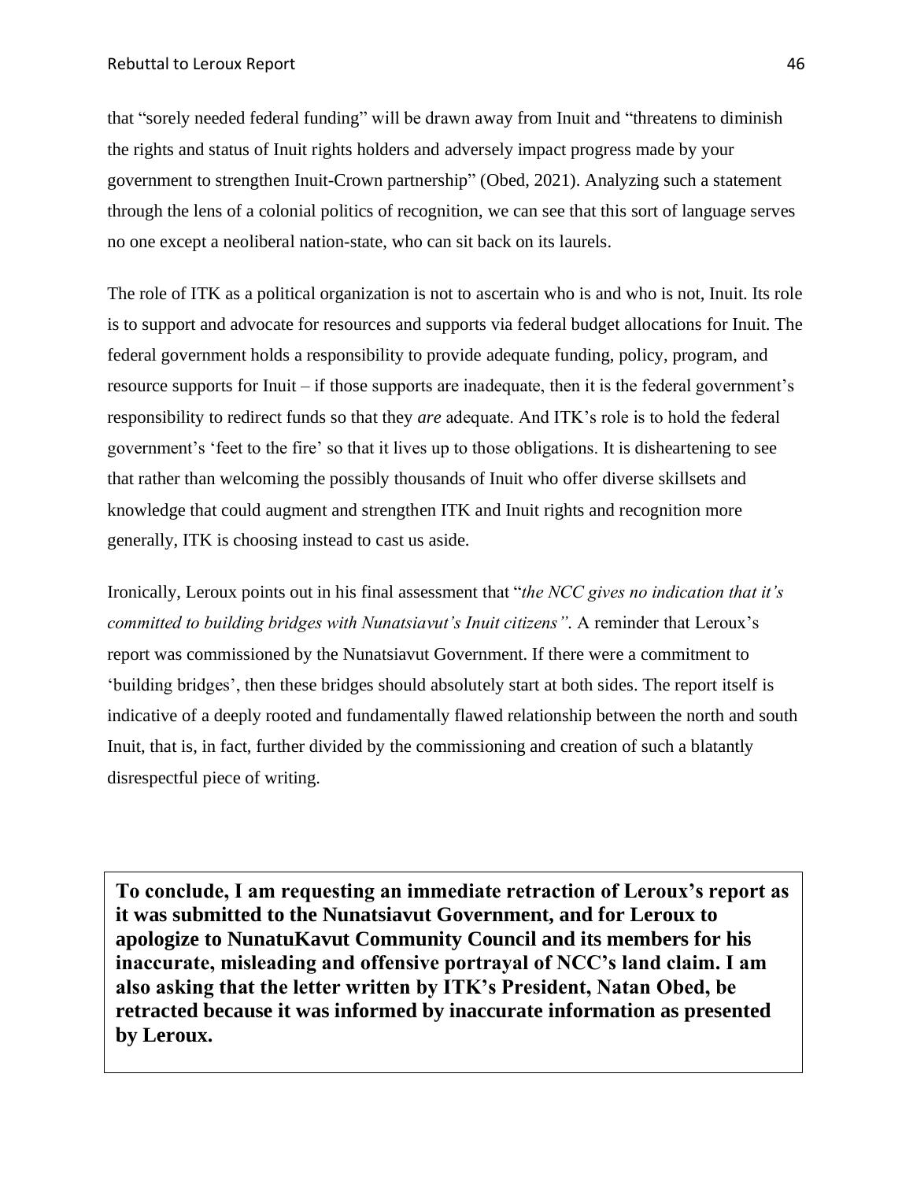that "sorely needed federal funding" will be drawn away from Inuit and "threatens to diminish the rights and status of Inuit rights holders and adversely impact progress made by your government to strengthen Inuit-Crown partnership" (Obed, 2021). Analyzing such a statement through the lens of a colonial politics of recognition, we can see that this sort of language serves no one except a neoliberal nation-state, who can sit back on its laurels.

The role of ITK as a political organization is not to ascertain who is and who is not, Inuit. Its role is to support and advocate for resources and supports via federal budget allocations for Inuit. The federal government holds a responsibility to provide adequate funding, policy, program, and resource supports for Inuit – if those supports are inadequate, then it is the federal government's responsibility to redirect funds so that they *are* adequate. And ITK's role is to hold the federal government's 'feet to the fire' so that it lives up to those obligations. It is disheartening to see that rather than welcoming the possibly thousands of Inuit who offer diverse skillsets and knowledge that could augment and strengthen ITK and Inuit rights and recognition more generally, ITK is choosing instead to cast us aside.

Ironically, Leroux points out in his final assessment that "*the NCC gives no indication that it's committed to building bridges with Nunatsiavut's Inuit citizens"*. A reminder that Leroux's report was commissioned by the Nunatsiavut Government. If there were a commitment to 'building bridges', then these bridges should absolutely start at both sides. The report itself is indicative of a deeply rooted and fundamentally flawed relationship between the north and south Inuit, that is, in fact, further divided by the commissioning and creation of such a blatantly disrespectful piece of writing.

**To conclude, I am requesting an immediate retraction of Leroux's report as it was submitted to the Nunatsiavut Government, and for Leroux to apologize to NunatuKavut Community Council and its members for his inaccurate, misleading and offensive portrayal of NCC's land claim. I am also asking that the letter written by ITK's President, Natan Obed, be retracted because it was informed by inaccurate information as presented by Leroux.**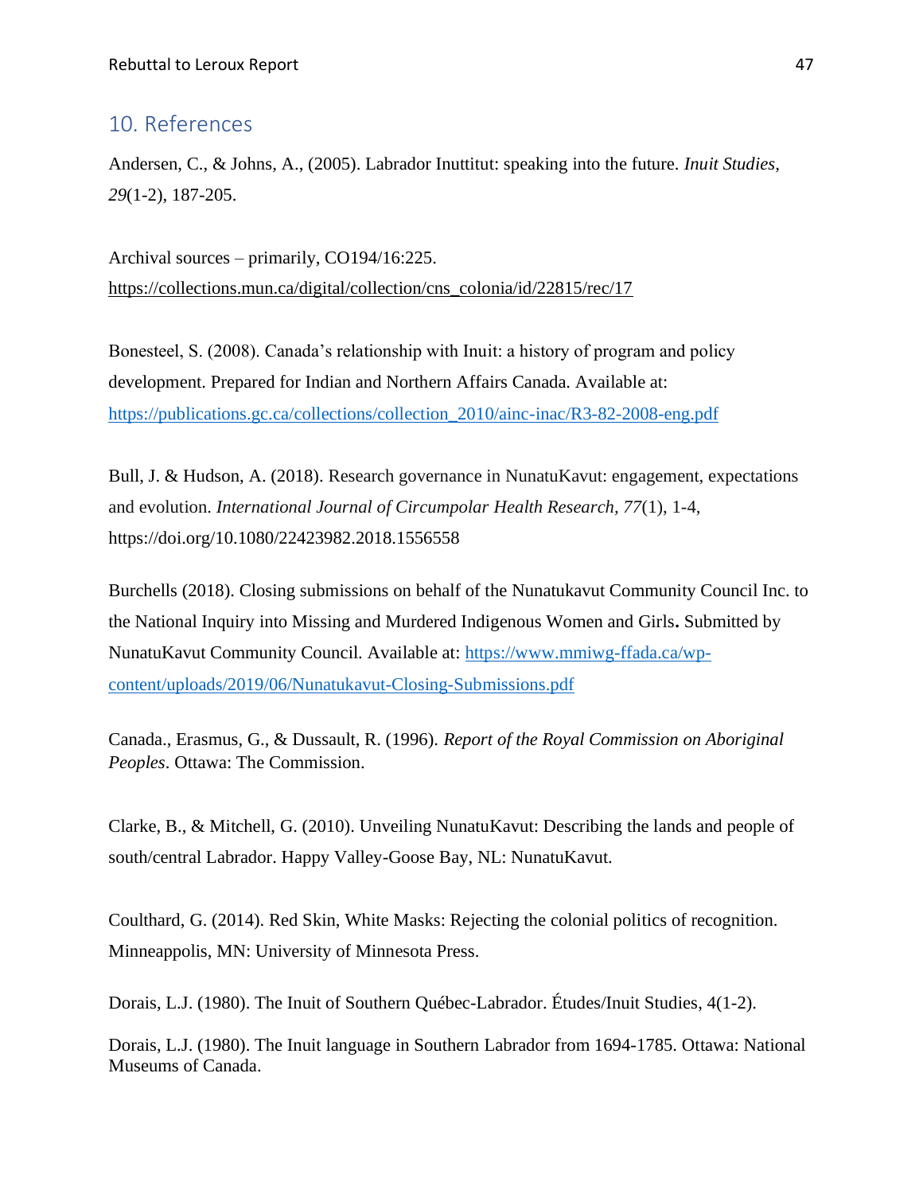## 10. References

Andersen, C., & Johns, A., (2005). Labrador Inuttitut: speaking into the future. *Inuit Studies, 29*(1-2), 187-205.

Archival sources – primarily, CO194/16:225. https://collections.mun.ca/digital/collection/cns_colonia/id/22815/rec/17

Bonesteel, S. (2008). Canada's relationship with Inuit: a history of program and policy development. Prepared for Indian and Northern Affairs Canada. Available at: https://publications.gc.ca/collections/collection_2010/ainc-inac/R3-82-2008-eng.pdf

Bull, J. & Hudson, A. (2018). Research governance in NunatuKavut: engagement, expectations and evolution. *International Journal of Circumpolar Health Research, 77*(1), 1-4, https://doi.org/10.1080/22423982.2018.1556558

Burchells (2018). Closing submissions on behalf of the Nunatukavut Community Council Inc. to the National Inquiry into Missing and Murdered Indigenous Women and Girls**.** Submitted by NunatuKavut Community Council. Available at: https://www.mmiwg-ffada.ca/wp-content/uploads/2019/06/Nunatukavut-Closing-Submissions.pdf

Canada., Erasmus, G., & Dussault, R. (1996). *Report of the Royal Commission on Aboriginal Peoples*. Ottawa: The Commission.

Clarke, B., & Mitchell, G. (2010). Unveiling NunatuKavut: Describing the lands and people of south/central Labrador. Happy Valley-Goose Bay, NL: NunatuKavut.

Coulthard, G. (2014). Red Skin, White Masks: Rejecting the colonial politics of recognition. Minneappolis, MN: University of Minnesota Press.

Dorais, L.J. (1980). The Inuit of Southern Québec-Labrador. Études/Inuit Studies, 4(1-2).

Dorais, L.J. (1980). The Inuit language in Southern Labrador from 1694-1785. Ottawa: National Museums of Canada.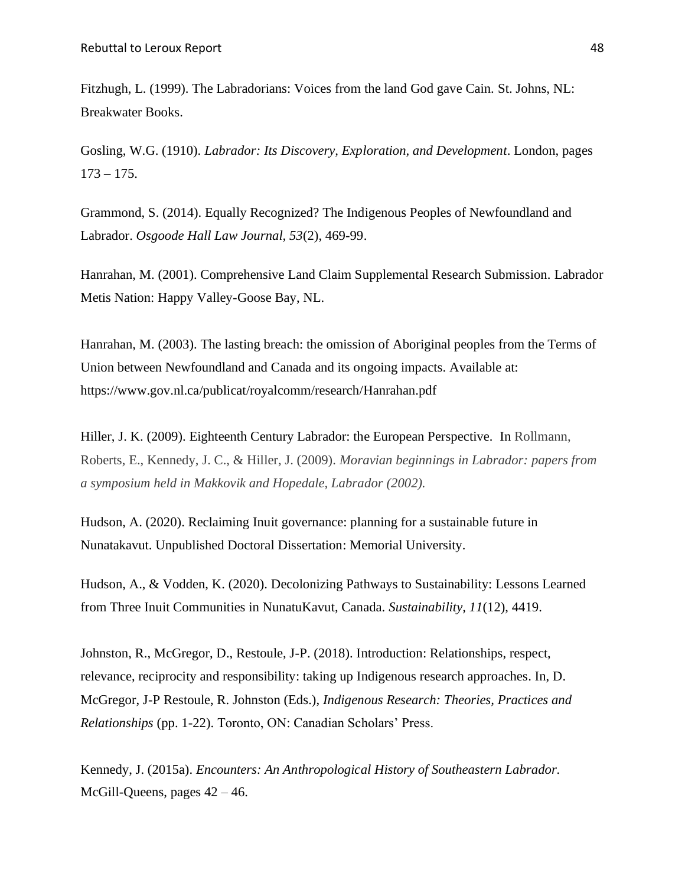Fitzhugh, L. (1999). The Labradorians: Voices from the land God gave Cain. St. Johns, NL: Breakwater Books.

Gosling, W.G. (1910). *Labrador: Its Discovery, Exploration, and Development*. London, pages 173 – 175.

Grammond, S. (2014). Equally Recognized? The Indigenous Peoples of Newfoundland and Labrador. *Osgoode Hall Law Journal, 53*(2), 469-99.

Hanrahan, M. (2001). Comprehensive Land Claim Supplemental Research Submission. Labrador Metis Nation: Happy Valley-Goose Bay, NL.

Hanrahan, M. (2003). The lasting breach: the omission of Aboriginal peoples from the Terms of Union between Newfoundland and Canada and its ongoing impacts. Available at: https://www.gov.nl.ca/publicat/royalcomm/research/Hanrahan.pdf

Hiller, J. K. (2009). Eighteenth Century Labrador: the European Perspective. In Rollmann, Roberts, E., Kennedy, J. C., & Hiller, J. (2009). *Moravian beginnings in Labrador: papers from a symposium held in Makkovik and Hopedale, Labrador (2002).*

Hudson, A. (2020). Reclaiming Inuit governance: planning for a sustainable future in Nunatakavut. Unpublished Doctoral Dissertation: Memorial University.

Hudson, A., & Vodden, K. (2020). Decolonizing Pathways to Sustainability: Lessons Learned from Three Inuit Communities in NunatuKavut, Canada. *Sustainability, 11*(12), 4419.

Johnston, R., McGregor, D., Restoule, J-P. (2018). Introduction: Relationships, respect, relevance, reciprocity and responsibility: taking up Indigenous research approaches. In, D. McGregor, J-P Restoule, R. Johnston (Eds.), *Indigenous Research: Theories, Practices and Relationships* (pp. 1-22). Toronto, ON: Canadian Scholars' Press.

Kennedy, J. (2015a). *Encounters: An Anthropological History of Southeastern Labrador.* McGill-Queens, pages 42 – 46.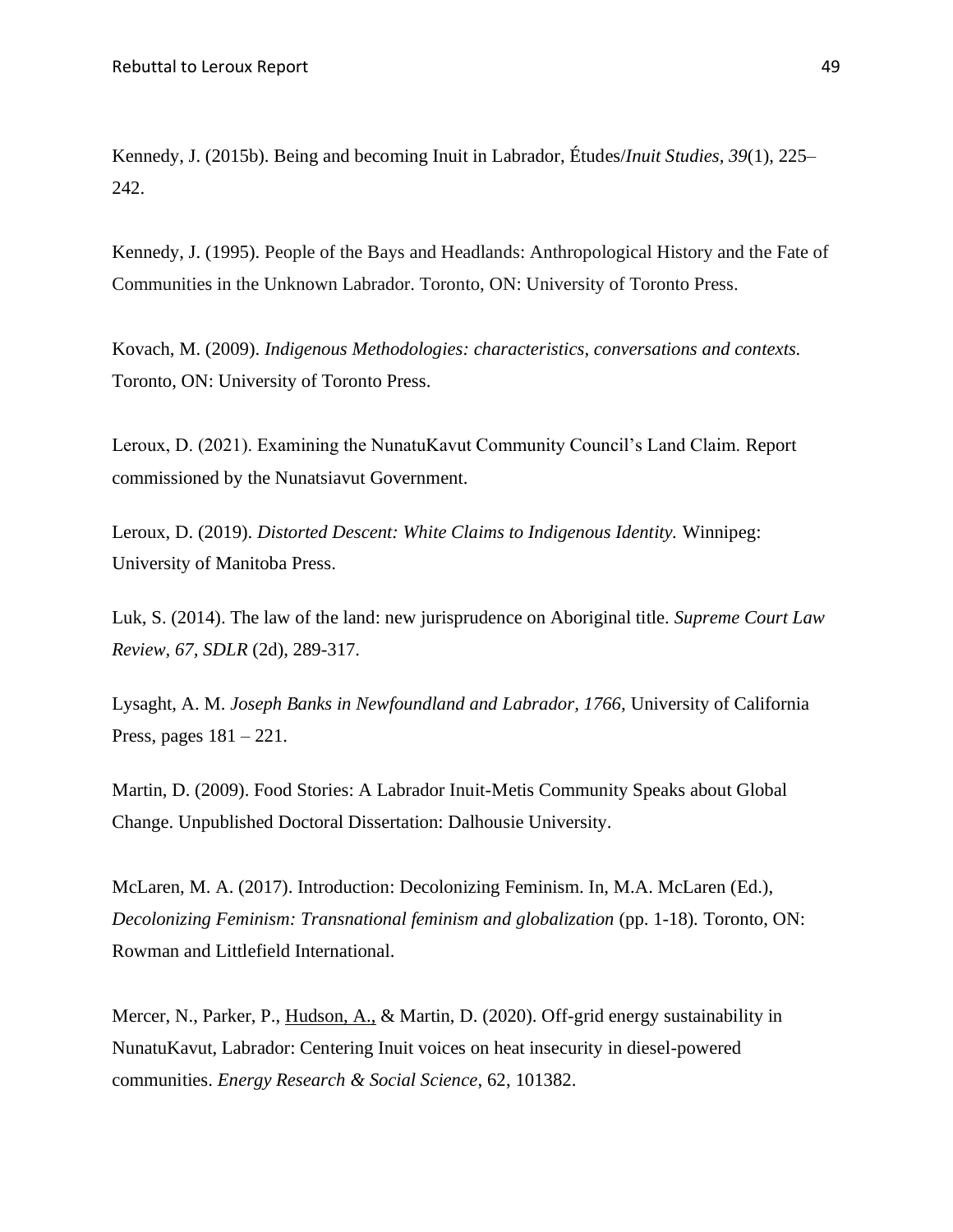Kennedy, J. (2015b). Being and becoming Inuit in Labrador, Études/*Inuit Studies, 39*(1), 225–242.

Kennedy, J. (1995). People of the Bays and Headlands: Anthropological History and the Fate of Communities in the Unknown Labrador. Toronto, ON: University of Toronto Press.

Kovach, M. (2009). *Indigenous Methodologies: characteristics, conversations and contexts.* Toronto, ON: University of Toronto Press.

Leroux, D. (2021). Examining the NunatuKavut Community Council's Land Claim. Report commissioned by the Nunatsiavut Government.

Leroux, D. (2019). *Distorted Descent: White Claims to Indigenous Identity.* Winnipeg: University of Manitoba Press.

Luk, S. (2014). The law of the land: new jurisprudence on Aboriginal title. *Supreme Court Law Review, 67, SDLR* (2d), 289-317.

Lysaght, A. M. *Joseph Banks in Newfoundland and Labrador, 1766*, University of California Press, pages 181 – 221.

Martin, D. (2009). Food Stories: A Labrador Inuit-Metis Community Speaks about Global Change. Unpublished Doctoral Dissertation: Dalhousie University.

McLaren, M. A. (2017). Introduction: Decolonizing Feminism. In, M.A. McLaren (Ed.), *Decolonizing Feminism: Transnational feminism and globalization* (pp. 1-18). Toronto, ON: Rowman and Littlefield International.

Mercer, N., Parker, P., Hudson, A., & Martin, D. (2020). Off-grid energy sustainability in NunatuKavut, Labrador: Centering Inuit voices on heat insecurity in diesel-powered communities. *Energy Research & Social Science*, 62, 101382.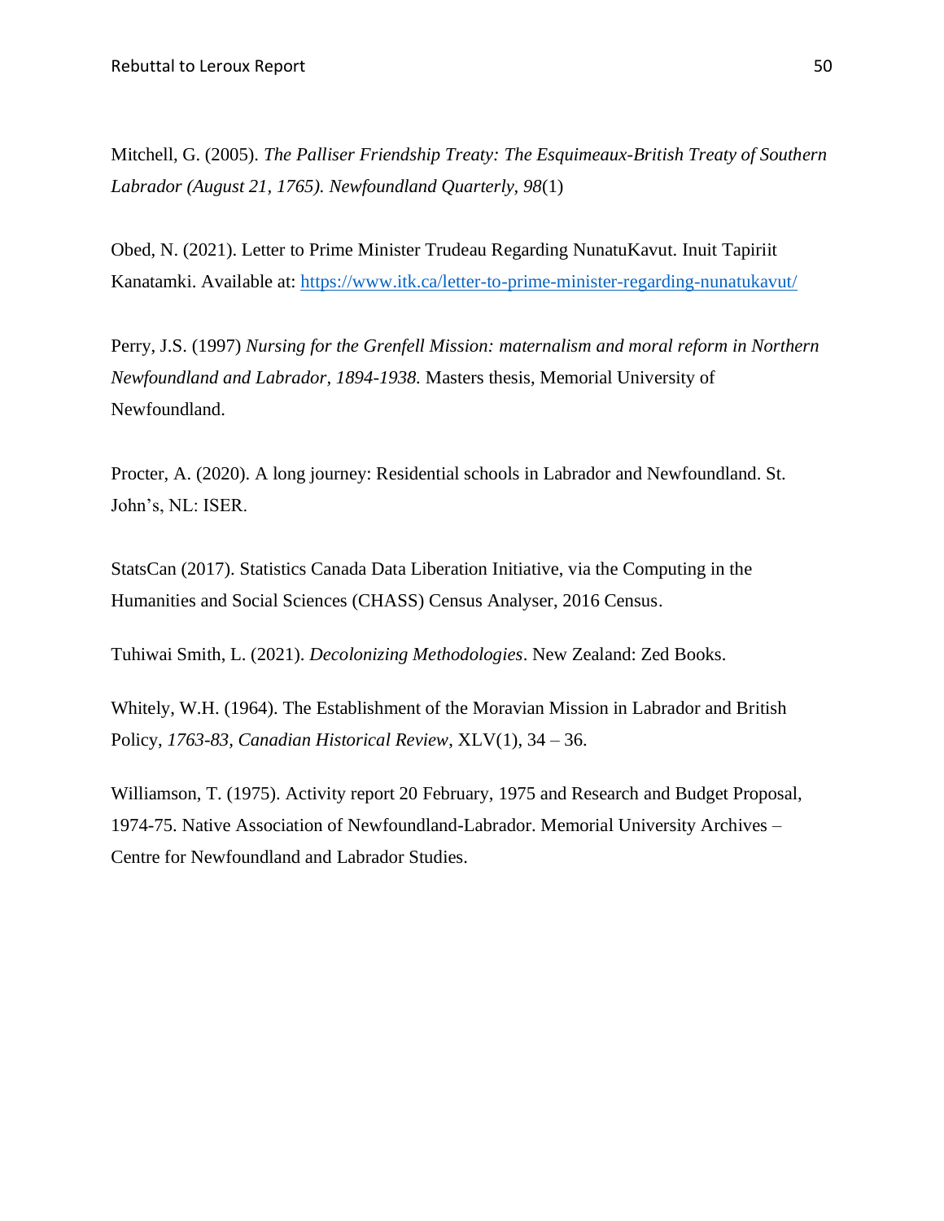Mitchell, G. (2005). *The Palliser Friendship Treaty: The Esquimeaux-British Treaty of Southern Labrador (August 21, 1765). Newfoundland Quarterly, 98*(1)

Obed, N. (2021). Letter to Prime Minister Trudeau Regarding NunatuKavut. Inuit Tapiriit Kanatamki. Available at: https://www.itk.ca/letter-to-prime-minister-regarding-nunatukavut/

Perry, J.S. (1997) *Nursing for the Grenfell Mission: maternalism and moral reform in Northern Newfoundland and Labrador, 1894-1938.* Masters thesis, Memorial University of Newfoundland.

Procter, A. (2020). A long journey: Residential schools in Labrador and Newfoundland. St. John's, NL: ISER.

StatsCan (2017). Statistics Canada Data Liberation Initiative, via the Computing in the Humanities and Social Sciences (CHASS) Census Analyser, 2016 Census.

Tuhiwai Smith, L. (2021). *Decolonizing Methodologies*. New Zealand: Zed Books.

Whitely, W.H. (1964). The Establishment of the Moravian Mission in Labrador and British Policy, *1763-83, Canadian Historical Review*, XLV(1), 34 – 36.

Williamson, T. (1975). Activity report 20 February, 1975 and Research and Budget Proposal, 1974-75. Native Association of Newfoundland-Labrador. Memorial University Archives – Centre for Newfoundland and Labrador Studies.